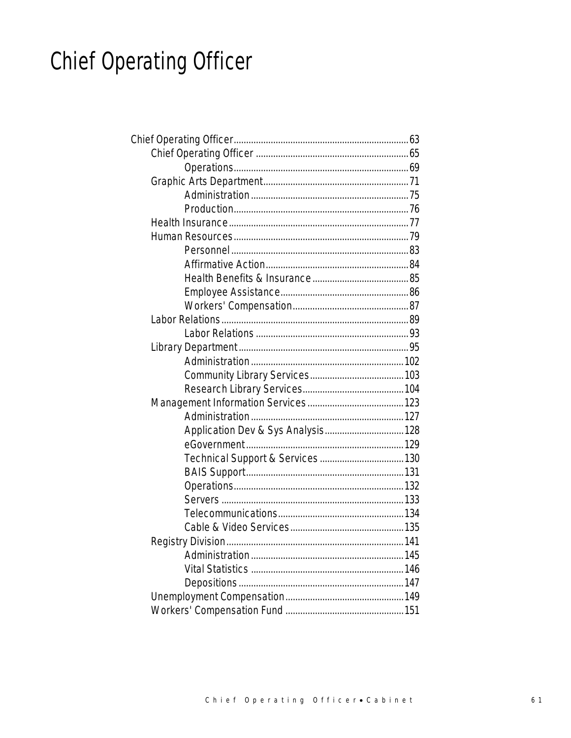# Chief Operating Officer

- Chief Operating Officer....................63
  - Chief Operating Officer....................65
    - Operations....................69
  - Graphic Arts Department....................71
    - Administration....................75
    - Production....................76
  - Health Insurance....................77
  - Human Resources....................79
    - Personnel....................83
    - Affirmative Action....................84
    - Health Benefits & Insurance....................85
    - Employee Assistance....................86
    - Workers' Compensation....................87
  - Labor Relations....................89
    - Labor Relations....................93
  - Library Department....................95
    - Administration....................102
    - Community Library Services....................103
    - Research Library Services....................104
  - Management Information Services....................123
    - Administration....................127
    - Application Dev & Sys Analysis....................128
    - eGovernment....................129
    - Technical Support & Services....................130
    - BAIS Support....................131
    - Operations....................132
    - Servers....................133
    - Telecommunications....................134
    - Cable & Video Services....................135
  - Registry Division....................141
    - Administration....................145
    - Vital Statistics....................146
    - Depositions....................147
  - Unemployment Compensation....................149
  - Workers' Compensation Fund....................151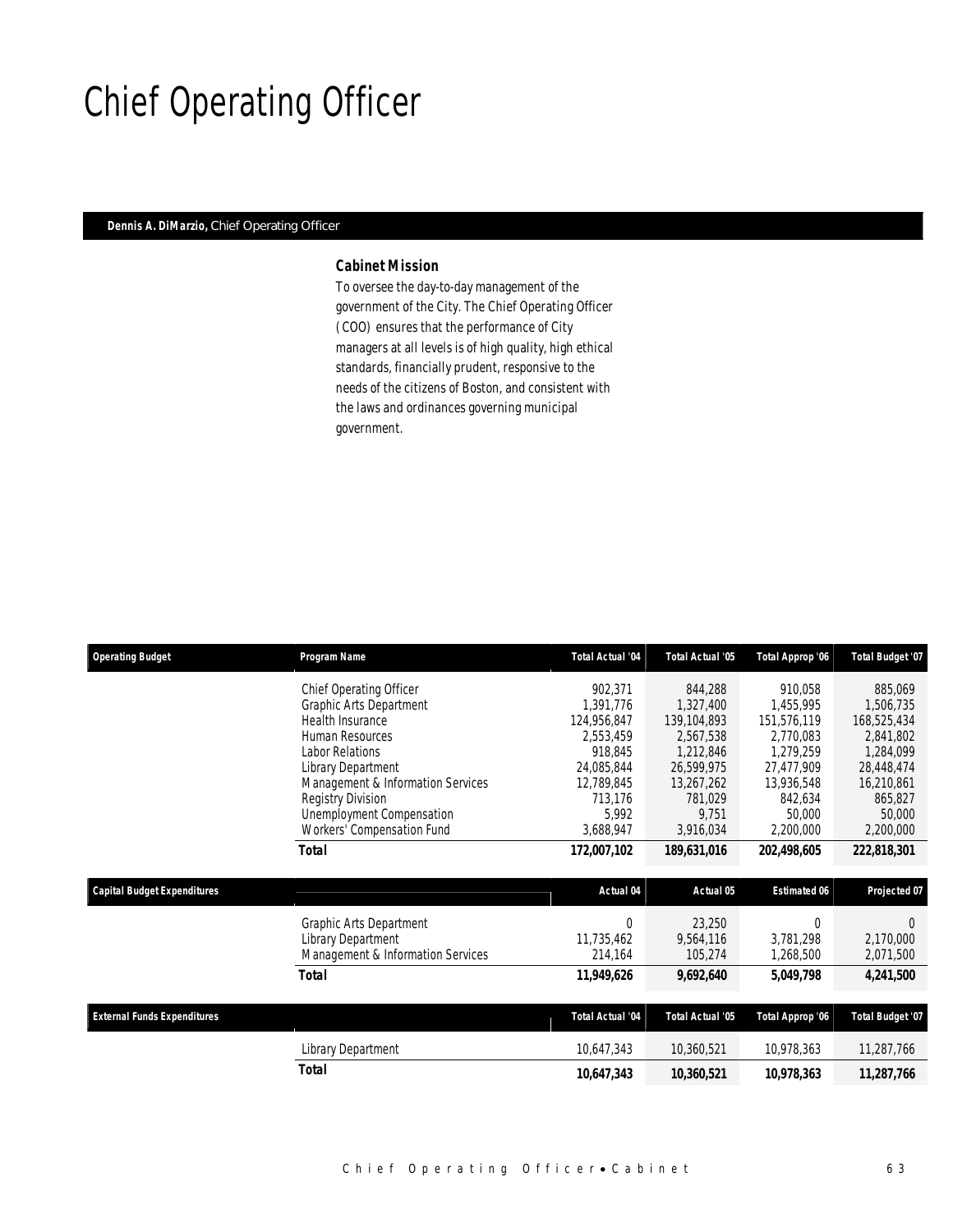# Chief Operating Officer

**Dennis A. DiMarzio,** Chief Operating Officer

### Cabinet Mission

To oversee the day-to-day management of the government of the City. The Chief Operating Officer (COO) ensures that the performance of City managers at all levels is of high quality, high ethical standards, financially prudent, responsive to the needs of the citizens of Boston, and consistent with the laws and ordinances governing municipal government.

| Operating Budget | Program Name | Total Actual '04 | Total Actual '05 | Total Approp '06 | Total Budget '07 |
|---|---|---|---|---|---|
| | Chief Operating Officer | 902,371 | 844,288 | 910,058 | 885,069 |
| | Graphic Arts Department | 1,391,776 | 1,327,400 | 1,455,995 | 1,506,735 |
| | Health Insurance | 124,956,847 | 139,104,893 | 151,576,119 | 168,525,434 |
| | Human Resources | 2,553,459 | 2,567,538 | 2,770,083 | 2,841,802 |
| | Labor Relations | 918,845 | 1,212,846 | 1,279,259 | 1,284,099 |
| | Library Department | 24,085,844 | 26,599,975 | 27,477,909 | 28,448,474 |
| | Management & Information Services | 12,789,845 | 13,267,262 | 13,936,548 | 16,210,861 |
| | Registry Division | 713,176 | 781,029 | 842,634 | 865,827 |
| | Unemployment Compensation | 5,992 | 9,751 | 50,000 | 50,000 |
| | Workers' Compensation Fund | 3,688,947 | 3,916,034 | 2,200,000 | 2,200,000 |
| | **Total** | **172,007,102** | **189,631,016** | **202,498,605** | **222,818,301** |

| Capital Budget Expenditures | | Actual 04 | Actual 05 | Estimated 06 | Projected 07 |
|---|---|---|---|---|---|
| | Graphic Arts Department | 0 | 23,250 | 0 | 0 |
| | Library Department | 11,735,462 | 9,564,116 | 3,781,298 | 2,170,000 |
| | Management & Information Services | 214,164 | 105,274 | 1,268,500 | 2,071,500 |
| | **Total** | **11,949,626** | **9,692,640** | **5,049,798** | **4,241,500** |

| External Funds Expenditures | | Total Actual '04 | Total Actual '05 | Total Approp '06 | Total Budget '07 |
|---|---|---|---|---|---|
| | Library Department | 10,647,343 | 10,360,521 | 10,978,363 | 11,287,766 |
| | **Total** | **10,647,343** | **10,360,521** | **10,978,363** | **11,287,766** |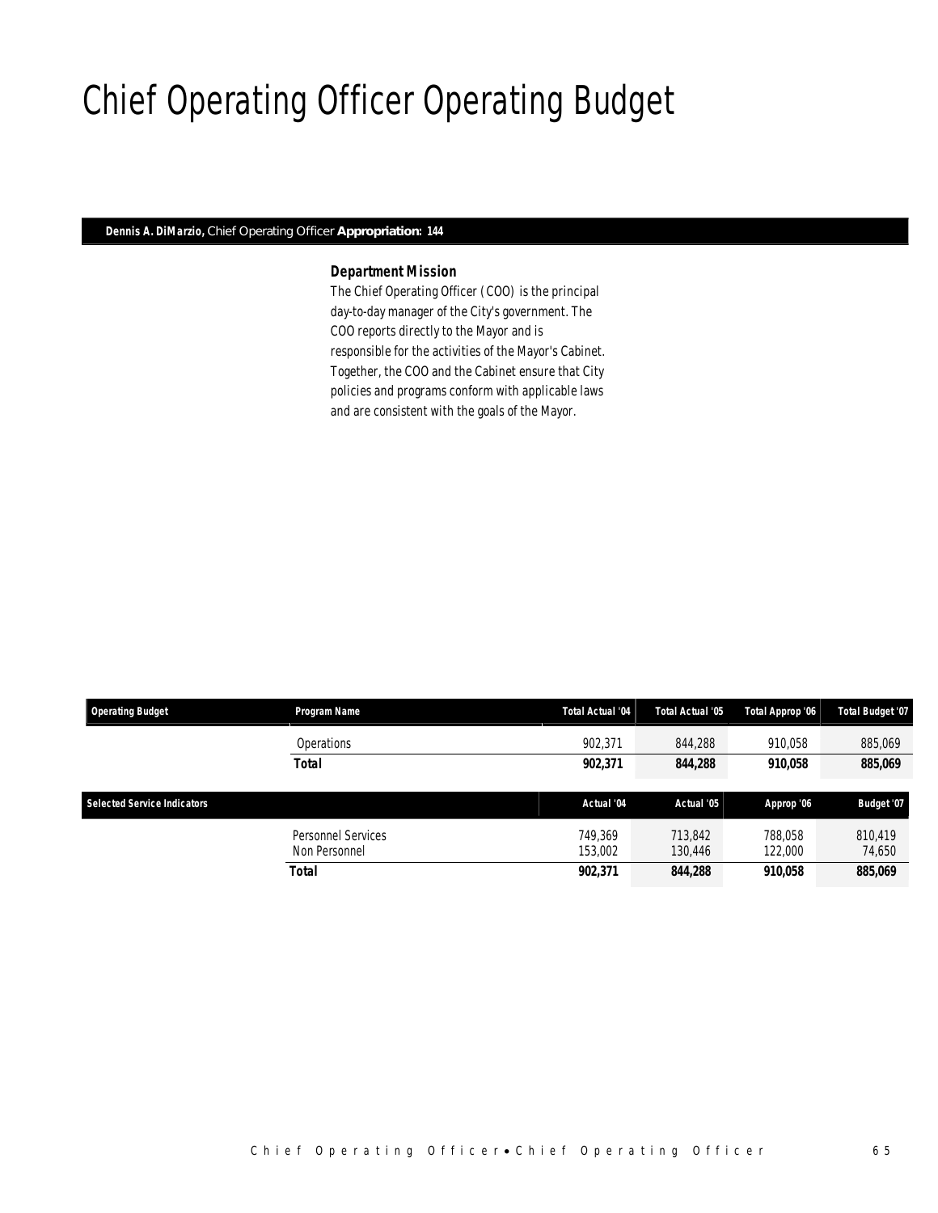# Chief Operating Officer Operating Budget

**Dennis A. DiMarzio,** Chief Operating Officer **Appropriation: 144**

### *Department Mission*

*The Chief Operating Officer (COO) is the principal day-to-day manager of the City's government. The COO reports directly to the Mayor and is responsible for the activities of the Mayor's Cabinet. Together, the COO and the Cabinet ensure that City policies and programs conform with applicable laws and are consistent with the goals of the Mayor.*

| Operating Budget | Program Name | Total Actual '04 | Total Actual '05 | Total Approp '06 | Total Budget '07 |
|---|---|---|---|---|---|
| | Operations | 902,371 | 844,288 | 910,058 | 885,069 |
| | **Total** | **902,371** | **844,288** | **910,058** | **885,069** |

| Selected Service Indicators | | Actual '04 | Actual '05 | Approp '06 | Budget '07 |
|---|---|---|---|---|---|
| | Personnel Services | 749,369 | 713,842 | 788,058 | 810,419 |
| | Non Personnel | 153,002 | 130,446 | 122,000 | 74,650 |
| | **Total** | **902,371** | **844,288** | **910,058** | **885,069** |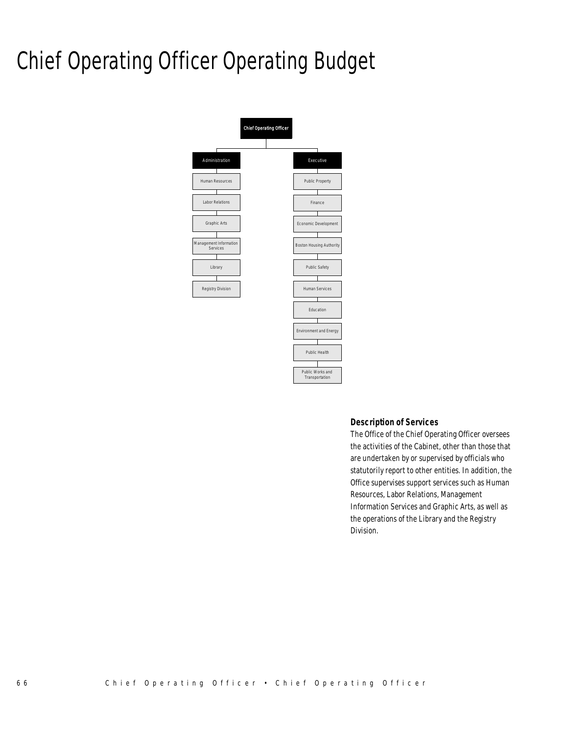# Chief Operating Officer Operating Budget

- Chief Operating Officer
  - Administration
    - Human Resources
    - Labor Relations
    - Graphic Arts
    - Management Information Services
    - Library
    - Registry Division
  - Executive
    - Public Property
    - Finance
    - Economic Development
    - Boston Housing Authority
    - Public Safety
    - Human Services
    - Education
    - Environment and Energy
    - Public Health
    - Public Works and Transportation

### Description of Services

The Office of the Chief Operating Officer oversees the activities of the Cabinet, other than those that are undertaken by or supervised by officials who statutorily report to other entities. In addition, the Office supervises support services such as Human Resources, Labor Relations, Management Information Services and Graphic Arts, as well as the operations of the Library and the Registry Division.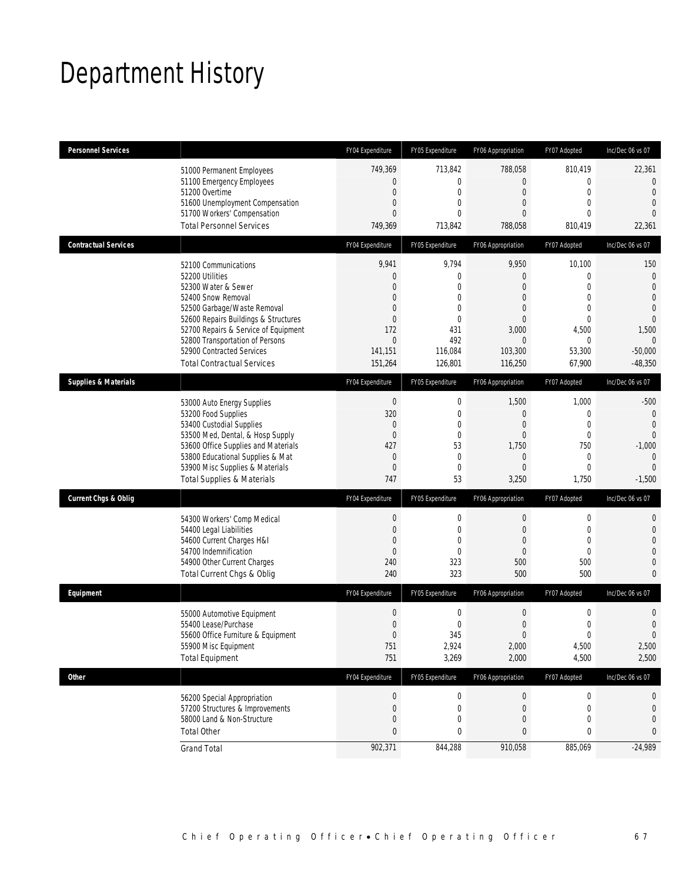# Department History

| Personnel Services | | FY04 Expenditure | FY05 Expenditure | FY06 Appropriation | FY07 Adopted | Inc/Dec 06 vs 07 |
|---|---|---|---|---|---|---|
| | 51000 Permanent Employees | 749,369 | 713,842 | 788,058 | 810,419 | 22,361 |
| | 51100 Emergency Employees | 0 | 0 | 0 | 0 | 0 |
| | 51200 Overtime | 0 | 0 | 0 | 0 | 0 |
| | 51600 Unemployment Compensation | 0 | 0 | 0 | 0 | 0 |
| | 51700 Workers' Compensation | 0 | 0 | 0 | 0 | 0 |
| | Total Personnel Services | 749,369 | 713,842 | 788,058 | 810,419 | 22,361 |
| **Contractual Services** | | FY04 Expenditure | FY05 Expenditure | FY06 Appropriation | FY07 Adopted | Inc/Dec 06 vs 07 |
| | 52100 Communications | 9,941 | 9,794 | 9,950 | 10,100 | 150 |
| | 52200 Utilities | 0 | 0 | 0 | 0 | 0 |
| | 52300 Water & Sewer | 0 | 0 | 0 | 0 | 0 |
| | 52400 Snow Removal | 0 | 0 | 0 | 0 | 0 |
| | 52500 Garbage/Waste Removal | 0 | 0 | 0 | 0 | 0 |
| | 52600 Repairs Buildings & Structures | 0 | 0 | 0 | 0 | 0 |
| | 52700 Repairs & Service of Equipment | 172 | 431 | 3,000 | 4,500 | 1,500 |
| | 52800 Transportation of Persons | 0 | 492 | 0 | 0 | 0 |
| | 52900 Contracted Services | 141,151 | 116,084 | 103,300 | 53,300 | -50,000 |
| | Total Contractual Services | 151,264 | 126,801 | 116,250 | 67,900 | -48,350 |
| **Supplies & Materials** | | FY04 Expenditure | FY05 Expenditure | FY06 Appropriation | FY07 Adopted | Inc/Dec 06 vs 07 |
| | 53000 Auto Energy Supplies | 0 | 0 | 1,500 | 1,000 | -500 |
| | 53200 Food Supplies | 320 | 0 | 0 | 0 | 0 |
| | 53400 Custodial Supplies | 0 | 0 | 0 | 0 | 0 |
| | 53500 Med, Dental, & Hosp Supply | 0 | 0 | 0 | 0 | 0 |
| | 53600 Office Supplies and Materials | 427 | 53 | 1,750 | 750 | -1,000 |
| | 53800 Educational Supplies & Mat | 0 | 0 | 0 | 0 | 0 |
| | 53900 Misc Supplies & Materials | 0 | 0 | 0 | 0 | 0 |
| | Total Supplies & Materials | 747 | 53 | 3,250 | 1,750 | -1,500 |
| **Current Chgs & Oblig** | | FY04 Expenditure | FY05 Expenditure | FY06 Appropriation | FY07 Adopted | Inc/Dec 06 vs 07 |
| | 54300 Workers' Comp Medical | 0 | 0 | 0 | 0 | 0 |
| | 54400 Legal Liabilities | 0 | 0 | 0 | 0 | 0 |
| | 54600 Current Charges H&I | 0 | 0 | 0 | 0 | 0 |
| | 54700 Indemnification | 0 | 0 | 0 | 0 | 0 |
| | 54900 Other Current Charges | 240 | 323 | 500 | 500 | 0 |
| | Total Current Chgs & Oblig | 240 | 323 | 500 | 500 | 0 |
| **Equipment** | | FY04 Expenditure | FY05 Expenditure | FY06 Appropriation | FY07 Adopted | Inc/Dec 06 vs 07 |
| | 55000 Automotive Equipment | 0 | 0 | 0 | 0 | 0 |
| | 55400 Lease/Purchase | 0 | 0 | 0 | 0 | 0 |
| | 55600 Office Furniture & Equipment | 0 | 345 | 0 | 0 | 0 |
| | 55900 Misc Equipment | 751 | 2,924 | 2,000 | 4,500 | 2,500 |
| | Total Equipment | 751 | 3,269 | 2,000 | 4,500 | 2,500 |
| **Other** | | FY04 Expenditure | FY05 Expenditure | FY06 Appropriation | FY07 Adopted | Inc/Dec 06 vs 07 |
| | 56200 Special Appropriation | 0 | 0 | 0 | 0 | 0 |
| | 57200 Structures & Improvements | 0 | 0 | 0 | 0 | 0 |
| | 58000 Land & Non-Structure | 0 | 0 | 0 | 0 | 0 |
| | Total Other | 0 | 0 | 0 | 0 | 0 |
| | Grand Total | 902,371 | 844,288 | 910,058 | 885,069 | -24,989 |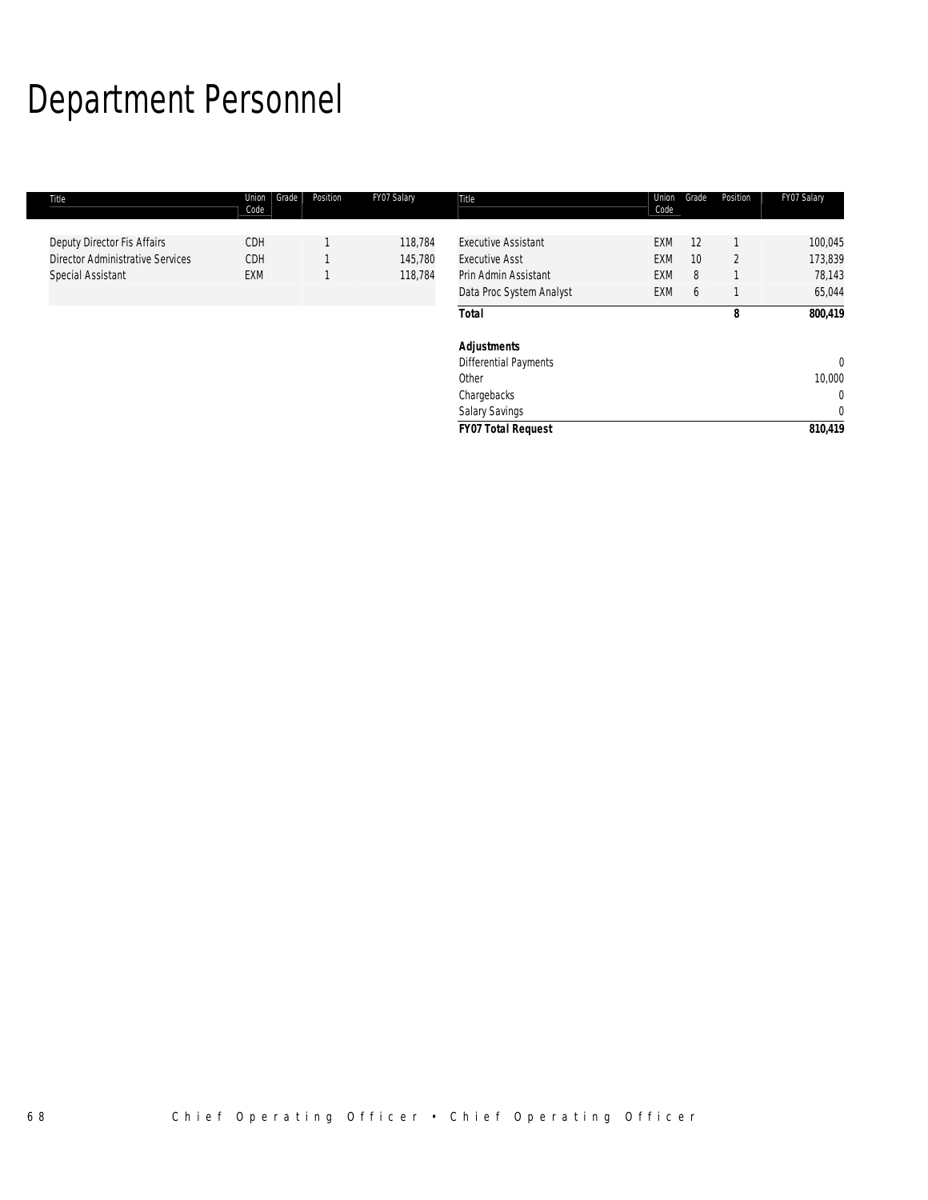# Department Personnel

| Title | Union Code | Grade | Position | FY07 Salary |
|---|---|---|---|---|
| Deputy Director Fis Affairs | CDH | | 1 | 118,784 |
| Director Administrative Services | CDH | | 1 | 145,780 |
| Special Assistant | EXM | | 1 | 118,784 |
| Executive Assistant | EXM | 12 | 1 | 100,045 |
| Executive Asst | EXM | 10 | 2 | 173,839 |
| Prin Admin Assistant | EXM | 8 | 1 | 78,143 |
| Data Proc System Analyst | EXM | 6 | 1 | 65,044 |
| **Total** | | | **8** | **800,419** |
| ***Adjustments*** | | | | |
| Differential Payments | | | | 0 |
| Other | | | | 10,000 |
| Chargebacks | | | | 0 |
| Salary Savings | | | | 0 |
| ***FY07 Total Request*** | | | | **810,419** |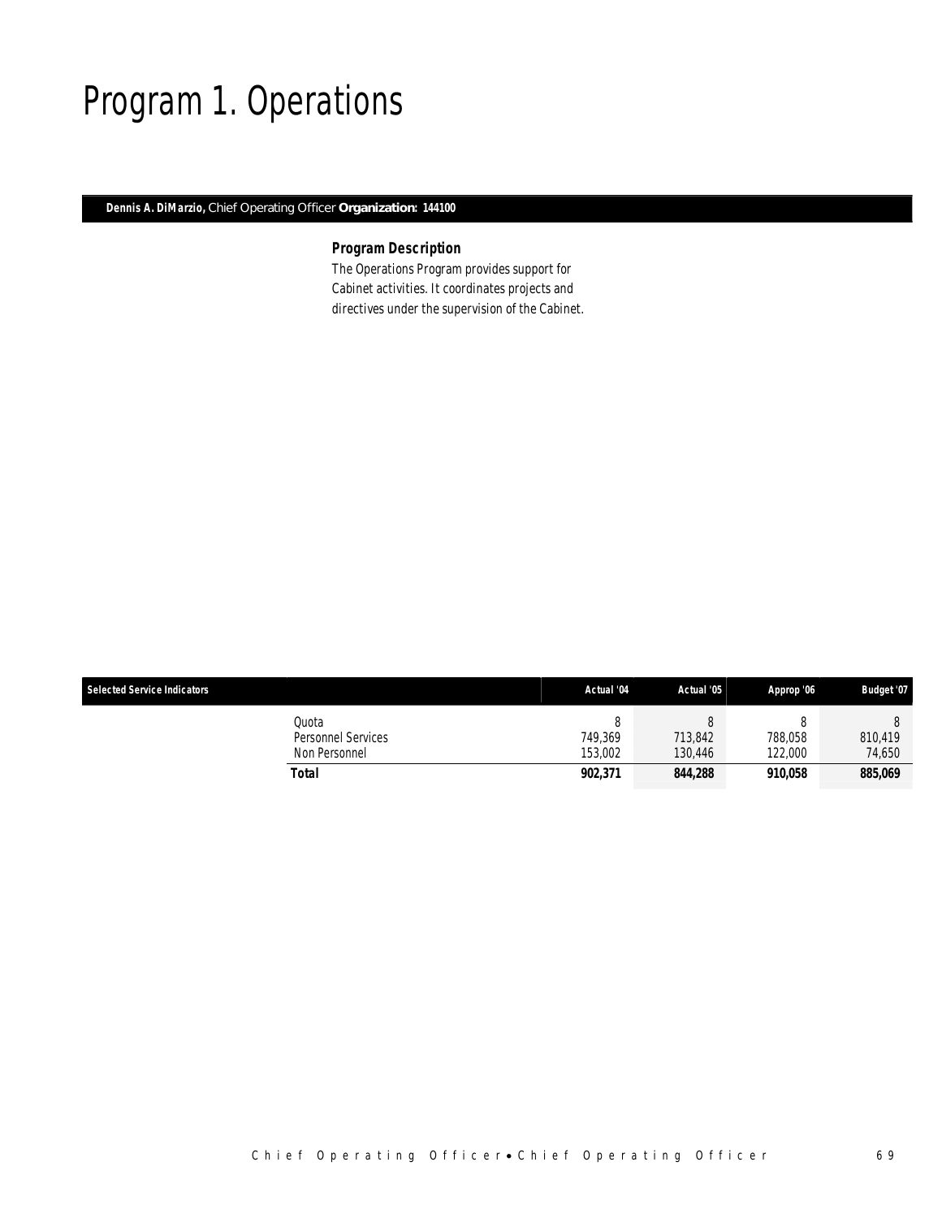# Program 1. Operations

**Dennis A. DiMarzio,** Chief Operating Officer **Organization: 144100**

### *Program Description*

The Operations Program provides support for Cabinet activities. It coordinates projects and directives under the supervision of the Cabinet.

| Selected Service Indicators | Actual '04 | Actual '05 | Approp '06 | Budget '07 |
|---|---|---|---|---|
| Quota | 8 | 8 | 8 | 8 |
| Personnel Services | 749,369 | 713,842 | 788,058 | 810,419 |
| Non Personnel | 153,002 | 130,446 | 122,000 | 74,650 |
| **Total** | **902,371** | **844,288** | **910,058** | **885,069** |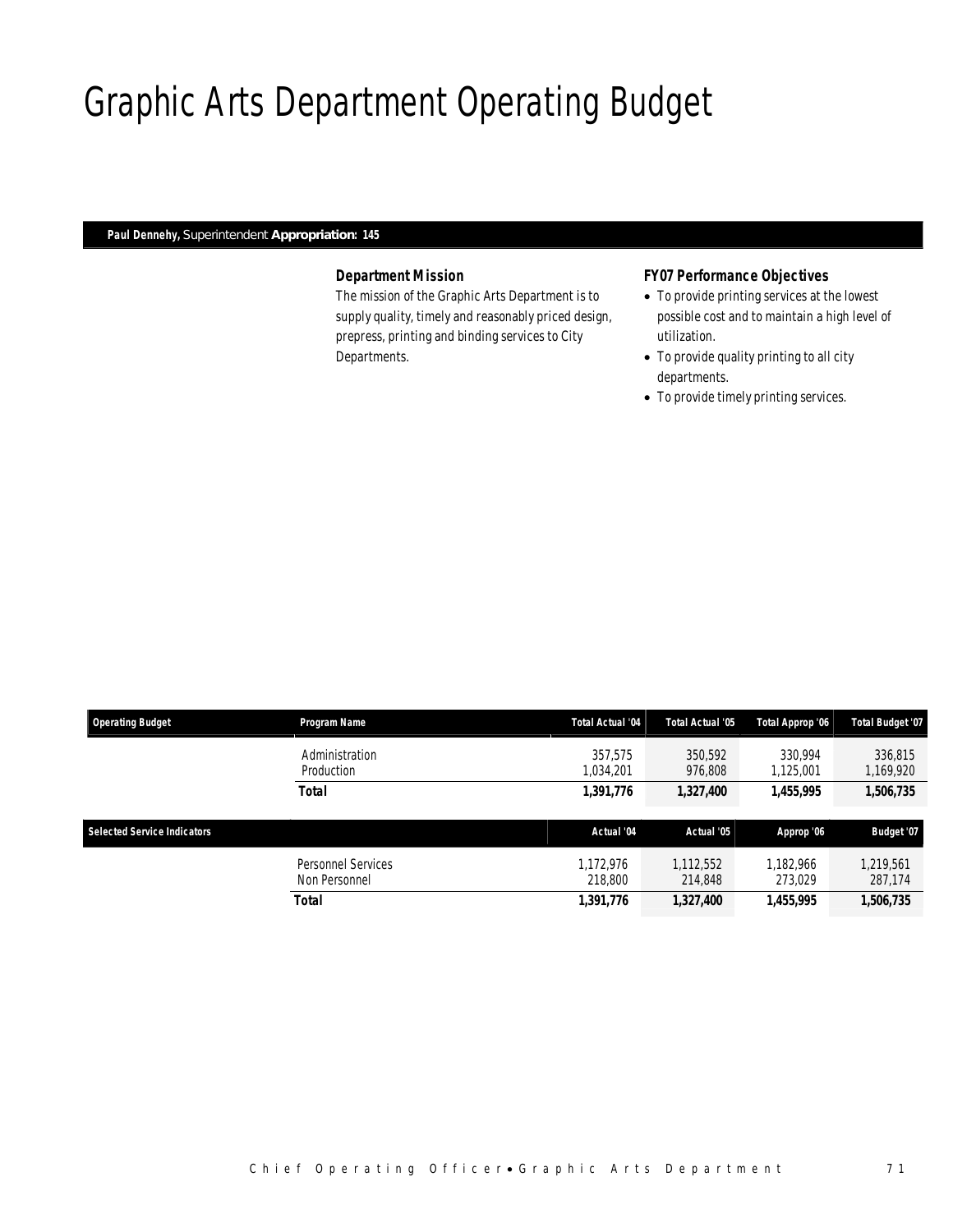# Graphic Arts Department Operating Budget

**Paul Dennehy,** Superintendent **Appropriation: 145**

### *Department Mission*

*The mission of the Graphic Arts Department is to supply quality, timely and reasonably priced design, prepress, printing and binding services to City Departments.*

### *FY07 Performance Objectives*

- *To provide printing services at the lowest possible cost and to maintain a high level of utilization.*
- *To provide quality printing to all city departments.*
- *To provide timely printing services.*

| Operating Budget | Program Name | Total Actual '04 | Total Actual '05 | Total Approp '06 | Total Budget '07 |
|---|---|---|---|---|---|
| | Administration | 357,575 | 350,592 | 330,994 | 336,815 |
| | Production | 1,034,201 | 976,808 | 1,125,001 | 1,169,920 |
| | **Total** | **1,391,776** | **1,327,400** | **1,455,995** | **1,506,735** |

| Selected Service Indicators | | Actual '04 | Actual '05 | Approp '06 | Budget '07 |
|---|---|---|---|---|---|
| | Personnel Services | 1,172,976 | 1,112,552 | 1,182,966 | 1,219,561 |
| | Non Personnel | 218,800 | 214,848 | 273,029 | 287,174 |
| | **Total** | **1,391,776** | **1,327,400** | **1,455,995** | **1,506,735** |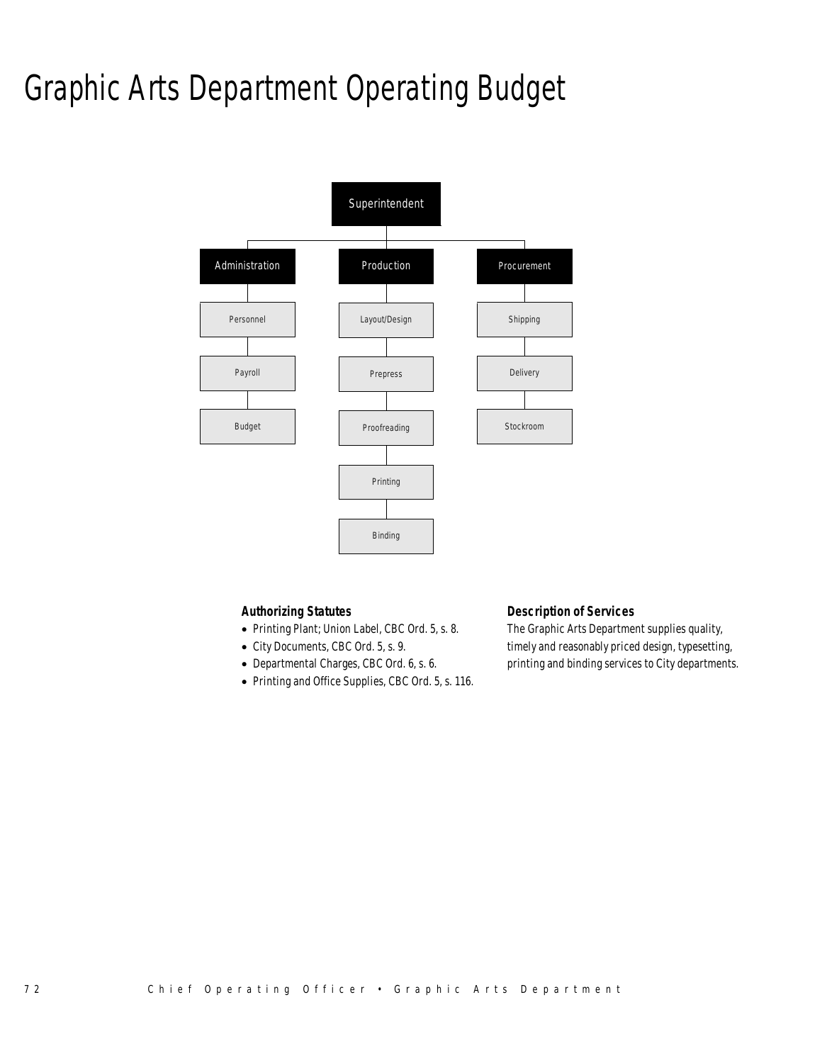# Graphic Arts Department Operating Budget

Superintendent

- Administration
  - Personnel
  - Payroll
  - Budget
- Production
  - Layout/Design
  - Prepress
  - Proofreading
  - Printing
  - Binding
- Procurement
  - Shipping
  - Delivery
  - Stockroom

### Authorizing Statutes

- Printing Plant; Union Label, CBC Ord. 5, s. 8.
- City Documents, CBC Ord. 5, s. 9.
- Departmental Charges, CBC Ord. 6, s. 6.
- Printing and Office Supplies, CBC Ord. 5, s. 116.

### Description of Services

The Graphic Arts Department supplies quality, timely and reasonably priced design, typesetting, printing and binding services to City departments.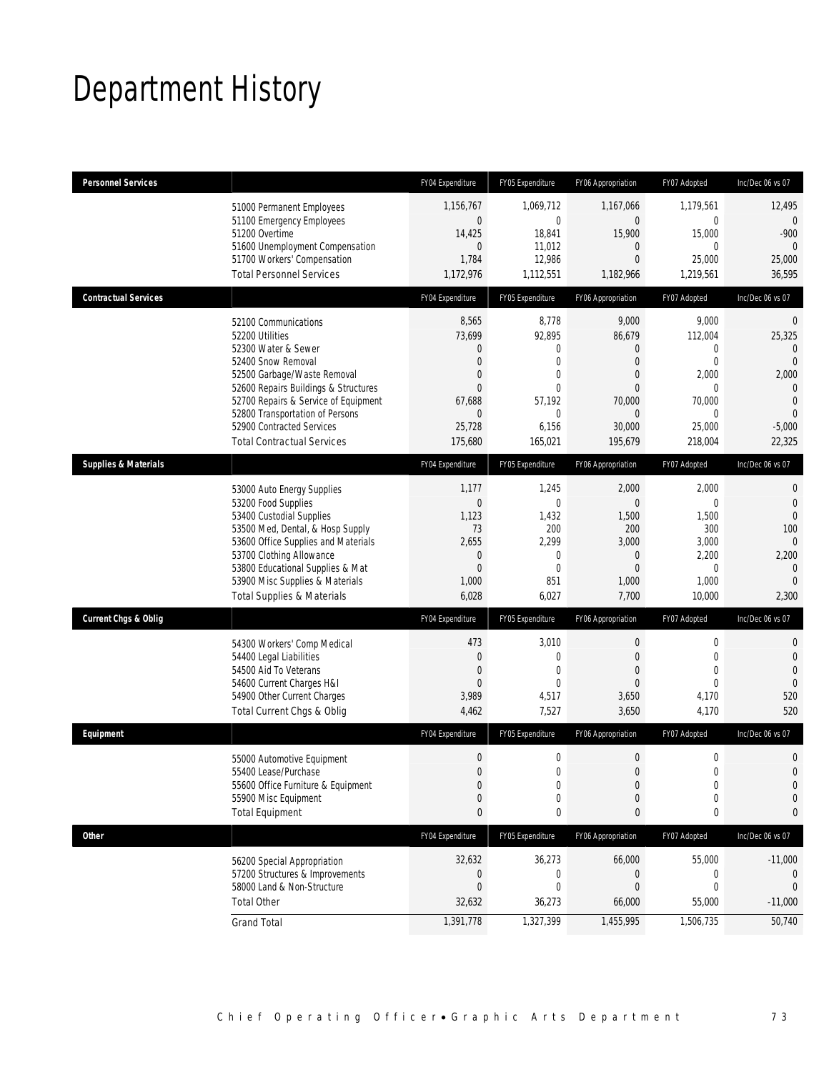# Department History

| Personnel Services | | FY04 Expenditure | FY05 Expenditure | FY06 Appropriation | FY07 Adopted | Inc/Dec 06 vs 07 |
|---|---|---|---|---|---|---|
| | 51000 Permanent Employees | 1,156,767 | 1,069,712 | 1,167,066 | 1,179,561 | 12,495 |
| | 51100 Emergency Employees | 0 | 0 | 0 | 0 | 0 |
| | 51200 Overtime | 14,425 | 18,841 | 15,900 | 15,000 | -900 |
| | 51600 Unemployment Compensation | 0 | 11,012 | 0 | 0 | 0 |
| | 51700 Workers' Compensation | 1,784 | 12,986 | 0 | 25,000 | 25,000 |
| | Total Personnel Services | 1,172,976 | 1,112,551 | 1,182,966 | 1,219,561 | 36,595 |
| **Contractual Services** | | FY04 Expenditure | FY05 Expenditure | FY06 Appropriation | FY07 Adopted | Inc/Dec 06 vs 07 |
| | 52100 Communications | 8,565 | 8,778 | 9,000 | 9,000 | 0 |
| | 52200 Utilities | 73,699 | 92,895 | 86,679 | 112,004 | 25,325 |
| | 52300 Water & Sewer | 0 | 0 | 0 | 0 | 0 |
| | 52400 Snow Removal | 0 | 0 | 0 | 0 | 0 |
| | 52500 Garbage/Waste Removal | 0 | 0 | 0 | 2,000 | 2,000 |
| | 52600 Repairs Buildings & Structures | 0 | 0 | 0 | 0 | 0 |
| | 52700 Repairs & Service of Equipment | 67,688 | 57,192 | 70,000 | 70,000 | 0 |
| | 52800 Transportation of Persons | 0 | 0 | 0 | 0 | 0 |
| | 52900 Contracted Services | 25,728 | 6,156 | 30,000 | 25,000 | -5,000 |
| | Total Contractual Services | 175,680 | 165,021 | 195,679 | 218,004 | 22,325 |
| **Supplies & Materials** | | FY04 Expenditure | FY05 Expenditure | FY06 Appropriation | FY07 Adopted | Inc/Dec 06 vs 07 |
| | 53000 Auto Energy Supplies | 1,177 | 1,245 | 2,000 | 2,000 | 0 |
| | 53200 Food Supplies | 0 | 0 | 0 | 0 | 0 |
| | 53400 Custodial Supplies | 1,123 | 1,432 | 1,500 | 1,500 | 0 |
| | 53500 Med, Dental, & Hosp Supply | 73 | 200 | 200 | 300 | 100 |
| | 53600 Office Supplies and Materials | 2,655 | 2,299 | 3,000 | 3,000 | 0 |
| | 53700 Clothing Allowance | 0 | 0 | 0 | 2,200 | 2,200 |
| | 53800 Educational Supplies & Mat | 0 | 0 | 0 | 0 | 0 |
| | 53900 Misc Supplies & Materials | 1,000 | 851 | 1,000 | 1,000 | 0 |
| | Total Supplies & Materials | 6,028 | 6,027 | 7,700 | 10,000 | 2,300 |
| **Current Chgs & Oblig** | | FY04 Expenditure | FY05 Expenditure | FY06 Appropriation | FY07 Adopted | Inc/Dec 06 vs 07 |
| | 54300 Workers' Comp Medical | 473 | 3,010 | 0 | 0 | 0 |
| | 54400 Legal Liabilities | 0 | 0 | 0 | 0 | 0 |
| | 54500 Aid To Veterans | 0 | 0 | 0 | 0 | 0 |
| | 54600 Current Charges H&I | 0 | 0 | 0 | 0 | 0 |
| | 54900 Other Current Charges | 3,989 | 4,517 | 3,650 | 4,170 | 520 |
| | Total Current Chgs & Oblig | 4,462 | 7,527 | 3,650 | 4,170 | 520 |
| **Equipment** | | FY04 Expenditure | FY05 Expenditure | FY06 Appropriation | FY07 Adopted | Inc/Dec 06 vs 07 |
| | 55000 Automotive Equipment | 0 | 0 | 0 | 0 | 0 |
| | 55400 Lease/Purchase | 0 | 0 | 0 | 0 | 0 |
| | 55600 Office Furniture & Equipment | 0 | 0 | 0 | 0 | 0 |
| | 55900 Misc Equipment | 0 | 0 | 0 | 0 | 0 |
| | Total Equipment | 0 | 0 | 0 | 0 | 0 |
| **Other** | | FY04 Expenditure | FY05 Expenditure | FY06 Appropriation | FY07 Adopted | Inc/Dec 06 vs 07 |
| | 56200 Special Appropriation | 32,632 | 36,273 | 66,000 | 55,000 | -11,000 |
| | 57200 Structures & Improvements | 0 | 0 | 0 | 0 | 0 |
| | 58000 Land & Non-Structure | 0 | 0 | 0 | 0 | 0 |
| | Total Other | 32,632 | 36,273 | 66,000 | 55,000 | -11,000 |
| | Grand Total | 1,391,778 | 1,327,399 | 1,455,995 | 1,506,735 | 50,740 |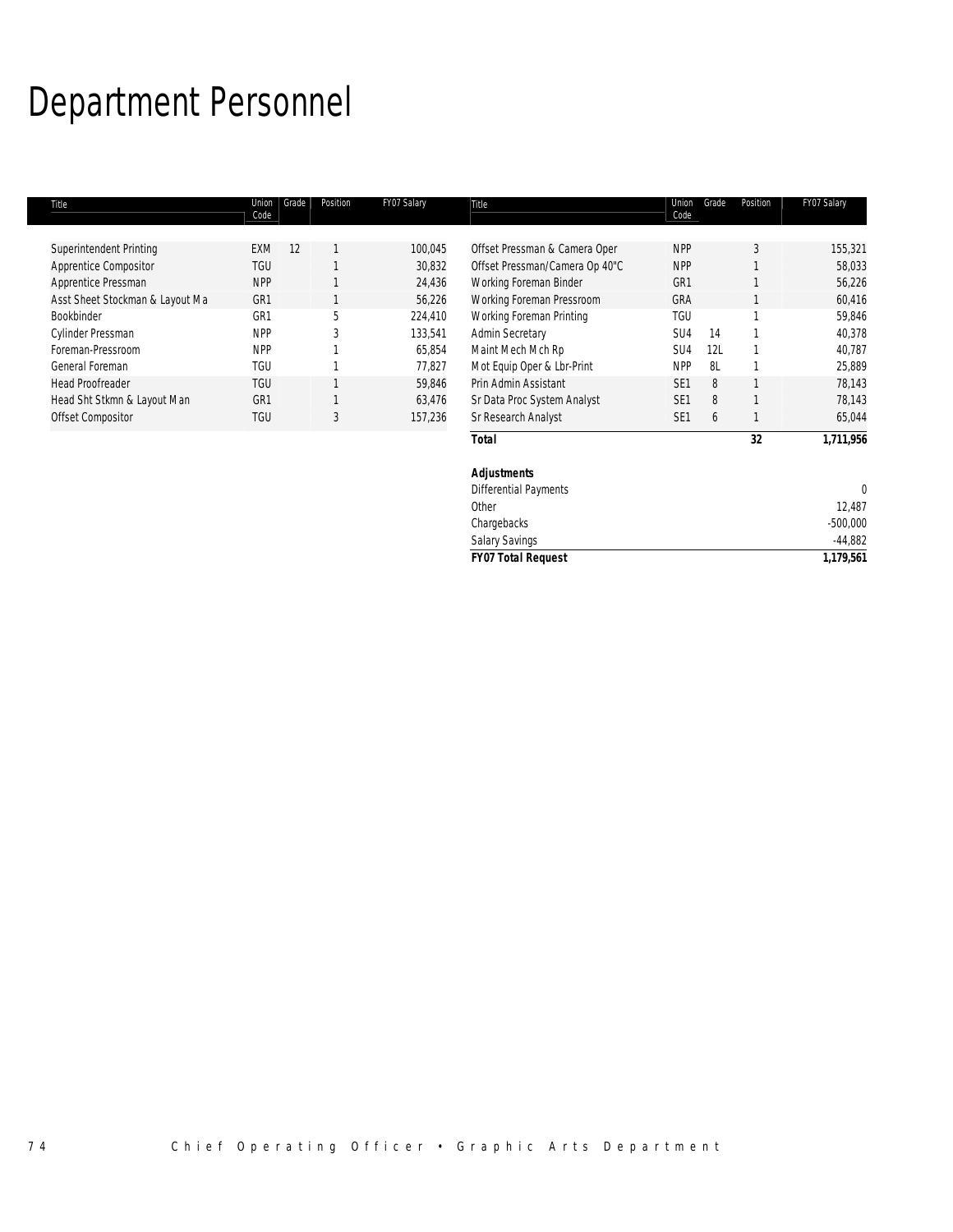# Department Personnel

| Title | Union Code | Grade | Position | FY07 Salary |
|---|---|---|---|---|
| Superintendent Printing | EXM | 12 | 1 | 100,045 |
| Apprentice Compositor | TGU | | 1 | 30,832 |
| Apprentice Pressman | NPP | | 1 | 24,436 |
| Asst Sheet Stockman & Layout Ma | GR1 | | 1 | 56,226 |
| Bookbinder | GR1 | | 5 | 224,410 |
| Cylinder Pressman | NPP | | 3 | 133,541 |
| Foreman-Pressroom | NPP | | 1 | 65,854 |
| General Foreman | TGU | | 1 | 77,827 |
| Head Proofreader | TGU | | 1 | 59,846 |
| Head Sht Stkmn & Layout Man | GR1 | | 1 | 63,476 |
| Offset Compositor | TGU | | 3 | 157,236 |
| Offset Pressman & Camera Oper | NPP | | 3 | 155,321 |
| Offset Pressman/Camera Op 40"C | NPP | | 1 | 58,033 |
| Working Foreman Binder | GR1 | | 1 | 56,226 |
| Working Foreman Pressroom | GRA | | 1 | 60,416 |
| Working Foreman Printing | TGU | | 1 | 59,846 |
| Admin Secretary | SU4 | 14 | 1 | 40,378 |
| Maint Mech Mch Rp | SU4 | 12L | 1 | 40,787 |
| Mot Equip Oper & Lbr-Print | NPP | 8L | 1 | 25,889 |
| Prin Admin Assistant | SE1 | 8 | 1 | 78,143 |
| Sr Data Proc System Analyst | SE1 | 8 | 1 | 78,143 |
| Sr Research Analyst | SE1 | 6 | 1 | 65,044 |
| **Total** | | | **32** | **1,711,956** |

| ***Adjustments*** | |
|---|---|
| Differential Payments | 0 |
| Other | 12,487 |
| Chargebacks | -500,000 |
| Salary Savings | -44,882 |
| ***FY07 Total Request*** | ***1,179,561*** |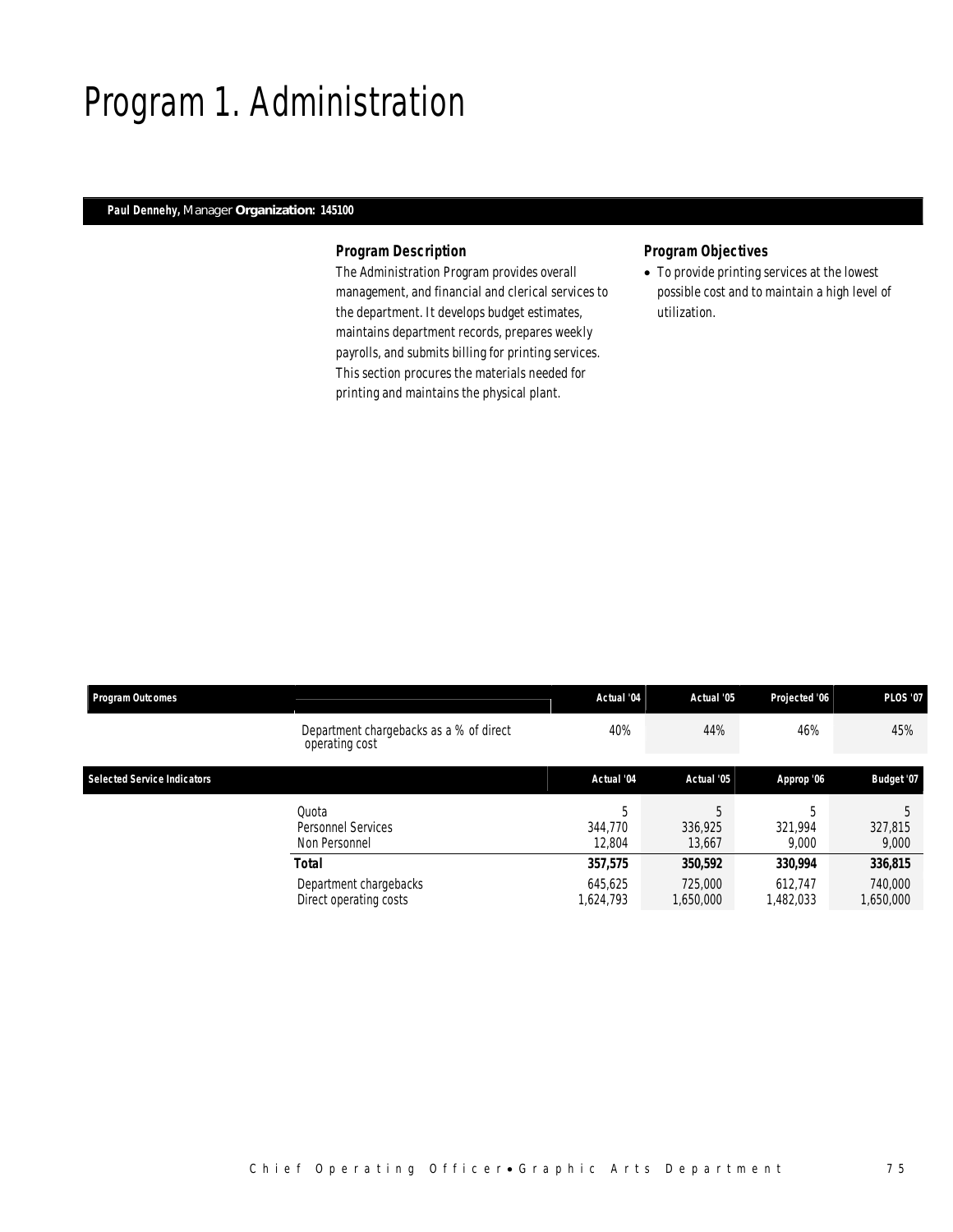# Program 1. Administration

**Paul Dennehy,** Manager **Organization: 145100**

### Program Description

The Administration Program provides overall management, and financial and clerical services to the department. It develops budget estimates, maintains department records, prepares weekly payrolls, and submits billing for printing services. This section procures the materials needed for printing and maintains the physical plant.

### Program Objectives

- To provide printing services at the lowest possible cost and to maintain a high level of utilization.

| Program Outcomes | | Actual '04 | Actual '05 | Projected '06 | PLOS '07 |
|---|---|---|---|---|---|
| | Department chargebacks as a % of direct operating cost | 40% | 44% | 46% | 45% |

| Selected Service Indicators | | Actual '04 | Actual '05 | Approp '06 | Budget '07 |
|---|---|---|---|---|---|
| | Quota | 5 | 5 | 5 | 5 |
| | Personnel Services | 344,770 | 336,925 | 321,994 | 327,815 |
| | Non Personnel | 12,804 | 13,667 | 9,000 | 9,000 |
| | **Total** | **357,575** | **350,592** | **330,994** | **336,815** |
| | Department chargebacks | 645,625 | 725,000 | 612,747 | 740,000 |
| | Direct operating costs | 1,624,793 | 1,650,000 | 1,482,033 | 1,650,000 |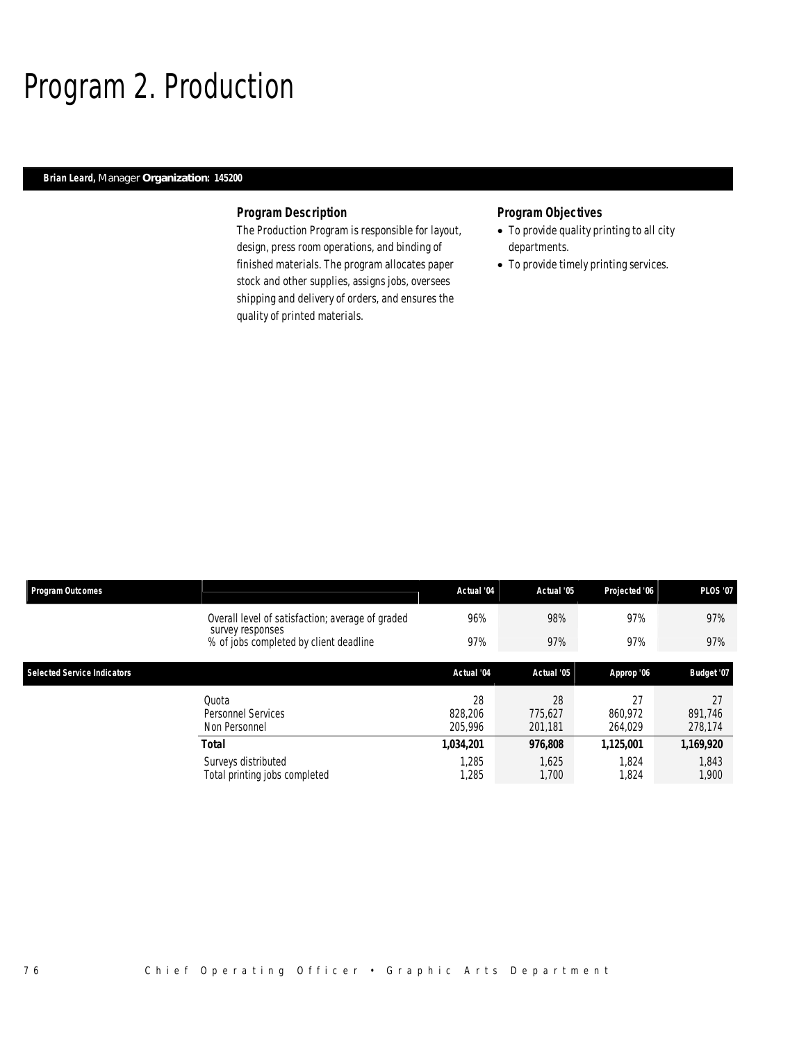# Program 2. Production

**Brian Leard,** Manager **Organization: 145200**

### Program Description

The Production Program is responsible for layout, design, press room operations, and binding of finished materials. The program allocates paper stock and other supplies, assigns jobs, oversees shipping and delivery of orders, and ensures the quality of printed materials.

### Program Objectives

- To provide quality printing to all city departments.
- To provide timely printing services.

| Program Outcomes | | Actual '04 | Actual '05 | Projected '06 | PLOS '07 |
|---|---|---|---|---|---|
| | Overall level of satisfaction; average of graded survey responses | 96% | 98% | 97% | 97% |
| | % of jobs completed by client deadline | 97% | 97% | 97% | 97% |

| Selected Service Indicators | | Actual '04 | Actual '05 | Approp '06 | Budget '07 |
|---|---|---|---|---|---|
| | Quota | 28 | 28 | 27 | 27 |
| | Personnel Services | 828,206 | 775,627 | 860,972 | 891,746 |
| | Non Personnel | 205,996 | 201,181 | 264,029 | 278,174 |
| | **Total** | **1,034,201** | **976,808** | **1,125,001** | **1,169,920** |
| | Surveys distributed | 1,285 | 1,625 | 1,824 | 1,843 |
| | Total printing jobs completed | 1,285 | 1,700 | 1,824 | 1,900 |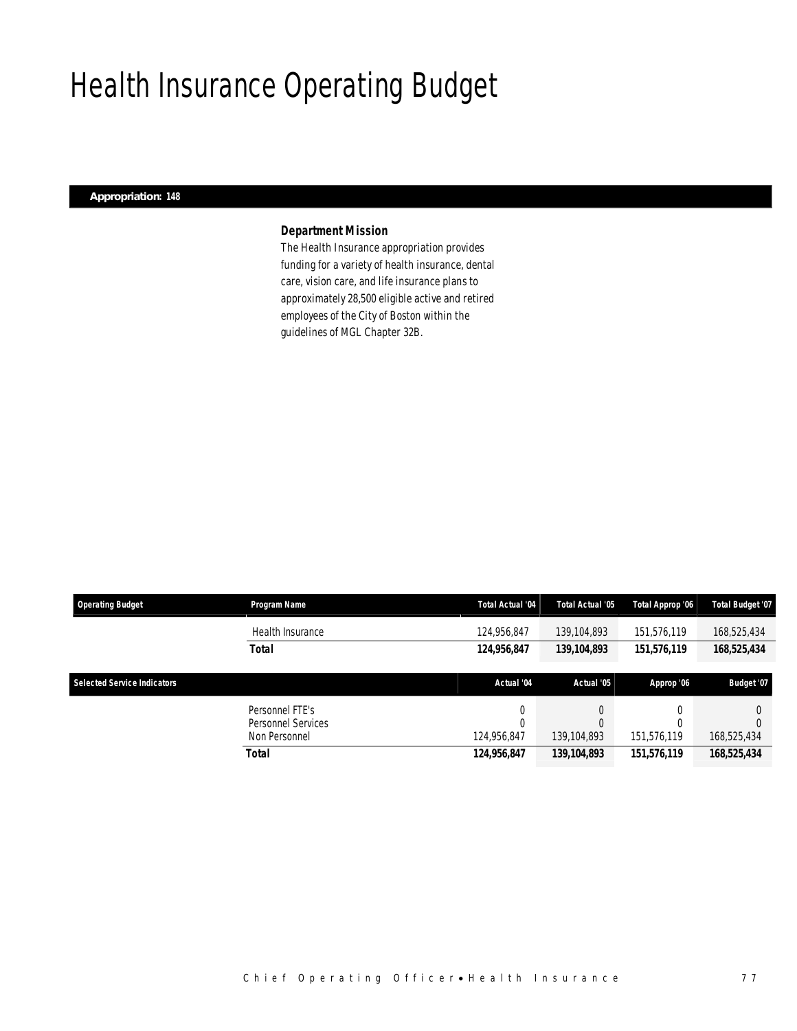# Health Insurance Operating Budget

**Appropriation: 148**

### *Department Mission*

The Health Insurance appropriation provides funding for a variety of health insurance, dental care, vision care, and life insurance plans to approximately 28,500 eligible active and retired employees of the City of Boston within the guidelines of MGL Chapter 32B.

| Operating Budget | Program Name | Total Actual '04 | Total Actual '05 | Total Approp '06 | Total Budget '07 |
|---|---|---|---|---|---|
| | Health Insurance | 124,956,847 | 139,104,893 | 151,576,119 | 168,525,434 |
| | ***Total*** | ***124,956,847*** | ***139,104,893*** | ***151,576,119*** | ***168,525,434*** |

| Selected Service Indicators | | Actual '04 | Actual '05 | Approp '06 | Budget '07 |
|---|---|---|---|---|---|
| | Personnel FTE's | 0 | 0 | 0 | 0 |
| | Personnel Services | 0 | 0 | 0 | 0 |
| | Non Personnel | 124,956,847 | 139,104,893 | 151,576,119 | 168,525,434 |
| | ***Total*** | ***124,956,847*** | ***139,104,893*** | ***151,576,119*** | ***168,525,434*** |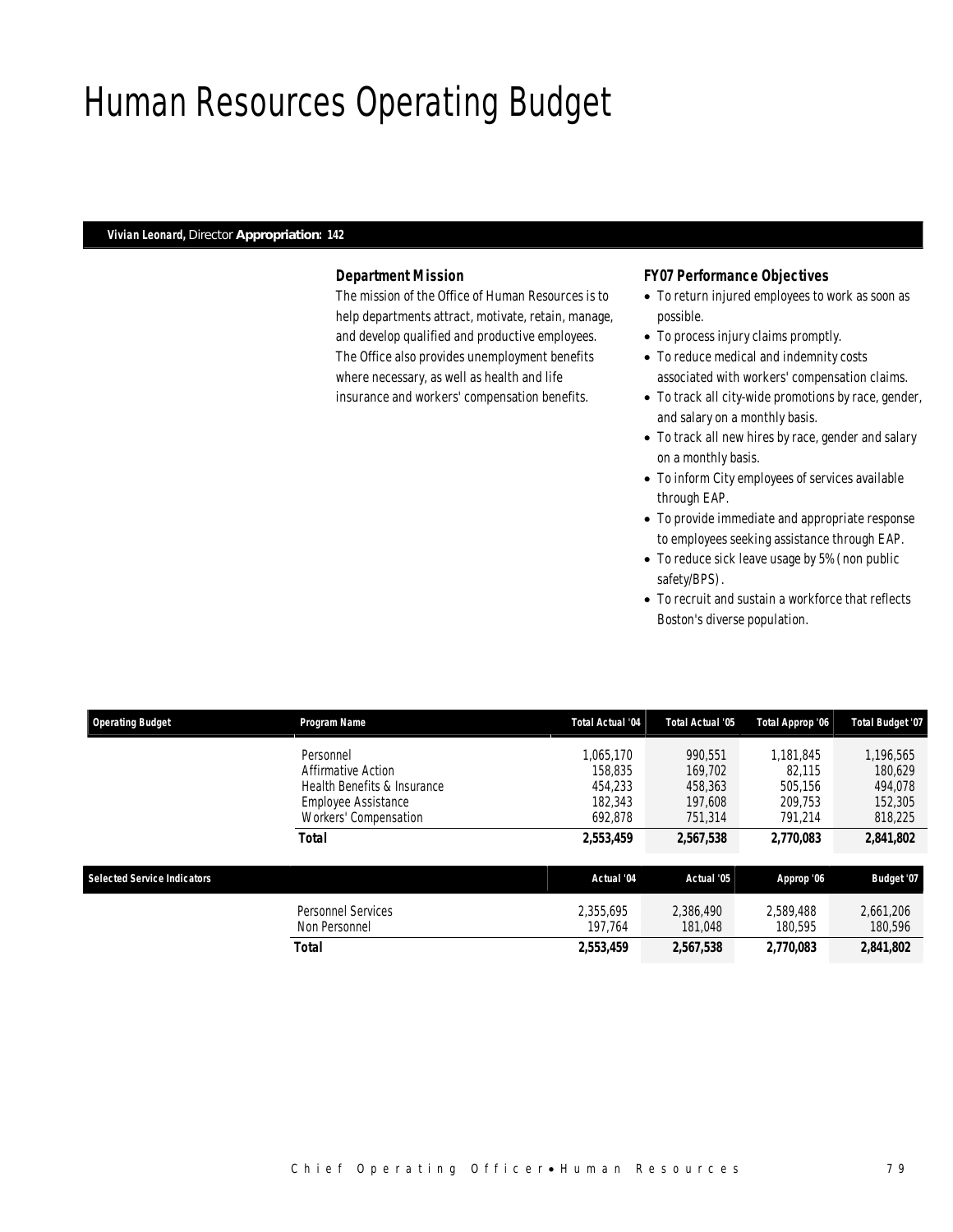# Human Resources Operating Budget

***Vivian Leonard,*** *Director* **Appropriation: 142**

### *Department Mission*

*The mission of the Office of Human Resources is to help departments attract, motivate, retain, manage, and develop qualified and productive employees. The Office also provides unemployment benefits where necessary, as well as health and life insurance and workers' compensation benefits.*

### *FY07 Performance Objectives*

- *To return injured employees to work as soon as possible.*
- *To process injury claims promptly.*
- *To reduce medical and indemnity costs associated with workers' compensation claims.*
- *To track all city-wide promotions by race, gender, and salary on a monthly basis.*
- *To track all new hires by race, gender and salary on a monthly basis.*
- *To inform City employees of services available through EAP.*
- *To provide immediate and appropriate response to employees seeking assistance through EAP.*
- *To reduce sick leave usage by 5% (non public safety/BPS).*
- *To recruit and sustain a workforce that reflects Boston's diverse population.*

| Operating Budget | Program Name | Total Actual '04 | Total Actual '05 | Total Approp '06 | Total Budget '07 |
|---|---|---|---|---|---|
| | Personnel | 1,065,170 | 990,551 | 1,181,845 | 1,196,565 |
| | Affirmative Action | 158,835 | 169,702 | 82,115 | 180,629 |
| | Health Benefits & Insurance | 454,233 | 458,363 | 505,156 | 494,078 |
| | Employee Assistance | 182,343 | 197,608 | 209,753 | 152,305 |
| | Workers' Compensation | 692,878 | 751,314 | 791,214 | 818,225 |
| | **Total** | **2,553,459** | **2,567,538** | **2,770,083** | **2,841,802** |

| Selected Service Indicators | | Actual '04 | Actual '05 | Approp '06 | Budget '07 |
|---|---|---|---|---|---|
| | Personnel Services | 2,355,695 | 2,386,490 | 2,589,488 | 2,661,206 |
| | Non Personnel | 197,764 | 181,048 | 180,595 | 180,596 |
| | **Total** | **2,553,459** | **2,567,538** | **2,770,083** | **2,841,802** |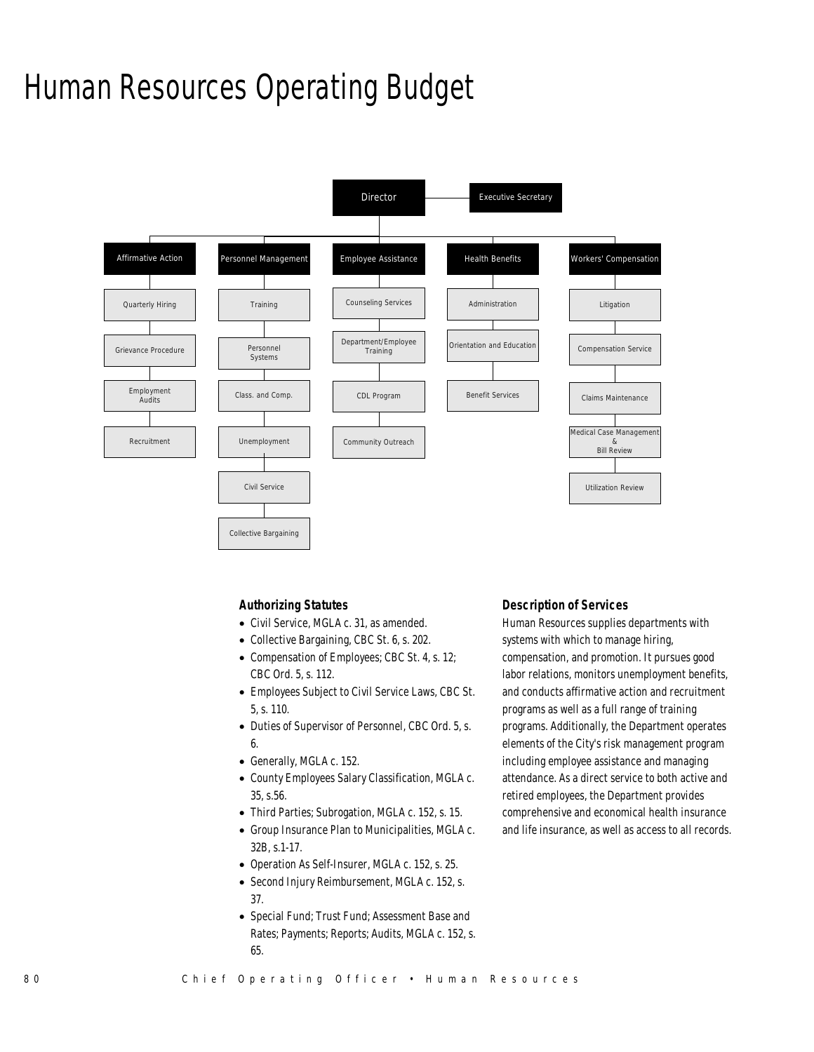# Human Resources Operating Budget

- Director
  - Executive Secretary
  - Affirmative Action
    - Quarterly Hiring
    - Grievance Procedure
    - Employment Audits
    - Recruitment
  - Personnel Management
    - Training
    - Personnel Systems
    - Class. and Comp.
    - Unemployment
    - Civil Service
    - Collective Bargaining
  - Employee Assistance
    - Counseling Services
    - Department/Employee Training
    - CDL Program
    - Community Outreach
  - Health Benefits
    - Administration
    - Orientation and Education
    - Benefit Services
  - Workers' Compensation
    - Litigation
    - Compensation Service
    - Claims Maintenance
    - Medical Case Management & Bill Review
    - Utilization Review

### Authorizing Statutes

- Civil Service, MGLA c. 31, as amended.
- Collective Bargaining, CBC St. 6, s. 202.
- Compensation of Employees; CBC St. 4, s. 12; CBC Ord. 5, s. 112.
- Employees Subject to Civil Service Laws, CBC St. 5, s. 110.
- Duties of Supervisor of Personnel, CBC Ord. 5, s. 6.
- Generally, MGLA c. 152.
- County Employees Salary Classification, MGLA c. 35, s.56.
- Third Parties; Subrogation, MGLA c. 152, s. 15.
- Group Insurance Plan to Municipalities, MGLA c. 32B, s.1-17.
- Operation As Self-Insurer, MGLA c. 152, s. 25.
- Second Injury Reimbursement, MGLA c. 152, s. 37.
- Special Fund; Trust Fund; Assessment Base and Rates; Payments; Reports; Audits, MGLA c. 152, s. 65.

### Description of Services

Human Resources supplies departments with systems with which to manage hiring, compensation, and promotion. It pursues good labor relations, monitors unemployment benefits, and conducts affirmative action and recruitment programs as well as a full range of training programs. Additionally, the Department operates elements of the City's risk management program including employee assistance and managing attendance. As a direct service to both active and retired employees, the Department provides comprehensive and economical health insurance and life insurance, as well as access to all records.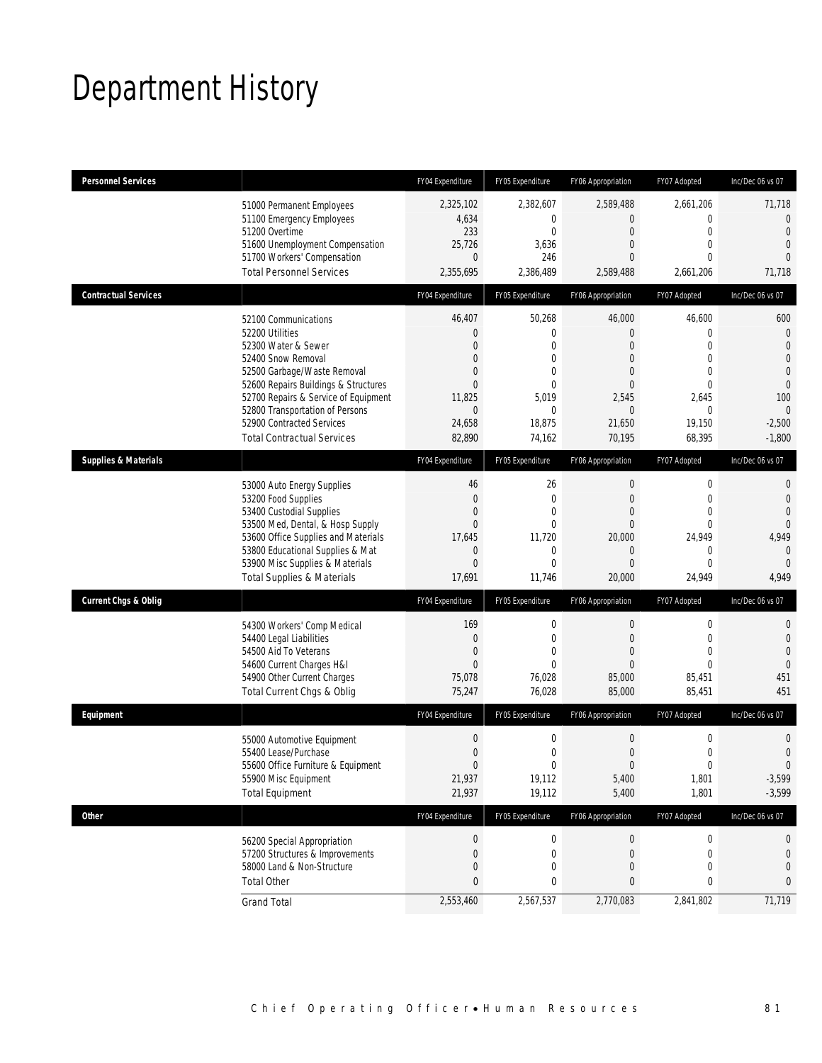# Department History

| Personnel Services | | FY04 Expenditure | FY05 Expenditure | FY06 Appropriation | FY07 Adopted | Inc/Dec 06 vs 07 |
|---|---|---|---|---|---|---|
| | 51000 Permanent Employees | 2,325,102 | 2,382,607 | 2,589,488 | 2,661,206 | 71,718 |
| | 51100 Emergency Employees | 4,634 | 0 | 0 | 0 | 0 |
| | 51200 Overtime | 233 | 0 | 0 | 0 | 0 |
| | 51600 Unemployment Compensation | 25,726 | 3,636 | 0 | 0 | 0 |
| | 51700 Workers' Compensation | 0 | 246 | 0 | 0 | 0 |
| | Total Personnel Services | 2,355,695 | 2,386,489 | 2,589,488 | 2,661,206 | 71,718 |
| **Contractual Services** | | FY04 Expenditure | FY05 Expenditure | FY06 Appropriation | FY07 Adopted | Inc/Dec 06 vs 07 |
| | 52100 Communications | 46,407 | 50,268 | 46,000 | 46,600 | 600 |
| | 52200 Utilities | 0 | 0 | 0 | 0 | 0 |
| | 52300 Water & Sewer | 0 | 0 | 0 | 0 | 0 |
| | 52400 Snow Removal | 0 | 0 | 0 | 0 | 0 |
| | 52500 Garbage/Waste Removal | 0 | 0 | 0 | 0 | 0 |
| | 52600 Repairs Buildings & Structures | 0 | 0 | 0 | 0 | 0 |
| | 52700 Repairs & Service of Equipment | 11,825 | 5,019 | 2,545 | 2,645 | 100 |
| | 52800 Transportation of Persons | 0 | 0 | 0 | 0 | 0 |
| | 52900 Contracted Services | 24,658 | 18,875 | 21,650 | 19,150 | -2,500 |
| | Total Contractual Services | 82,890 | 74,162 | 70,195 | 68,395 | -1,800 |
| **Supplies & Materials** | | FY04 Expenditure | FY05 Expenditure | FY06 Appropriation | FY07 Adopted | Inc/Dec 06 vs 07 |
| | 53000 Auto Energy Supplies | 46 | 26 | 0 | 0 | 0 |
| | 53200 Food Supplies | 0 | 0 | 0 | 0 | 0 |
| | 53400 Custodial Supplies | 0 | 0 | 0 | 0 | 0 |
| | 53500 Med, Dental, & Hosp Supply | 0 | 0 | 0 | 0 | 0 |
| | 53600 Office Supplies and Materials | 17,645 | 11,720 | 20,000 | 24,949 | 4,949 |
| | 53800 Educational Supplies & Mat | 0 | 0 | 0 | 0 | 0 |
| | 53900 Misc Supplies & Materials | 0 | 0 | 0 | 0 | 0 |
| | Total Supplies & Materials | 17,691 | 11,746 | 20,000 | 24,949 | 4,949 |
| **Current Chgs & Oblig** | | FY04 Expenditure | FY05 Expenditure | FY06 Appropriation | FY07 Adopted | Inc/Dec 06 vs 07 |
| | 54300 Workers' Comp Medical | 169 | 0 | 0 | 0 | 0 |
| | 54400 Legal Liabilities | 0 | 0 | 0 | 0 | 0 |
| | 54500 Aid To Veterans | 0 | 0 | 0 | 0 | 0 |
| | 54600 Current Charges H&I | 0 | 0 | 0 | 0 | 0 |
| | 54900 Other Current Charges | 75,078 | 76,028 | 85,000 | 85,451 | 451 |
| | Total Current Chgs & Oblig | 75,247 | 76,028 | 85,000 | 85,451 | 451 |
| **Equipment** | | FY04 Expenditure | FY05 Expenditure | FY06 Appropriation | FY07 Adopted | Inc/Dec 06 vs 07 |
| | 55000 Automotive Equipment | 0 | 0 | 0 | 0 | 0 |
| | 55400 Lease/Purchase | 0 | 0 | 0 | 0 | 0 |
| | 55600 Office Furniture & Equipment | 0 | 0 | 0 | 0 | 0 |
| | 55900 Misc Equipment | 21,937 | 19,112 | 5,400 | 1,801 | -3,599 |
| | Total Equipment | 21,937 | 19,112 | 5,400 | 1,801 | -3,599 |
| **Other** | | FY04 Expenditure | FY05 Expenditure | FY06 Appropriation | FY07 Adopted | Inc/Dec 06 vs 07 |
| | 56200 Special Appropriation | 0 | 0 | 0 | 0 | 0 |
| | 57200 Structures & Improvements | 0 | 0 | 0 | 0 | 0 |
| | 58000 Land & Non-Structure | 0 | 0 | 0 | 0 | 0 |
| | Total Other | 0 | 0 | 0 | 0 | 0 |
| | Grand Total | 2,553,460 | 2,567,537 | 2,770,083 | 2,841,802 | 71,719 |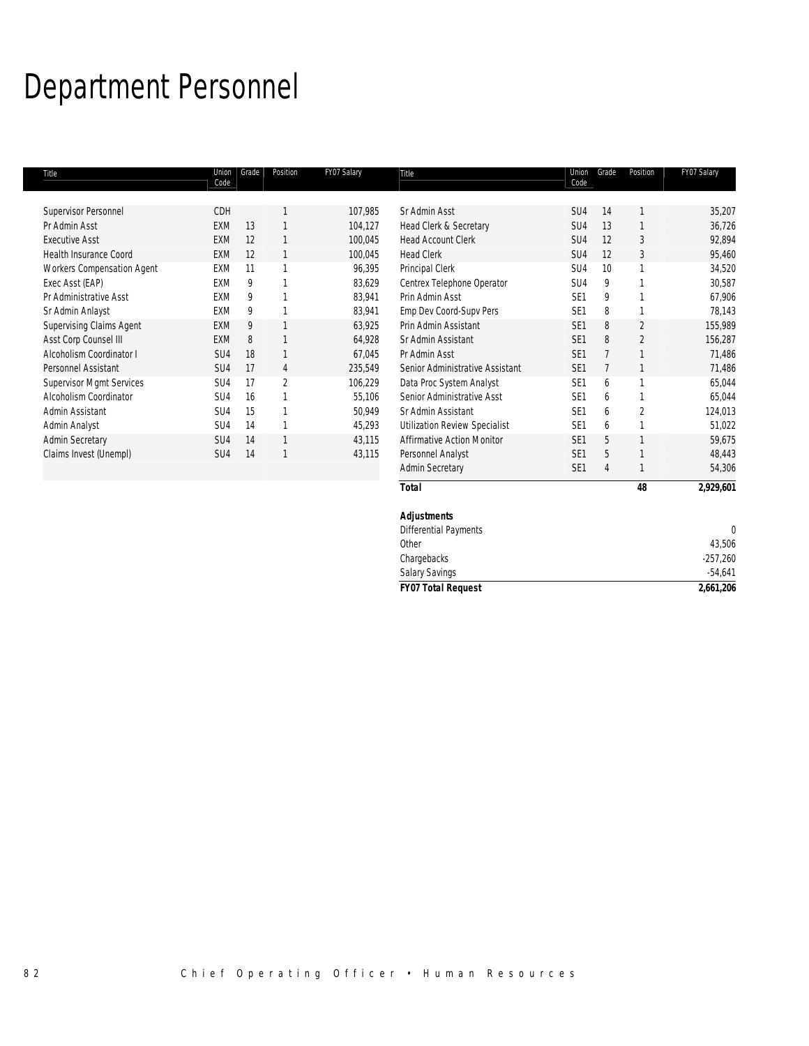# Department Personnel

| Title | Union Code | Grade | Position | FY07 Salary |
|---|---|---|---|---|
| Supervisor Personnel | CDH | | 1 | 107,985 |
| Pr Admin Asst | EXM | 13 | 1 | 104,127 |
| Executive Asst | EXM | 12 | 1 | 100,045 |
| Health Insurance Coord | EXM | 12 | 1 | 100,045 |
| Workers Compensation Agent | EXM | 11 | 1 | 96,395 |
| Exec Asst (EAP) | EXM | 9 | 1 | 83,629 |
| Pr Administrative Asst | EXM | 9 | 1 | 83,941 |
| Sr Admin Anlayst | EXM | 9 | 1 | 83,941 |
| Supervising Claims Agent | EXM | 9 | 1 | 63,925 |
| Asst Corp Counsel III | EXM | 8 | 1 | 64,928 |
| Alcoholism Coordinator I | SU4 | 18 | 1 | 67,045 |
| Personnel Assistant | SU4 | 17 | 4 | 235,549 |
| Supervisor Mgmt Services | SU4 | 17 | 2 | 106,229 |
| Alcoholism Coordinator | SU4 | 16 | 1 | 55,106 |
| Admin Assistant | SU4 | 15 | 1 | 50,949 |
| Admin Analyst | SU4 | 14 | 1 | 45,293 |
| Admin Secretary | SU4 | 14 | 1 | 43,115 |
| Claims Invest (Unempl) | SU4 | 14 | 1 | 43,115 |
| Sr Admin Asst | SU4 | 14 | 1 | 35,207 |
| Head Clerk & Secretary | SU4 | 13 | 1 | 36,726 |
| Head Account Clerk | SU4 | 12 | 3 | 92,894 |
| Head Clerk | SU4 | 12 | 3 | 95,460 |
| Principal Clerk | SU4 | 10 | 1 | 34,520 |
| Centrex Telephone Operator | SU4 | 9 | 1 | 30,587 |
| Prin Admin Asst | SE1 | 9 | 1 | 67,906 |
| Emp Dev Coord-Supv Pers | SE1 | 8 | 1 | 78,143 |
| Prin Admin Assistant | SE1 | 8 | 2 | 155,989 |
| Sr Admin Assistant | SE1 | 8 | 2 | 156,287 |
| Pr Admin Asst | SE1 | 7 | 1 | 71,486 |
| Senior Administrative Assistant | SE1 | 7 | 1 | 71,486 |
| Data Proc System Analyst | SE1 | 6 | 1 | 65,044 |
| Senior Administrative Asst | SE1 | 6 | 1 | 65,044 |
| Sr Admin Assistant | SE1 | 6 | 2 | 124,013 |
| Utilization Review Specialist | SE1 | 6 | 1 | 51,022 |
| Affirmative Action Monitor | SE1 | 5 | 1 | 59,675 |
| Personnel Analyst | SE1 | 5 | 1 | 48,443 |
| Admin Secretary | SE1 | 4 | 1 | 54,306 |
| **Total** | | | **48** | **2,929,601** |
| | | | | |
| ***Adjustments*** | | | | |
| Differential Payments | | | | 0 |
| Other | | | | 43,506 |
| Chargebacks | | | | -257,260 |
| Salary Savings | | | | -54,641 |
| ***FY07 Total Request*** | | | | ***2,661,206*** |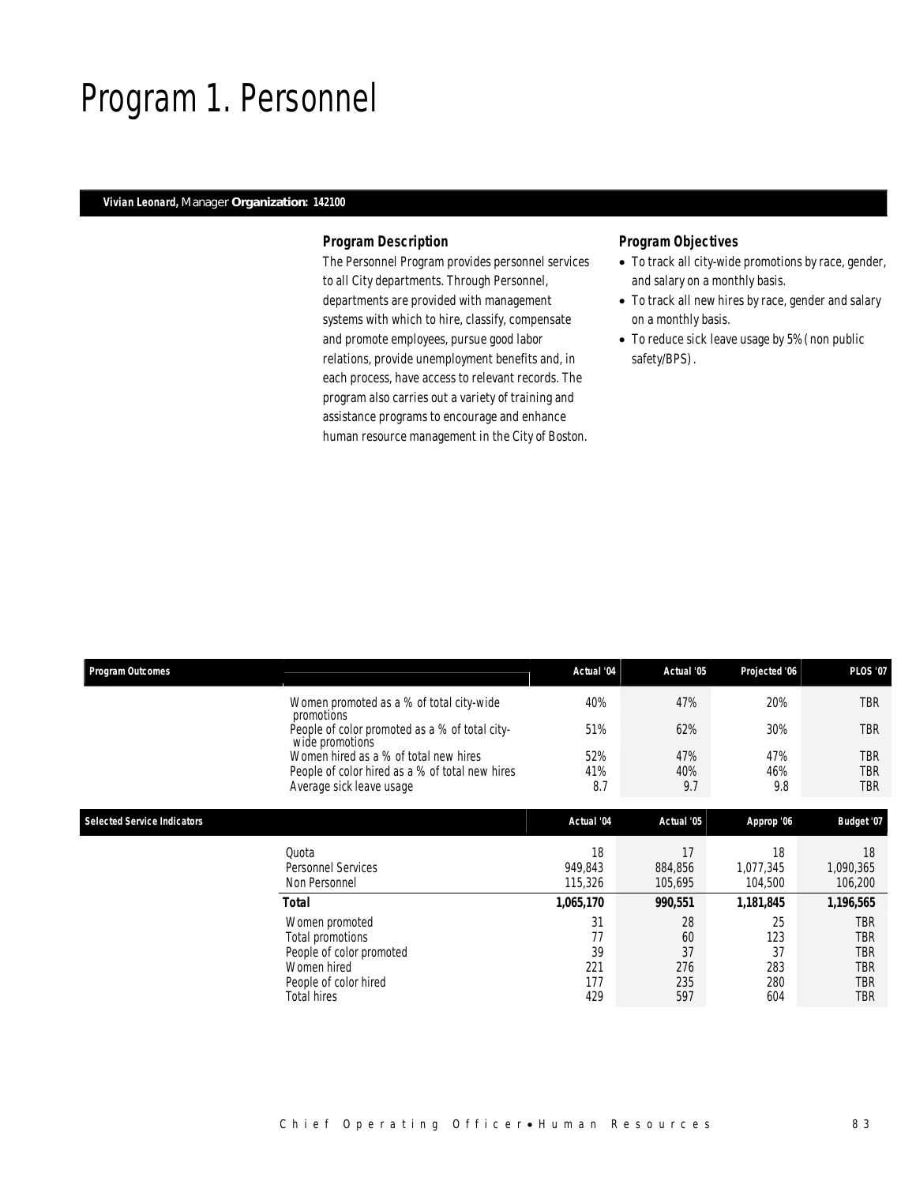# Program 1. Personnel

**Vivian Leonard,** Manager **Organization: 142100**

### Program Description

The Personnel Program provides personnel services to all City departments. Through Personnel, departments are provided with management systems with which to hire, classify, compensate and promote employees, pursue good labor relations, provide unemployment benefits and, in each process, have access to relevant records. The program also carries out a variety of training and assistance programs to encourage and enhance human resource management in the City of Boston.

### Program Objectives

- To track all city-wide promotions by race, gender, and salary on a monthly basis.
- To track all new hires by race, gender and salary on a monthly basis.
- To reduce sick leave usage by 5% (non public safety/BPS).

| Program Outcomes | | Actual '04 | Actual '05 | Projected '06 | PLOS '07 |
|---|---|---|---|---|---|
| | Women promoted as a % of total city-wide promotions | 40% | 47% | 20% | TBR |
| | People of color promoted as a % of total city-wide promotions | 51% | 62% | 30% | TBR |
| | Women hired as a % of total new hires | 52% | 47% | 47% | TBR |
| | People of color hired as a % of total new hires | 41% | 40% | 46% | TBR |
| | Average sick leave usage | 8.7 | 9.7 | 9.8 | TBR |

| Selected Service Indicators | | Actual '04 | Actual '05 | Approp '06 | Budget '07 |
|---|---|---|---|---|---|
| | Quota | 18 | 17 | 18 | 18 |
| | Personnel Services | 949,843 | 884,856 | 1,077,345 | 1,090,365 |
| | Non Personnel | 115,326 | 105,695 | 104,500 | 106,200 |
| | **Total** | **1,065,170** | **990,551** | **1,181,845** | **1,196,565** |
| | Women promoted | 31 | 28 | 25 | TBR |
| | Total promotions | 77 | 60 | 123 | TBR |
| | People of color promoted | 39 | 37 | 37 | TBR |
| | Women hired | 221 | 276 | 283 | TBR |
| | People of color hired | 177 | 235 | 280 | TBR |
| | Total hires | 429 | 597 | 604 | TBR |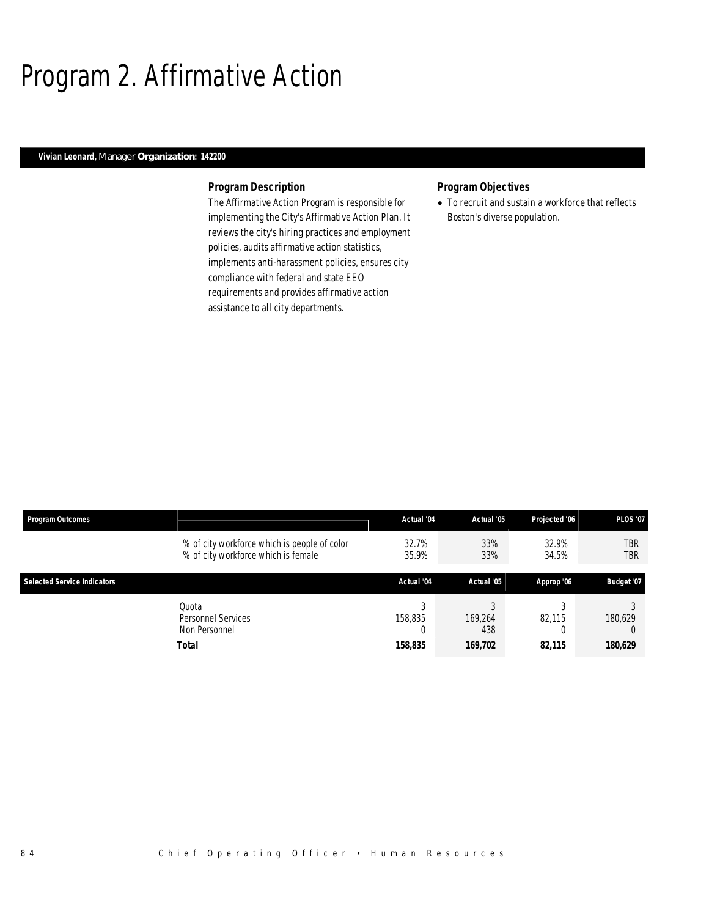# Program 2. Affirmative Action

**Vivian Leonard,** Manager **Organization: 142200**

### Program Description

The Affirmative Action Program is responsible for implementing the City's Affirmative Action Plan. It reviews the city's hiring practices and employment policies, audits affirmative action statistics, implements anti-harassment policies, ensures city compliance with federal and state EEO requirements and provides affirmative action assistance to all city departments.

### Program Objectives

- To recruit and sustain a workforce that reflects Boston's diverse population.

| Program Outcomes | | Actual '04 | Actual '05 | Projected '06 | PLOS '07 |
|---|---|---|---|---|---|
| | % of city workforce which is people of color | 32.7% | 33% | 32.9% | TBR |
| | % of city workforce which is female | 35.9% | 33% | 34.5% | TBR |

| Selected Service Indicators | | Actual '04 | Actual '05 | Approp '06 | Budget '07 |
|---|---|---|---|---|---|
| | Quota | 3 | 3 | 3 | 3 |
| | Personnel Services | 158,835 | 169,264 | 82,115 | 180,629 |
| | Non Personnel | 0 | 438 | 0 | 0 |
| | **Total** | **158,835** | **169,702** | **82,115** | **180,629** |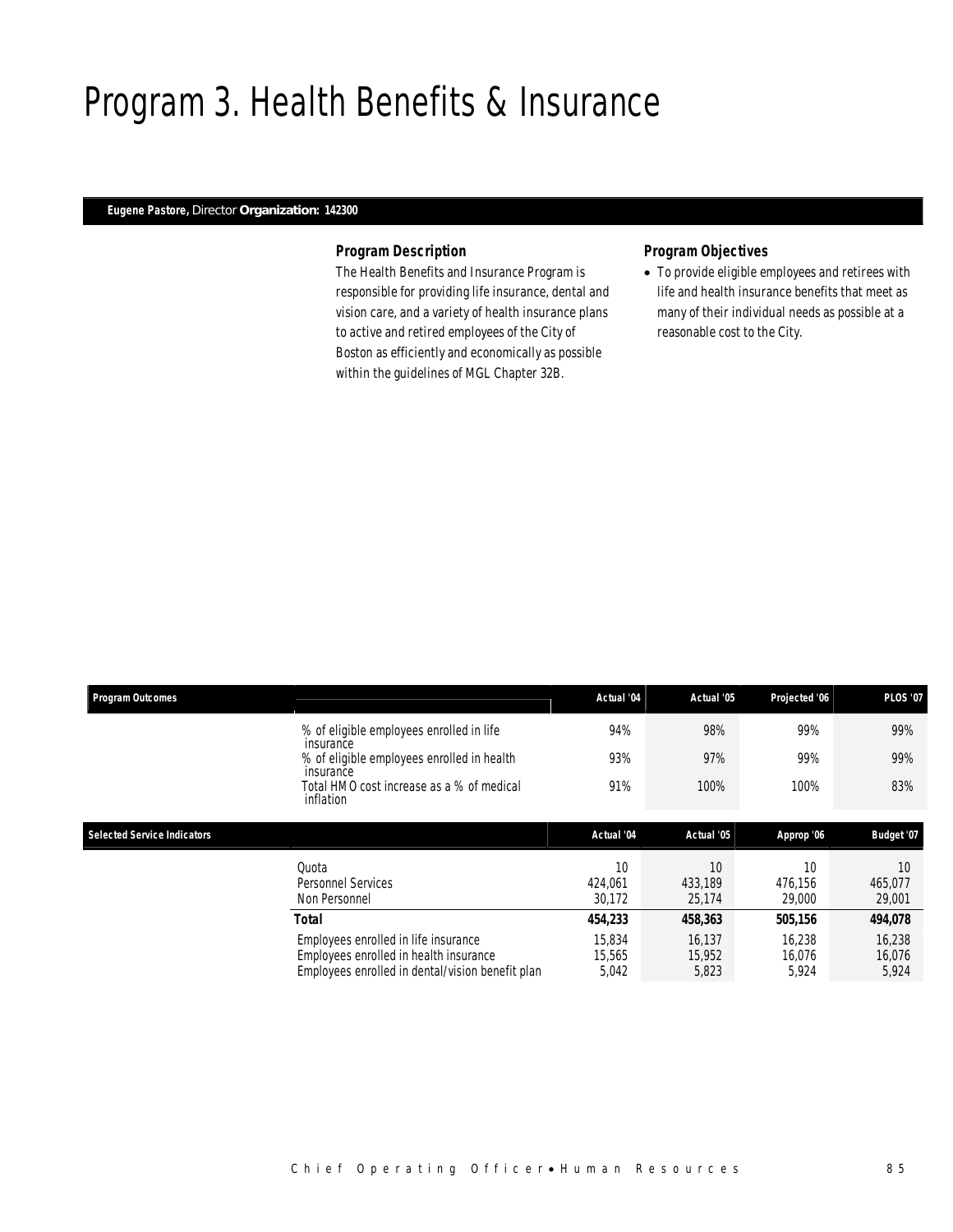# Program 3. Health Benefits & Insurance

**Eugene Pastore,** Director **Organization: 142300**

### Program Description

The Health Benefits and Insurance Program is responsible for providing life insurance, dental and vision care, and a variety of health insurance plans to active and retired employees of the City of Boston as efficiently and economically as possible within the guidelines of MGL Chapter 32B.

### Program Objectives

- To provide eligible employees and retirees with life and health insurance benefits that meet as many of their individual needs as possible at a reasonable cost to the City.

| Program Outcomes | Actual '04 | Actual '05 | Projected '06 | PLOS '07 |
|---|---|---|---|---|
| % of eligible employees enrolled in life insurance | 94% | 98% | 99% | 99% |
| % of eligible employees enrolled in health insurance | 93% | 97% | 99% | 99% |
| Total HMO cost increase as a % of medical inflation | 91% | 100% | 100% | 83% |

| Selected Service Indicators | Actual '04 | Actual '05 | Approp '06 | Budget '07 |
|---|---|---|---|---|
| Quota | 10 | 10 | 10 | 10 |
| Personnel Services | 424,061 | 433,189 | 476,156 | 465,077 |
| Non Personnel | 30,172 | 25,174 | 29,000 | 29,001 |
| **Total** | **454,233** | **458,363** | **505,156** | **494,078** |
| Employees enrolled in life insurance | 15,834 | 16,137 | 16,238 | 16,238 |
| Employees enrolled in health insurance | 15,565 | 15,952 | 16,076 | 16,076 |
| Employees enrolled in dental/vision benefit plan | 5,042 | 5,823 | 5,924 | 5,924 |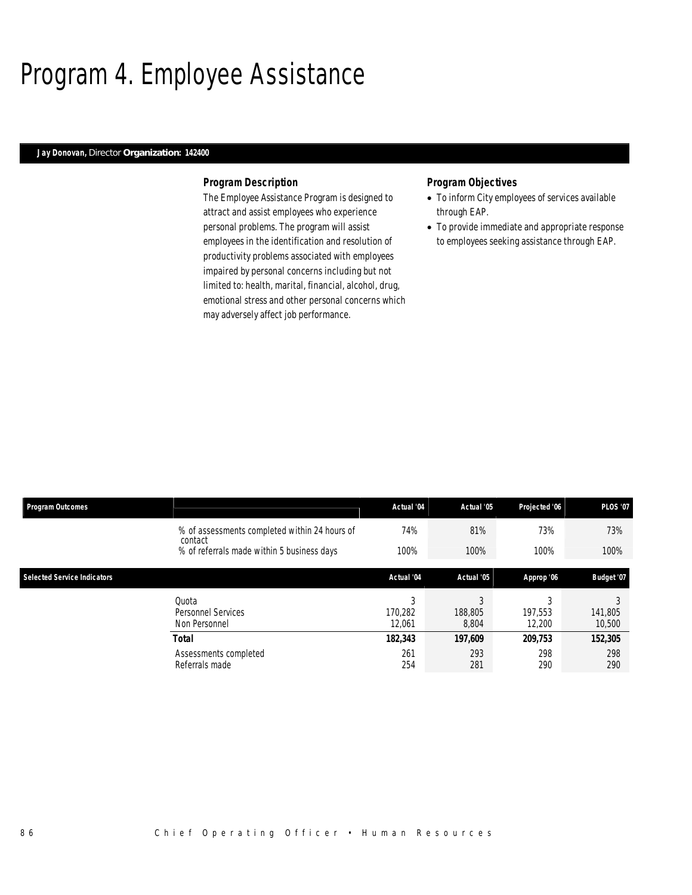# Program 4. Employee Assistance

**Jay Donovan,** Director **Organization: 142400**

### *Program Description*

The Employee Assistance Program is designed to attract and assist employees who experience personal problems. The program will assist employees in the identification and resolution of productivity problems associated with employees impaired by personal concerns including but not limited to: health, marital, financial, alcohol, drug, emotional stress and other personal concerns which may adversely affect job performance.

### *Program Objectives*

- To inform City employees of services available through EAP.
- To provide immediate and appropriate response to employees seeking assistance through EAP.

| Program Outcomes | | Actual '04 | Actual '05 | Projected '06 | PLOS '07 |
|---|---|---|---|---|---|
| | % of assessments completed within 24 hours of contact | 74% | 81% | 73% | 73% |
| | % of referrals made within 5 business days | 100% | 100% | 100% | 100% |

| Selected Service Indicators | | Actual '04 | Actual '05 | Approp '06 | Budget '07 |
|---|---|---|---|---|---|
| | Quota | 3 | 3 | 3 | 3 |
| | Personnel Services | 170,282 | 188,805 | 197,553 | 141,805 |
| | Non Personnel | 12,061 | 8,804 | 12,200 | 10,500 |
| | **Total** | **182,343** | **197,609** | **209,753** | **152,305** |
| | Assessments completed | 261 | 293 | 298 | 298 |
| | Referrals made | 254 | 281 | 290 | 290 |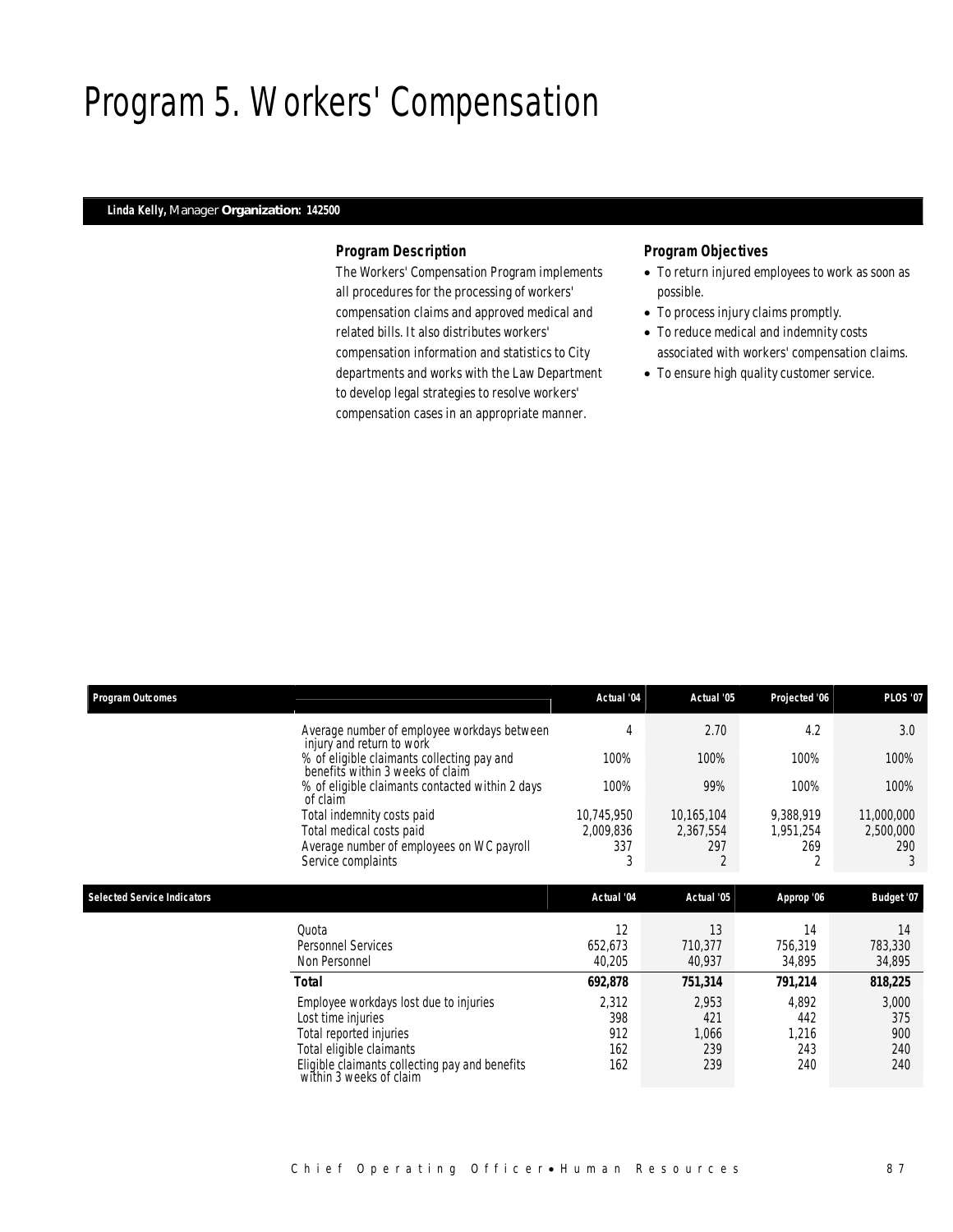# Program 5. Workers' Compensation

**Linda Kelly,** Manager **Organization: 142500**

### *Program Description*

The Workers' Compensation Program implements all procedures for the processing of workers' compensation claims and approved medical and related bills. It also distributes workers' compensation information and statistics to City departments and works with the Law Department to develop legal strategies to resolve workers' compensation cases in an appropriate manner.

### *Program Objectives*

- To return injured employees to work as soon as possible.
- To process injury claims promptly.
- To reduce medical and indemnity costs associated with workers' compensation claims.
- To ensure high quality customer service.

| Program Outcomes | Actual '04 | Actual '05 | Projected '06 | PLOS '07 |
|---|---|---|---|---|
| Average number of employee workdays between injury and return to work | 4 | 2.70 | 4.2 | 3.0 |
| % of eligible claimants collecting pay and benefits within 3 weeks of claim | 100% | 100% | 100% | 100% |
| % of eligible claimants contacted within 2 days of claim | 100% | 99% | 100% | 100% |
| Total indemnity costs paid | 10,745,950 | 10,165,104 | 9,388,919 | 11,000,000 |
| Total medical costs paid | 2,009,836 | 2,367,554 | 1,951,254 | 2,500,000 |
| Average number of employees on WC payroll | 337 | 297 | 269 | 290 |
| Service complaints | 3 | 2 | 2 | 3 |

| Selected Service Indicators | Actual '04 | Actual '05 | Approp '06 | Budget '07 |
|---|---|---|---|---|
| Quota | 12 | 13 | 14 | 14 |
| Personnel Services | 652,673 | 710,377 | 756,319 | 783,330 |
| Non Personnel | 40,205 | 40,937 | 34,895 | 34,895 |
| **Total** | **692,878** | **751,314** | **791,214** | **818,225** |
| Employee workdays lost due to injuries | 2,312 | 2,953 | 4,892 | 3,000 |
| Lost time injuries | 398 | 421 | 442 | 375 |
| Total reported injuries | 912 | 1,066 | 1,216 | 900 |
| Total eligible claimants | 162 | 239 | 243 | 240 |
| Eligible claimants collecting pay and benefits within 3 weeks of claim | 162 | 239 | 240 | 240 |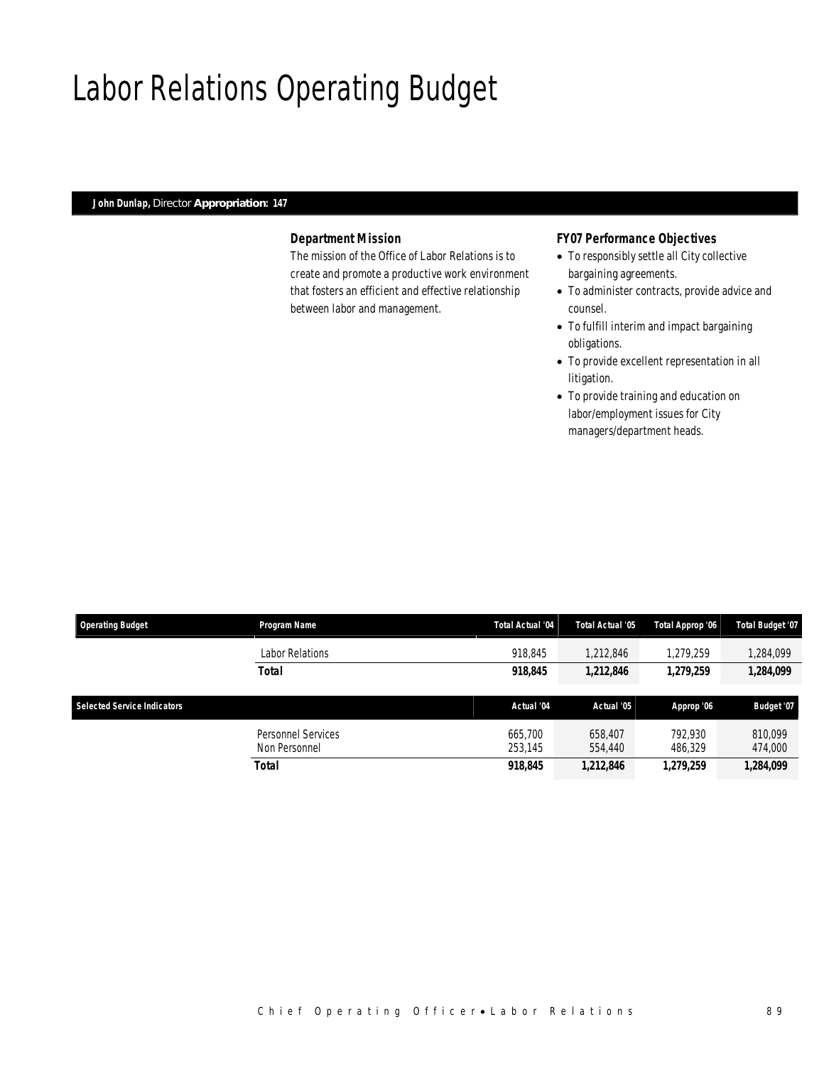# Labor Relations Operating Budget

**John Dunlap,** Director **Appropriation: 147**

### *Department Mission*

The mission of the Office of Labor Relations is to create and promote a productive work environment that fosters an efficient and effective relationship between labor and management.

### *FY07 Performance Objectives*

- To responsibly settle all City collective bargaining agreements.
- To administer contracts, provide advice and counsel.
- To fulfill interim and impact bargaining obligations.
- To provide excellent representation in all litigation.
- To provide training and education on labor/employment issues for City managers/department heads.

| Operating Budget | Program Name | Total Actual '04 | Total Actual '05 | Total Approp '06 | Total Budget '07 |
|---|---|---|---|---|---|
| | Labor Relations | 918,845 | 1,212,846 | 1,279,259 | 1,284,099 |
| | **Total** | **918,845** | **1,212,846** | **1,279,259** | **1,284,099** |

| Selected Service Indicators | | Actual '04 | Actual '05 | Approp '06 | Budget '07 |
|---|---|---|---|---|---|
| | Personnel Services | 665,700 | 658,407 | 792,930 | 810,099 |
| | Non Personnel | 253,145 | 554,440 | 486,329 | 474,000 |
| | **Total** | **918,845** | **1,212,846** | **1,279,259** | **1,284,099** |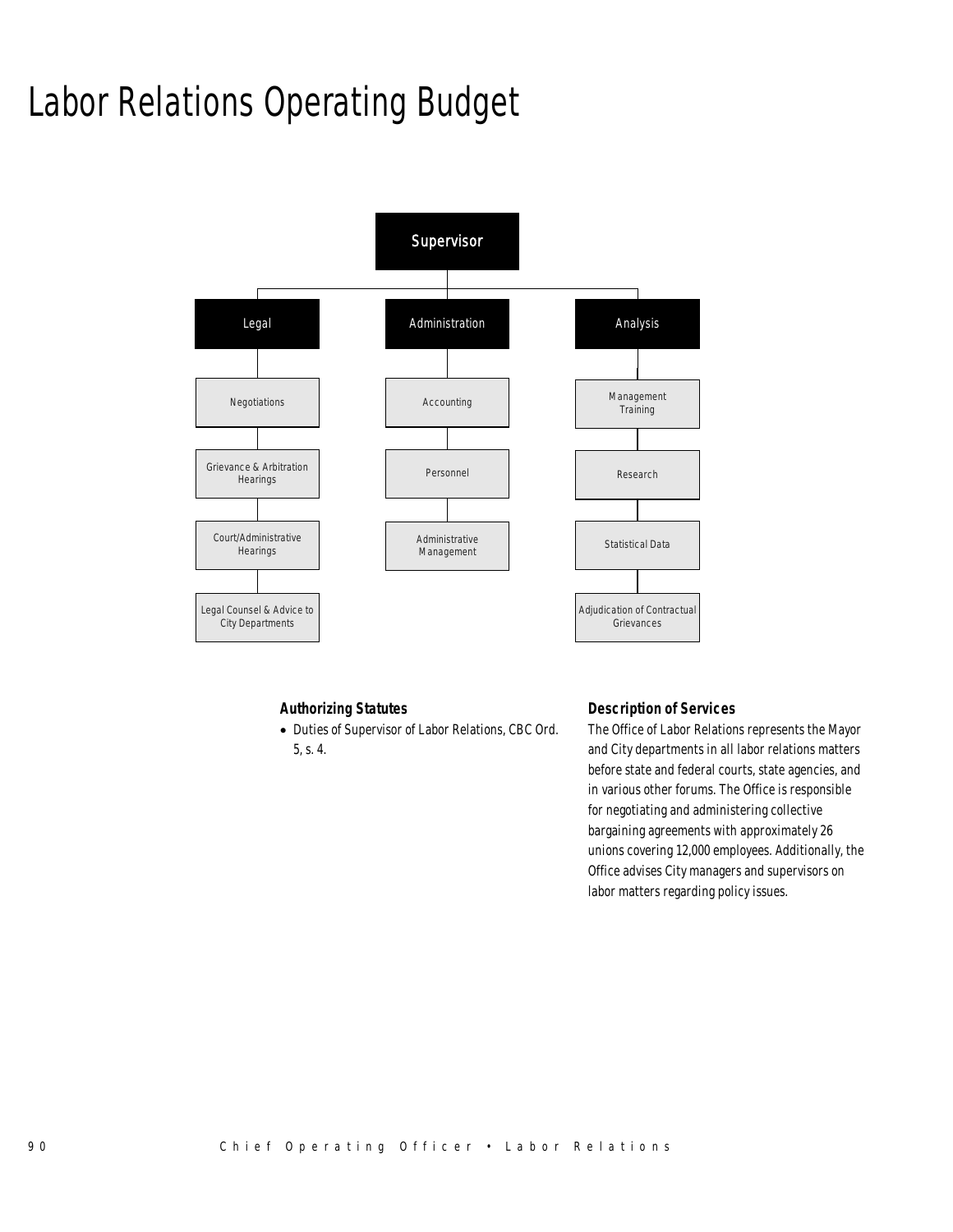# Labor Relations Operating Budget

- **Supervisor**
  - **Legal**
    - Negotiations
    - Grievance & Arbitration Hearings
    - Court/Administrative Hearings
    - Legal Counsel & Advice to City Departments
  - **Administration**
    - Accounting
    - Personnel
    - Administrative Management
  - **Analysis**
    - Management Training
    - Research
    - Statistical Data
    - Adjudication of Contractual Grievances

### Authorizing Statutes

- Duties of Supervisor of Labor Relations, CBC Ord. 5, s. 4.

### Description of Services

The Office of Labor Relations represents the Mayor and City departments in all labor relations matters before state and federal courts, state agencies, and in various other forums. The Office is responsible for negotiating and administering collective bargaining agreements with approximately 26 unions covering 12,000 employees. Additionally, the Office advises City managers and supervisors on labor matters regarding policy issues.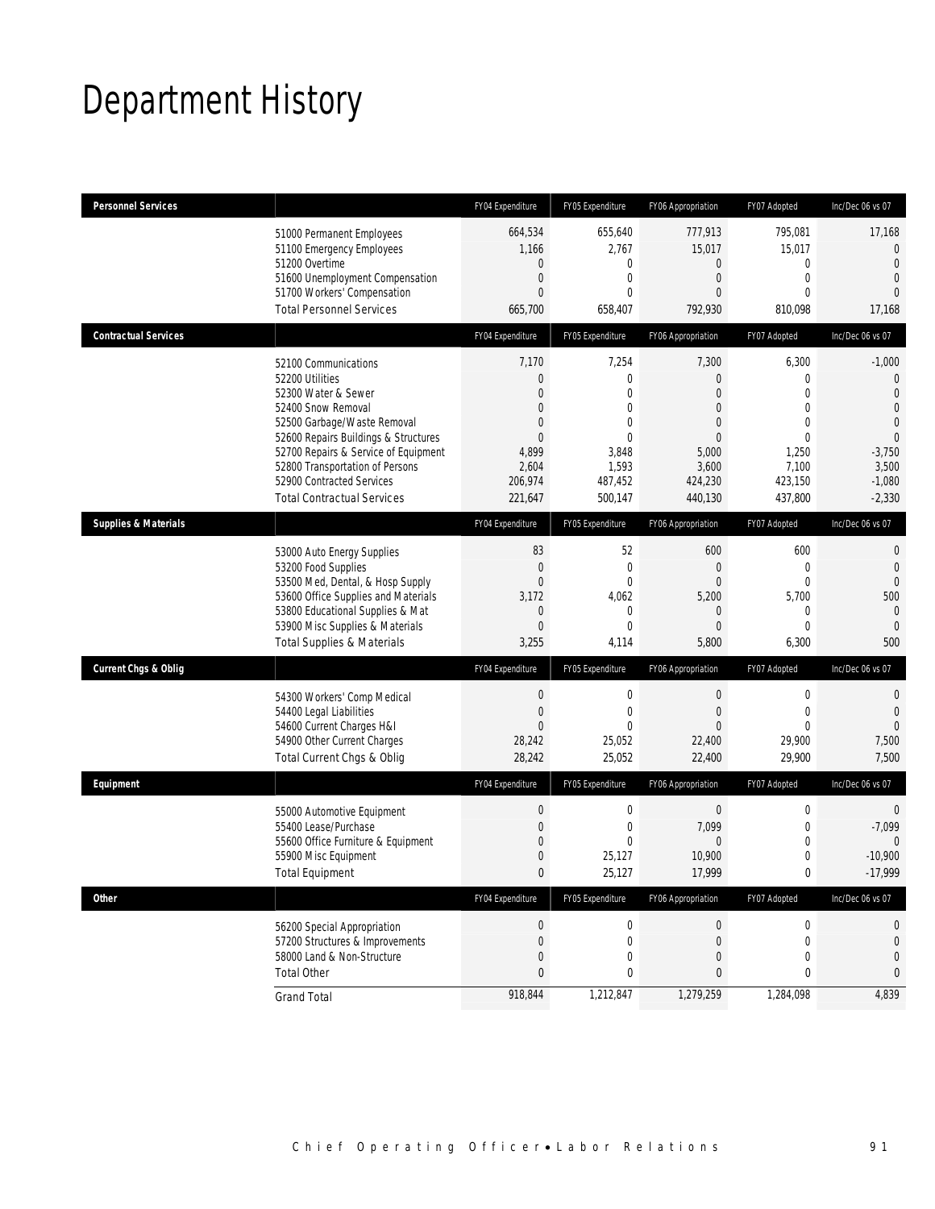# Department History

| Personnel Services | | FY04 Expenditure | FY05 Expenditure | FY06 Appropriation | FY07 Adopted | Inc/Dec 06 vs 07 |
|---|---|---|---|---|---|---|
| | 51000 Permanent Employees | 664,534 | 655,640 | 777,913 | 795,081 | 17,168 |
| | 51100 Emergency Employees | 1,166 | 2,767 | 15,017 | 15,017 | 0 |
| | 51200 Overtime | 0 | 0 | 0 | 0 | 0 |
| | 51600 Unemployment Compensation | 0 | 0 | 0 | 0 | 0 |
| | 51700 Workers' Compensation | 0 | 0 | 0 | 0 | 0 |
| | Total Personnel Services | 665,700 | 658,407 | 792,930 | 810,098 | 17,168 |
| **Contractual Services** | | FY04 Expenditure | FY05 Expenditure | FY06 Appropriation | FY07 Adopted | Inc/Dec 06 vs 07 |
| | 52100 Communications | 7,170 | 7,254 | 7,300 | 6,300 | -1,000 |
| | 52200 Utilities | 0 | 0 | 0 | 0 | 0 |
| | 52300 Water & Sewer | 0 | 0 | 0 | 0 | 0 |
| | 52400 Snow Removal | 0 | 0 | 0 | 0 | 0 |
| | 52500 Garbage/Waste Removal | 0 | 0 | 0 | 0 | 0 |
| | 52600 Repairs Buildings & Structures | 0 | 0 | 0 | 0 | 0 |
| | 52700 Repairs & Service of Equipment | 4,899 | 3,848 | 5,000 | 1,250 | -3,750 |
| | 52800 Transportation of Persons | 2,604 | 1,593 | 3,600 | 7,100 | 3,500 |
| | 52900 Contracted Services | 206,974 | 487,452 | 424,230 | 423,150 | -1,080 |
| | Total Contractual Services | 221,647 | 500,147 | 440,130 | 437,800 | -2,330 |
| **Supplies & Materials** | | FY04 Expenditure | FY05 Expenditure | FY06 Appropriation | FY07 Adopted | Inc/Dec 06 vs 07 |
| | 53000 Auto Energy Supplies | 83 | 52 | 600 | 600 | 0 |
| | 53200 Food Supplies | 0 | 0 | 0 | 0 | 0 |
| | 53500 Med, Dental, & Hosp Supply | 0 | 0 | 0 | 0 | 0 |
| | 53600 Office Supplies and Materials | 3,172 | 4,062 | 5,200 | 5,700 | 500 |
| | 53800 Educational Supplies & Mat | 0 | 0 | 0 | 0 | 0 |
| | 53900 Misc Supplies & Materials | 0 | 0 | 0 | 0 | 0 |
| | Total Supplies & Materials | 3,255 | 4,114 | 5,800 | 6,300 | 500 |
| **Current Chgs & Oblig** | | FY04 Expenditure | FY05 Expenditure | FY06 Appropriation | FY07 Adopted | Inc/Dec 06 vs 07 |
| | 54300 Workers' Comp Medical | 0 | 0 | 0 | 0 | 0 |
| | 54400 Legal Liabilities | 0 | 0 | 0 | 0 | 0 |
| | 54600 Current Charges H&I | 0 | 0 | 0 | 0 | 0 |
| | 54900 Other Current Charges | 28,242 | 25,052 | 22,400 | 29,900 | 7,500 |
| | Total Current Chgs & Oblig | 28,242 | 25,052 | 22,400 | 29,900 | 7,500 |
| **Equipment** | | FY04 Expenditure | FY05 Expenditure | FY06 Appropriation | FY07 Adopted | Inc/Dec 06 vs 07 |
| | 55000 Automotive Equipment | 0 | 0 | 0 | 0 | 0 |
| | 55400 Lease/Purchase | 0 | 0 | 7,099 | 0 | -7,099 |
| | 55600 Office Furniture & Equipment | 0 | 0 | 0 | 0 | 0 |
| | 55900 Misc Equipment | 0 | 25,127 | 10,900 | 0 | -10,900 |
| | Total Equipment | 0 | 25,127 | 17,999 | 0 | -17,999 |
| **Other** | | FY04 Expenditure | FY05 Expenditure | FY06 Appropriation | FY07 Adopted | Inc/Dec 06 vs 07 |
| | 56200 Special Appropriation | 0 | 0 | 0 | 0 | 0 |
| | 57200 Structures & Improvements | 0 | 0 | 0 | 0 | 0 |
| | 58000 Land & Non-Structure | 0 | 0 | 0 | 0 | 0 |
| | Total Other | 0 | 0 | 0 | 0 | 0 |
| | Grand Total | 918,844 | 1,212,847 | 1,279,259 | 1,284,098 | 4,839 |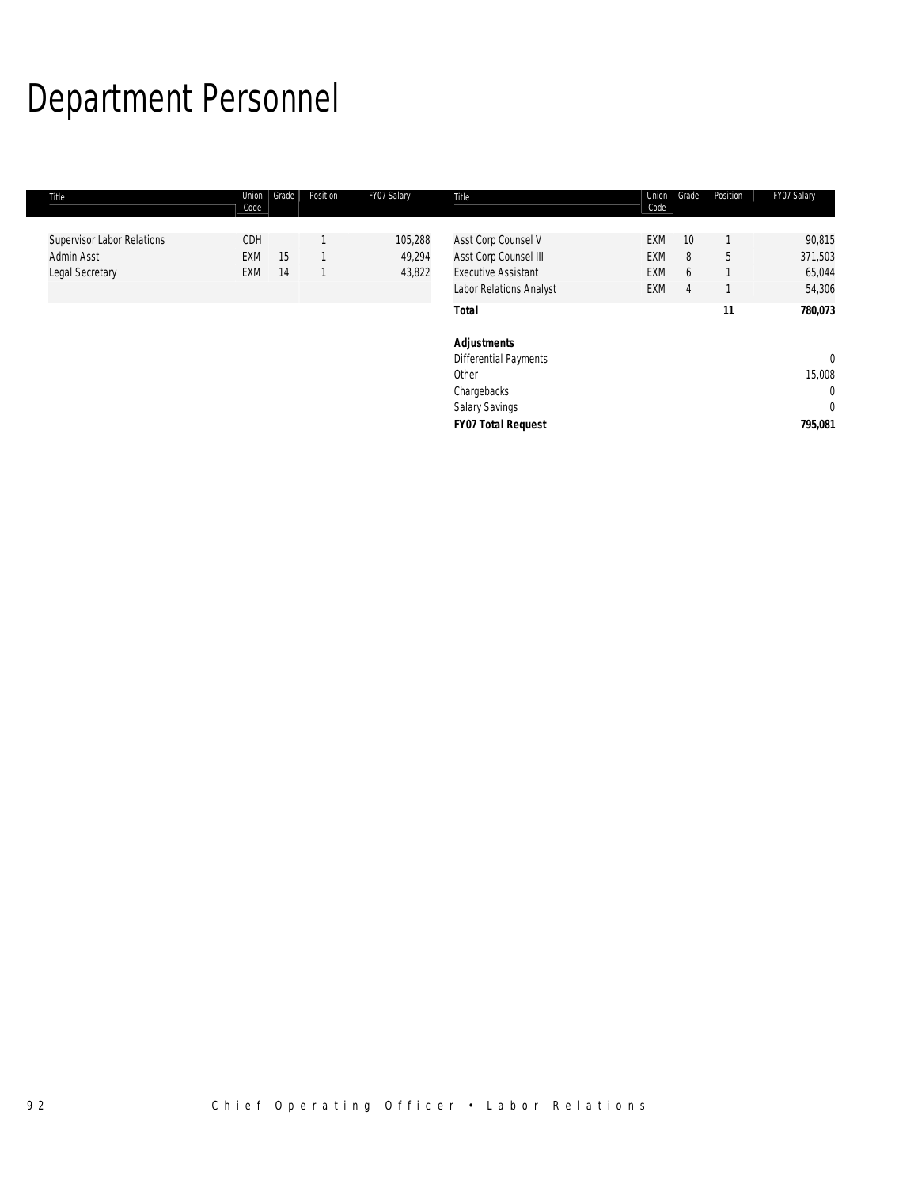# Department Personnel

| Title | Union Code | Grade | Position | FY07 Salary |
|---|---|---|---|---|
| Supervisor Labor Relations | CDH | | 1 | 105,288 |
| Admin Asst | EXM | 15 | 1 | 49,294 |
| Legal Secretary | EXM | 14 | 1 | 43,822 |
| Asst Corp Counsel V | EXM | 10 | 1 | 90,815 |
| Asst Corp Counsel III | EXM | 8 | 5 | 371,503 |
| Executive Assistant | EXM | 6 | 1 | 65,044 |
| Labor Relations Analyst | EXM | 4 | 1 | 54,306 |
| **Total** | | | **11** | **780,073** |
| | | | | |
| ***Adjustments*** | | | | |
| Differential Payments | | | | 0 |
| Other | | | | 15,008 |
| Chargebacks | | | | 0 |
| Salary Savings | | | | 0 |
| ***FY07 Total Request*** | | | | **795,081** |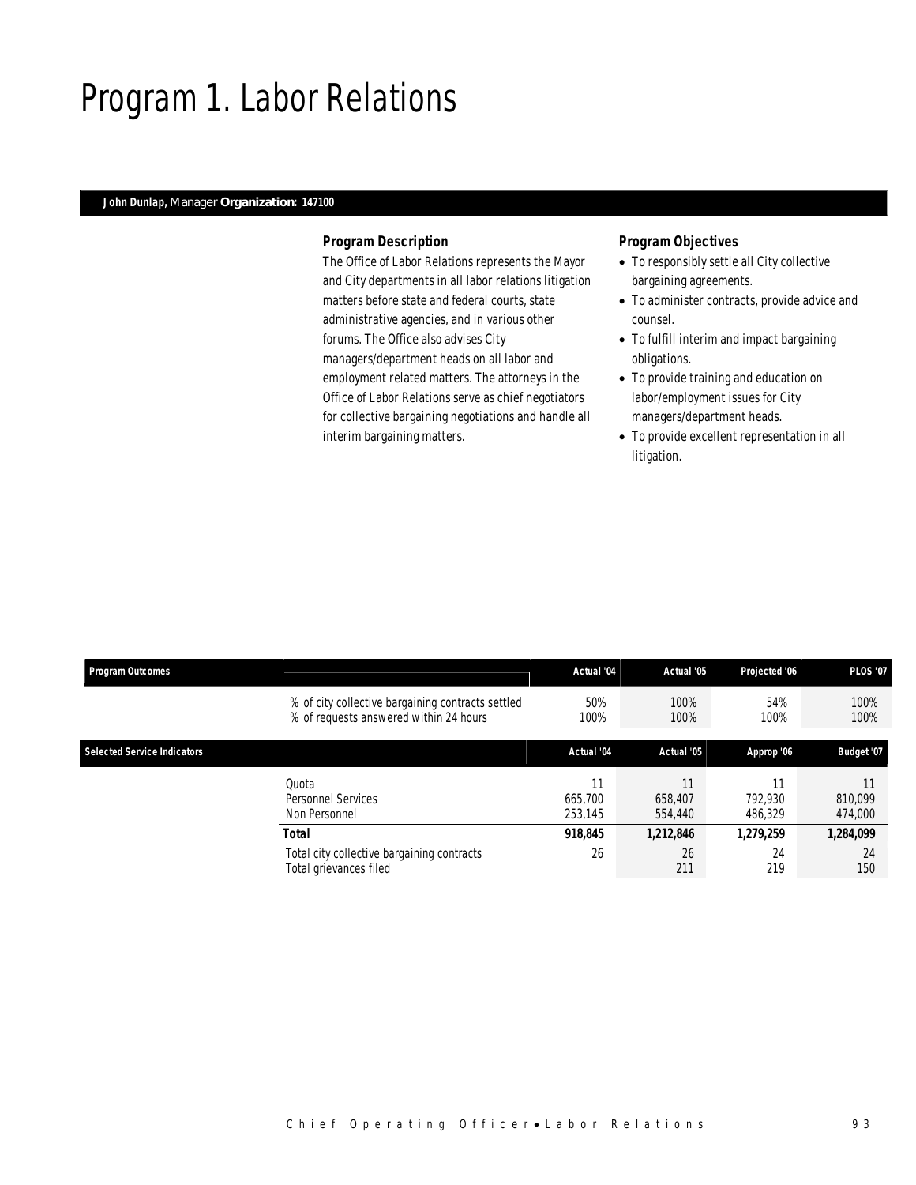# Program 1. Labor Relations

**John Dunlap,** Manager **Organization: 147100**

### Program Description

The Office of Labor Relations represents the Mayor and City departments in all labor relations litigation matters before state and federal courts, state administrative agencies, and in various other forums. The Office also advises City managers/department heads on all labor and employment related matters. The attorneys in the Office of Labor Relations serve as chief negotiators for collective bargaining negotiations and handle all interim bargaining matters.

### Program Objectives

- To responsibly settle all City collective bargaining agreements.
- To administer contracts, provide advice and counsel.
- To fulfill interim and impact bargaining obligations.
- To provide training and education on labor/employment issues for City managers/department heads.
- To provide excellent representation in all litigation.

| Program Outcomes | | Actual '04 | Actual '05 | Projected '06 | PLOS '07 |
|---|---|---|---|---|---|
| | % of city collective bargaining contracts settled | 50% | 100% | 54% | 100% |
| | % of requests answered within 24 hours | 100% | 100% | 100% | 100% |

| Selected Service Indicators | | Actual '04 | Actual '05 | Approp '06 | Budget '07 |
|---|---|---|---|---|---|
| | Quota | 11 | 11 | 11 | 11 |
| | Personnel Services | 665,700 | 658,407 | 792,930 | 810,099 |
| | Non Personnel | 253,145 | 554,440 | 486,329 | 474,000 |
| | **Total** | **918,845** | **1,212,846** | **1,279,259** | **1,284,099** |
| | Total city collective bargaining contracts | 26 | 26 | 24 | 24 |
| | Total grievances filed | | 211 | 219 | 150 |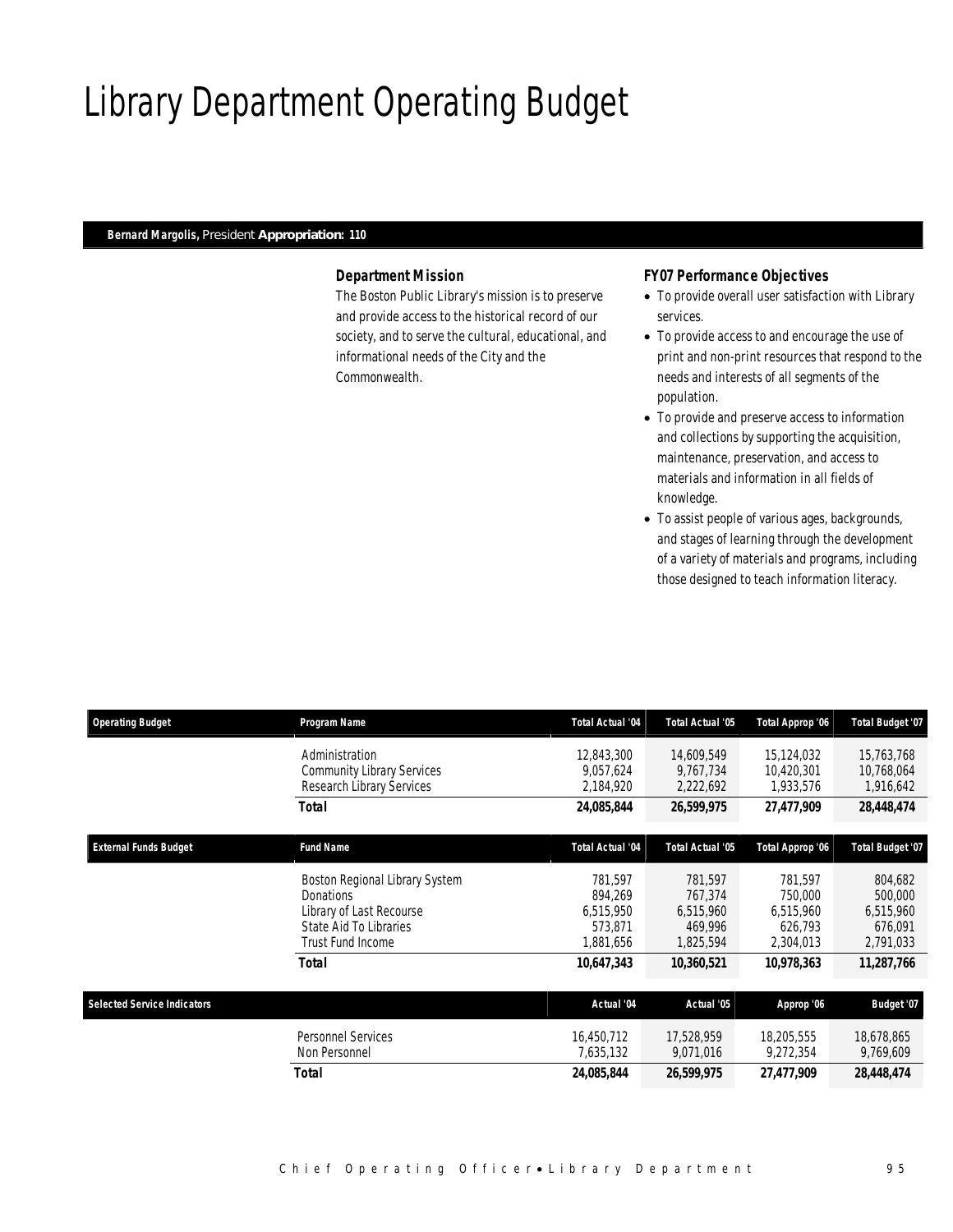# Library Department Operating Budget

**Bernard Margolis,** President **Appropriation: 110**

### Department Mission

The Boston Public Library's mission is to preserve and provide access to the historical record of our society, and to serve the cultural, educational, and informational needs of the City and the Commonwealth.

### FY07 Performance Objectives

- To provide overall user satisfaction with Library services.
- To provide access to and encourage the use of print and non-print resources that respond to the needs and interests of all segments of the population.
- To provide and preserve access to information and collections by supporting the acquisition, maintenance, preservation, and access to materials and information in all fields of knowledge.
- To assist people of various ages, backgrounds, and stages of learning through the development of a variety of materials and programs, including those designed to teach information literacy.

| Operating Budget | Program Name | Total Actual '04 | Total Actual '05 | Total Approp '06 | Total Budget '07 |
|---|---|---|---|---|---|
| | Administration | 12,843,300 | 14,609,549 | 15,124,032 | 15,763,768 |
| | Community Library Services | 9,057,624 | 9,767,734 | 10,420,301 | 10,768,064 |
| | Research Library Services | 2,184,920 | 2,222,692 | 1,933,576 | 1,916,642 |
| | **Total** | **24,085,844** | **26,599,975** | **27,477,909** | **28,448,474** |

| External Funds Budget | Fund Name | Total Actual '04 | Total Actual '05 | Total Approp '06 | Total Budget '07 |
|---|---|---|---|---|---|
| | Boston Regional Library System | 781,597 | 781,597 | 781,597 | 804,682 |
| | Donations | 894,269 | 767,374 | 750,000 | 500,000 |
| | Library of Last Recourse | 6,515,950 | 6,515,960 | 6,515,960 | 6,515,960 |
| | State Aid To Libraries | 573,871 | 469,996 | 626,793 | 676,091 |
| | Trust Fund Income | 1,881,656 | 1,825,594 | 2,304,013 | 2,791,033 |
| | **Total** | **10,647,343** | **10,360,521** | **10,978,363** | **11,287,766** |

| Selected Service Indicators | | Actual '04 | Actual '05 | Approp '06 | Budget '07 |
|---|---|---|---|---|---|
| | Personnel Services | 16,450,712 | 17,528,959 | 18,205,555 | 18,678,865 |
| | Non Personnel | 7,635,132 | 9,071,016 | 9,272,354 | 9,769,609 |
| | **Total** | **24,085,844** | **26,599,975** | **27,477,909** | **28,448,474** |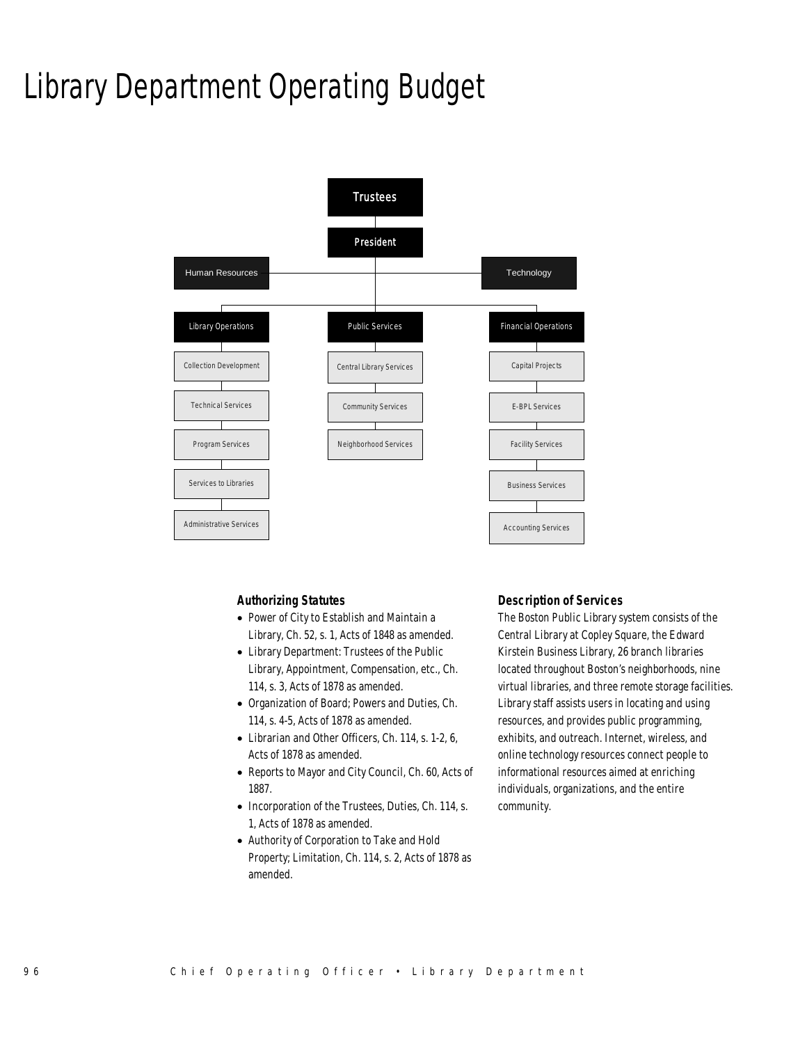# Library Department Operating Budget

Trustees

President

Human Resources

Technology

Library Operations

- Collection Development
- Technical Services
- Program Services
- Services to Libraries
- Administrative Services

Public Services

- Central Library Services
- Community Services
- Neighborhood Services

Financial Operations

- Capital Projects
- E-BPL Services
- Facility Services
- Business Services
- Accounting Services

### Authorizing Statutes

- Power of City to Establish and Maintain a Library, Ch. 52, s. 1, Acts of 1848 as amended.
- Library Department: Trustees of the Public Library, Appointment, Compensation, etc., Ch. 114, s. 3, Acts of 1878 as amended.
- Organization of Board; Powers and Duties, Ch. 114, s. 4-5, Acts of 1878 as amended.
- Librarian and Other Officers, Ch. 114, s. 1-2, 6, Acts of 1878 as amended.
- Reports to Mayor and City Council, Ch. 60, Acts of 1887.
- Incorporation of the Trustees, Duties, Ch. 114, s. 1, Acts of 1878 as amended.
- Authority of Corporation to Take and Hold Property; Limitation, Ch. 114, s. 2, Acts of 1878 as amended.

### Description of Services

The Boston Public Library system consists of the Central Library at Copley Square, the Edward Kirstein Business Library, 26 branch libraries located throughout Boston's neighborhoods, nine virtual libraries, and three remote storage facilities. Library staff assists users in locating and using resources, and provides public programming, exhibits, and outreach. Internet, wireless, and online technology resources connect people to informational resources aimed at enriching individuals, organizations, and the entire community.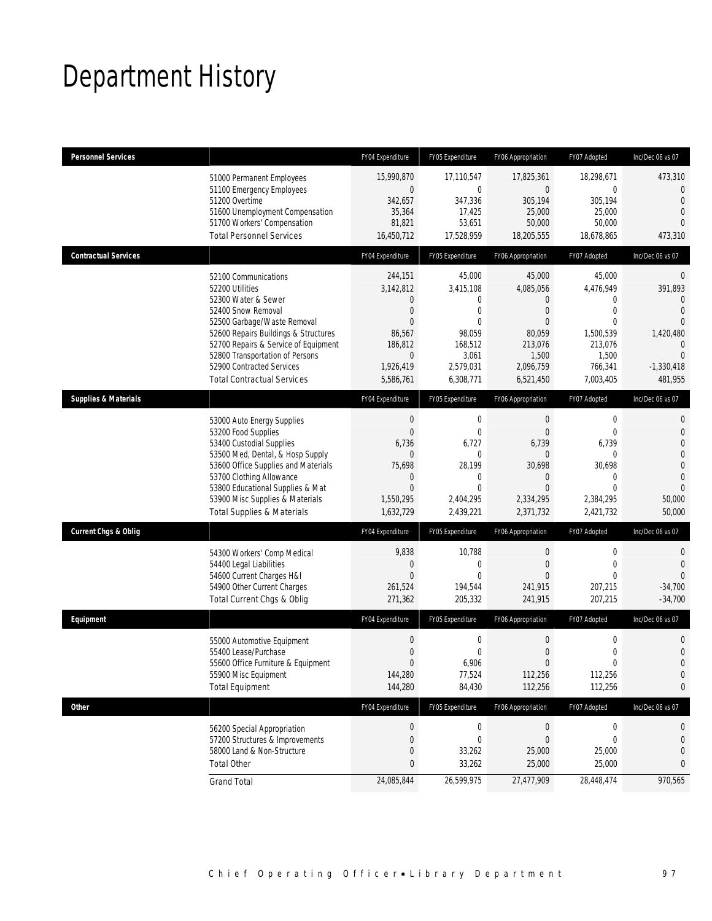# Department History

| Personnel Services | | FY04 Expenditure | FY05 Expenditure | FY06 Appropriation | FY07 Adopted | Inc/Dec 06 vs 07 |
|---|---|---|---|---|---|---|
| | 51000 Permanent Employees | 15,990,870 | 17,110,547 | 17,825,361 | 18,298,671 | 473,310 |
| | 51100 Emergency Employees | 0 | 0 | 0 | 0 | 0 |
| | 51200 Overtime | 342,657 | 347,336 | 305,194 | 305,194 | 0 |
| | 51600 Unemployment Compensation | 35,364 | 17,425 | 25,000 | 25,000 | 0 |
| | 51700 Workers' Compensation | 81,821 | 53,651 | 50,000 | 50,000 | 0 |
| | Total Personnel Services | 16,450,712 | 17,528,959 | 18,205,555 | 18,678,865 | 473,310 |
| **Contractual Services** | | **FY04 Expenditure** | **FY05 Expenditure** | **FY06 Appropriation** | **FY07 Adopted** | **Inc/Dec 06 vs 07** |
| | 52100 Communications | 244,151 | 45,000 | 45,000 | 45,000 | 0 |
| | 52200 Utilities | 3,142,812 | 3,415,108 | 4,085,056 | 4,476,949 | 391,893 |
| | 52300 Water & Sewer | 0 | 0 | 0 | 0 | 0 |
| | 52400 Snow Removal | 0 | 0 | 0 | 0 | 0 |
| | 52500 Garbage/Waste Removal | 0 | 0 | 0 | 0 | 0 |
| | 52600 Repairs Buildings & Structures | 86,567 | 98,059 | 80,059 | 1,500,539 | 1,420,480 |
| | 52700 Repairs & Service of Equipment | 186,812 | 168,512 | 213,076 | 213,076 | 0 |
| | 52800 Transportation of Persons | 0 | 3,061 | 1,500 | 1,500 | 0 |
| | 52900 Contracted Services | 1,926,419 | 2,579,031 | 2,096,759 | 766,341 | -1,330,418 |
| | Total Contractual Services | 5,586,761 | 6,308,771 | 6,521,450 | 7,003,405 | 481,955 |
| **Supplies & Materials** | | **FY04 Expenditure** | **FY05 Expenditure** | **FY06 Appropriation** | **FY07 Adopted** | **Inc/Dec 06 vs 07** |
| | 53000 Auto Energy Supplies | 0 | 0 | 0 | 0 | 0 |
| | 53200 Food Supplies | 0 | 0 | 0 | 0 | 0 |
| | 53400 Custodial Supplies | 6,736 | 6,727 | 6,739 | 6,739 | 0 |
| | 53500 Med, Dental, & Hosp Supply | 0 | 0 | 0 | 0 | 0 |
| | 53600 Office Supplies and Materials | 75,698 | 28,199 | 30,698 | 30,698 | 0 |
| | 53700 Clothing Allowance | 0 | 0 | 0 | 0 | 0 |
| | 53800 Educational Supplies & Mat | 0 | 0 | 0 | 0 | 0 |
| | 53900 Misc Supplies & Materials | 1,550,295 | 2,404,295 | 2,334,295 | 2,384,295 | 50,000 |
| | Total Supplies & Materials | 1,632,729 | 2,439,221 | 2,371,732 | 2,421,732 | 50,000 |
| **Current Chgs & Oblig** | | **FY04 Expenditure** | **FY05 Expenditure** | **FY06 Appropriation** | **FY07 Adopted** | **Inc/Dec 06 vs 07** |
| | 54300 Workers' Comp Medical | 9,838 | 10,788 | 0 | 0 | 0 |
| | 54400 Legal Liabilities | 0 | 0 | 0 | 0 | 0 |
| | 54600 Current Charges H&I | 0 | 0 | 0 | 0 | 0 |
| | 54900 Other Current Charges | 261,524 | 194,544 | 241,915 | 207,215 | -34,700 |
| | Total Current Chgs & Oblig | 271,362 | 205,332 | 241,915 | 207,215 | -34,700 |
| **Equipment** | | **FY04 Expenditure** | **FY05 Expenditure** | **FY06 Appropriation** | **FY07 Adopted** | **Inc/Dec 06 vs 07** |
| | 55000 Automotive Equipment | 0 | 0 | 0 | 0 | 0 |
| | 55400 Lease/Purchase | 0 | 0 | 0 | 0 | 0 |
| | 55600 Office Furniture & Equipment | 0 | 6,906 | 0 | 0 | 0 |
| | 55900 Misc Equipment | 144,280 | 77,524 | 112,256 | 112,256 | 0 |
| | Total Equipment | 144,280 | 84,430 | 112,256 | 112,256 | 0 |
| **Other** | | **FY04 Expenditure** | **FY05 Expenditure** | **FY06 Appropriation** | **FY07 Adopted** | **Inc/Dec 06 vs 07** |
| | 56200 Special Appropriation | 0 | 0 | 0 | 0 | 0 |
| | 57200 Structures & Improvements | 0 | 0 | 0 | 0 | 0 |
| | 58000 Land & Non-Structure | 0 | 33,262 | 25,000 | 25,000 | 0 |
| | Total Other | 0 | 33,262 | 25,000 | 25,000 | 0 |
| | Grand Total | 24,085,844 | 26,599,975 | 27,477,909 | 28,448,474 | 970,565 |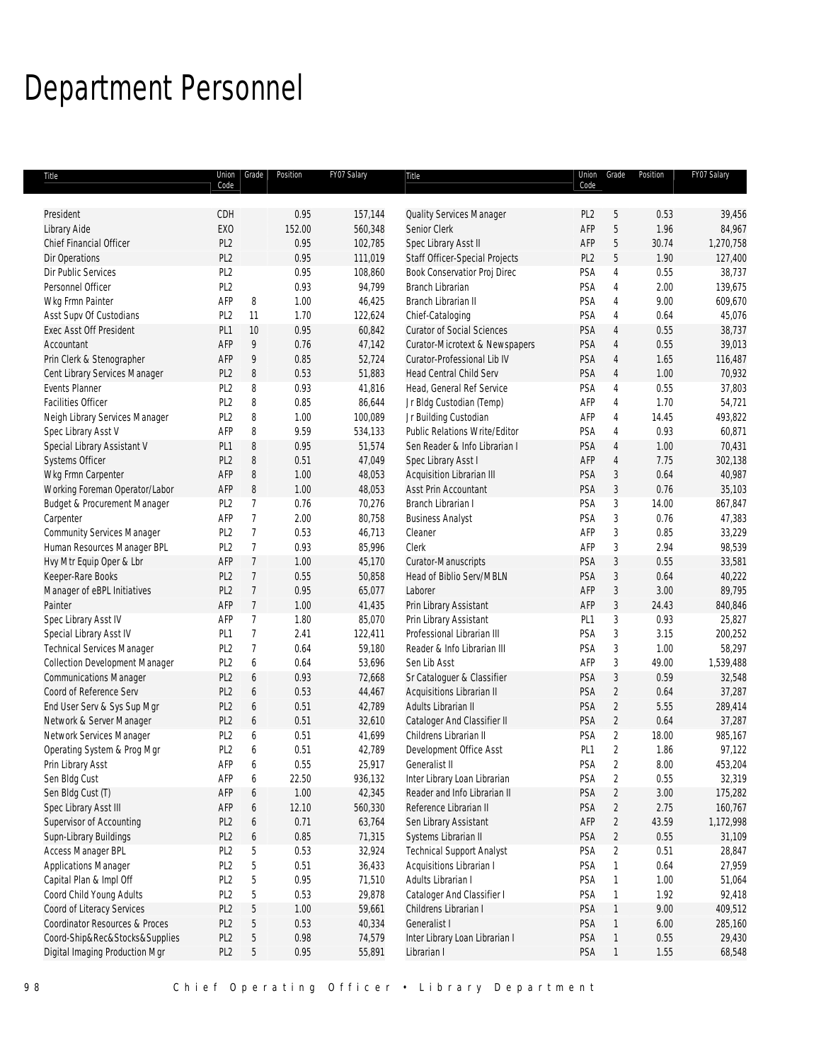# Department Personnel

| Title | Union Code | Grade | Position | FY07 Salary |
|---|---|---|---|---|
| President | CDH | | 0.95 | 157,144 |
| Library Aide | EXO | | 152.00 | 560,348 |
| Chief Financial Officer | PL2 | | 0.95 | 102,785 |
| Dir Operations | PL2 | | 0.95 | 111,019 |
| Dir Public Services | PL2 | | 0.95 | 108,860 |
| Personnel Officer | PL2 | | 0.93 | 94,799 |
| Wkg Frmn Painter | AFP | 8 | 1.00 | 46,425 |
| Asst Supv Of Custodians | PL2 | 11 | 1.70 | 122,624 |
| Exec Asst Off President | PL1 | 10 | 0.95 | 60,842 |
| Accountant | AFP | 9 | 0.76 | 47,142 |
| Prin Clerk & Stenographer | AFP | 9 | 0.85 | 52,724 |
| Cent Library Services Manager | PL2 | 8 | 0.53 | 51,883 |
| Events Planner | PL2 | 8 | 0.93 | 41,816 |
| Facilities Officer | PL2 | 8 | 0.85 | 86,644 |
| Neigh Library Services Manager | PL2 | 8 | 1.00 | 100,089 |
| Spec Library Asst V | AFP | 8 | 9.59 | 534,133 |
| Special Library Assistant V | PL1 | 8 | 0.95 | 51,574 |
| Systems Officer | PL2 | 8 | 0.51 | 47,049 |
| Wkg Frmn Carpenter | AFP | 8 | 1.00 | 48,053 |
| Working Foreman Operator/Labor | AFP | 8 | 1.00 | 48,053 |
| Budget & Procurement Manager | PL2 | 7 | 0.76 | 70,276 |
| Carpenter | AFP | 7 | 2.00 | 80,758 |
| Community Services Manager | PL2 | 7 | 0.53 | 46,713 |
| Human Resources Manager BPL | PL2 | 7 | 0.93 | 85,996 |
| Hvy Mtr Equip Oper & Lbr | AFP | 7 | 1.00 | 45,170 |
| Keeper-Rare Books | PL2 | 7 | 0.55 | 50,858 |
| Manager of eBPL Initiatives | PL2 | 7 | 0.95 | 65,077 |
| Painter | AFP | 7 | 1.00 | 41,435 |
| Spec Library Asst IV | AFP | 7 | 1.80 | 85,070 |
| Special Library Asst IV | PL1 | 7 | 2.41 | 122,411 |
| Technical Services Manager | PL2 | 7 | 0.64 | 59,180 |
| Collection Development Manager | PL2 | 6 | 0.64 | 53,696 |
| Communications Manager | PL2 | 6 | 0.93 | 72,668 |
| Coord of Reference Serv | PL2 | 6 | 0.53 | 44,467 |
| End User Serv & Sys Sup Mgr | PL2 | 6 | 0.51 | 42,789 |
| Network & Server Manager | PL2 | 6 | 0.51 | 32,610 |
| Network Services Manager | PL2 | 6 | 0.51 | 41,699 |
| Operating System & Prog Mgr | PL2 | 6 | 0.51 | 42,789 |
| Prin Library Asst | AFP | 6 | 0.55 | 25,917 |
| Sen Bldg Cust | AFP | 6 | 22.50 | 936,132 |
| Sen Bldg Cust (T) | AFP | 6 | 1.00 | 42,345 |
| Spec Library Asst III | AFP | 6 | 12.10 | 560,330 |
| Supervisor of Accounting | PL2 | 6 | 0.71 | 63,764 |
| Supn-Library Buildings | PL2 | 6 | 0.85 | 71,315 |
| Access Manager BPL | PL2 | 5 | 0.53 | 32,924 |
| Applications Manager | PL2 | 5 | 0.51 | 36,433 |
| Capital Plan & Impl Off | PL2 | 5 | 0.95 | 71,510 |
| Coord Child Young Adults | PL2 | 5 | 0.53 | 29,878 |
| Coord of Literacy Services | PL2 | 5 | 1.00 | 59,661 |
| Coordinator Resources & Proces | PL2 | 5 | 0.53 | 40,334 |
| Coord-Ship&Rec&Stocks&Supplies | PL2 | 5 | 0.98 | 74,579 |
| Digital Imaging Production Mgr | PL2 | 5 | 0.95 | 55,891 |
| Quality Services Manager | PL2 | 5 | 0.53 | 39,456 |
| Senior Clerk | AFP | 5 | 1.96 | 84,967 |
| Spec Library Asst II | AFP | 5 | 30.74 | 1,270,758 |
| Staff Officer-Special Projects | PL2 | 5 | 1.90 | 127,400 |
| Book Conservatior Proj Direc | PSA | 4 | 0.55 | 38,737 |
| Branch Librarian | PSA | 4 | 2.00 | 139,675 |
| Branch Librarian II | PSA | 4 | 9.00 | 609,670 |
| Chief-Cataloging | PSA | 4 | 0.64 | 45,076 |
| Curator of Social Sciences | PSA | 4 | 0.55 | 38,737 |
| Curator-Microtext & Newspapers | PSA | 4 | 0.55 | 39,013 |
| Curator-Professional Lib IV | PSA | 4 | 1.65 | 116,487 |
| Head Central Child Serv | PSA | 4 | 1.00 | 70,932 |
| Head, General Ref Service | PSA | 4 | 0.55 | 37,803 |
| Jr Bldg Custodian (Temp) | AFP | 4 | 1.70 | 54,721 |
| Jr Building Custodian | AFP | 4 | 14.45 | 493,822 |
| Public Relations Write/Editor | PSA | 4 | 0.93 | 60,871 |
| Sen Reader & Info Librarian I | PSA | 4 | 1.00 | 70,431 |
| Spec Library Asst I | AFP | 4 | 7.75 | 302,138 |
| Acquisition Librarian III | PSA | 3 | 0.64 | 40,987 |
| Asst Prin Accountant | PSA | 3 | 0.76 | 35,103 |
| Branch Librarian I | PSA | 3 | 14.00 | 867,847 |
| Business Analyst | PSA | 3 | 0.76 | 47,383 |
| Cleaner | AFP | 3 | 0.85 | 33,229 |
| Clerk | AFP | 3 | 2.94 | 98,539 |
| Curator-Manuscripts | PSA | 3 | 0.55 | 33,581 |
| Head of Biblio Serv/MBLN | PSA | 3 | 0.64 | 40,222 |
| Laborer | AFP | 3 | 3.00 | 89,795 |
| Prin Library Assistant | AFP | 3 | 24.43 | 840,846 |
| Prin Library Assistant | PL1 | 3 | 0.93 | 25,827 |
| Professional Librarian III | PSA | 3 | 3.15 | 200,252 |
| Reader & Info Librarian III | PSA | 3 | 1.00 | 58,297 |
| Sen Lib Asst | AFP | 3 | 49.00 | 1,539,488 |
| Sr Cataloguer & Classifier | PSA | 3 | 0.59 | 32,548 |
| Acquisitions Librarian II | PSA | 2 | 0.64 | 37,287 |
| Adults Librarian II | PSA | 2 | 5.55 | 289,414 |
| Cataloger And Classifier II | PSA | 2 | 0.64 | 37,287 |
| Childrens Librarian II | PSA | 2 | 18.00 | 985,167 |
| Development Office Asst | PL1 | 2 | 1.86 | 97,122 |
| Generalist II | PSA | 2 | 8.00 | 453,204 |
| Inter Library Loan Librarian | PSA | 2 | 0.55 | 32,319 |
| Reader and Info Librarian II | PSA | 2 | 3.00 | 175,282 |
| Reference Librarian II | PSA | 2 | 2.75 | 160,767 |
| Sen Library Assistant | AFP | 2 | 43.59 | 1,172,998 |
| Systems Librarian II | PSA | 2 | 0.55 | 31,109 |
| Technical Support Analyst | PSA | 2 | 0.51 | 28,847 |
| Acquisitions Librarian I | PSA | 1 | 0.64 | 27,959 |
| Adults Librarian I | PSA | 1 | 1.00 | 51,064 |
| Cataloger And Classifier I | PSA | 1 | 1.92 | 92,418 |
| Childrens Librarian I | PSA | 1 | 9.00 | 409,512 |
| Generalist I | PSA | 1 | 6.00 | 285,160 |
| Inter Library Loan Librarian I | PSA | 1 | 0.55 | 29,430 |
| Librarian I | PSA | 1 | 1.55 | 68,548 |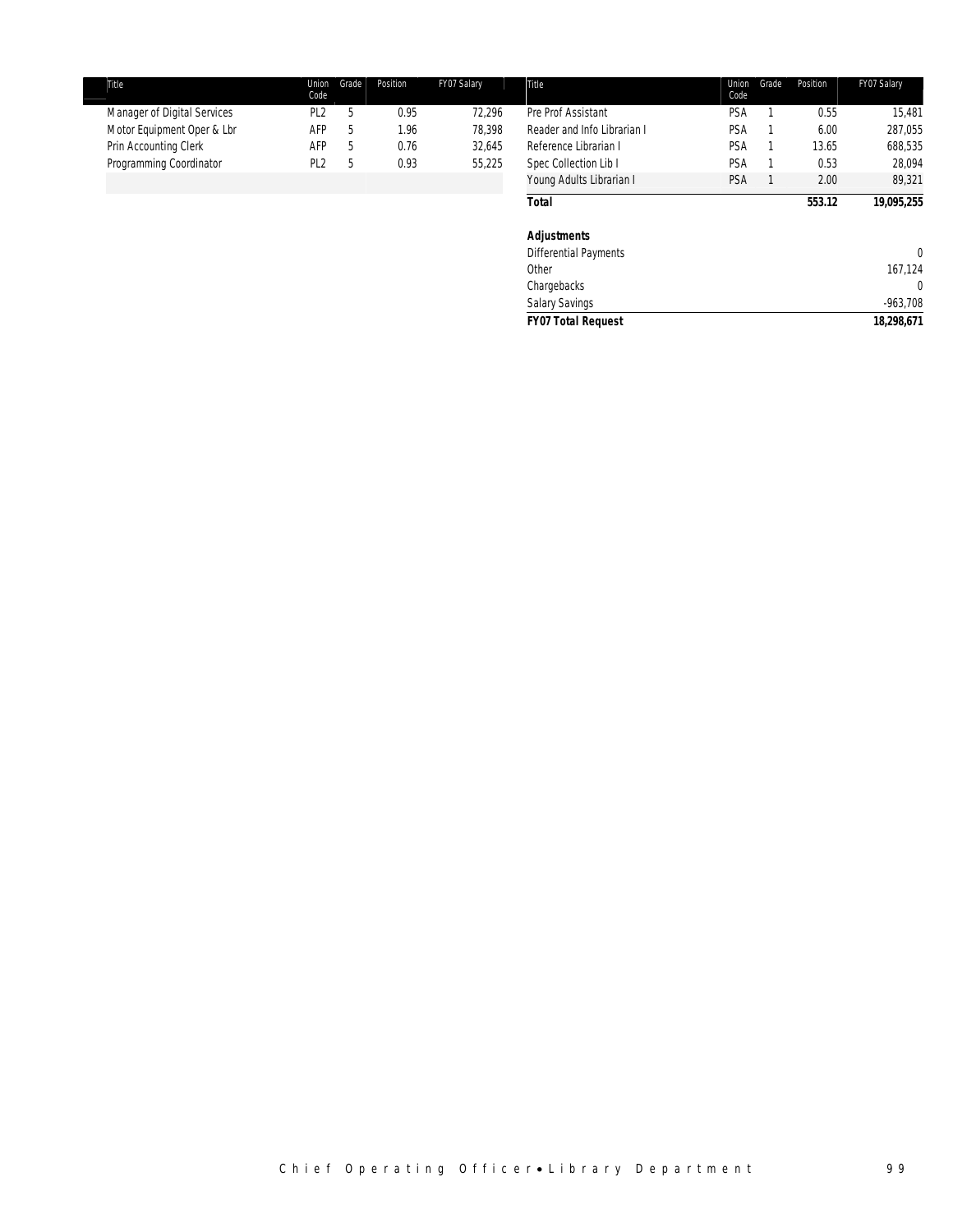| Title | Union Code | Grade | Position | FY07 Salary |
|---|---|---|---|---|
| Manager of Digital Services | PL2 | 5 | 0.95 | 72,296 |
| Motor Equipment Oper & Lbr | AFP | 5 | 1.96 | 78,398 |
| Prin Accounting Clerk | AFP | 5 | 0.76 | 32,645 |
| Programming Coordinator | PL2 | 5 | 0.93 | 55,225 |

| Title | Union Code | Grade | Position | FY07 Salary |
|---|---|---|---|---|
| Pre Prof Assistant | PSA | 1 | 0.55 | 15,481 |
| Reader and Info Librarian I | PSA | 1 | 6.00 | 287,055 |
| Reference Librarian I | PSA | 1 | 13.65 | 688,535 |
| Spec Collection Lib I | PSA | 1 | 0.53 | 28,094 |
| Young Adults Librarian I | PSA | 1 | 2.00 | 89,321 |
| **Total** | | | **553.12** | **19,095,255** |

| **Adjustments** | |
|---|---|
| Differential Payments | 0 |
| Other | 167,124 |
| Chargebacks | 0 |
| Salary Savings | -963,708 |
| ***FY07 Total Request*** | **18,298,671** |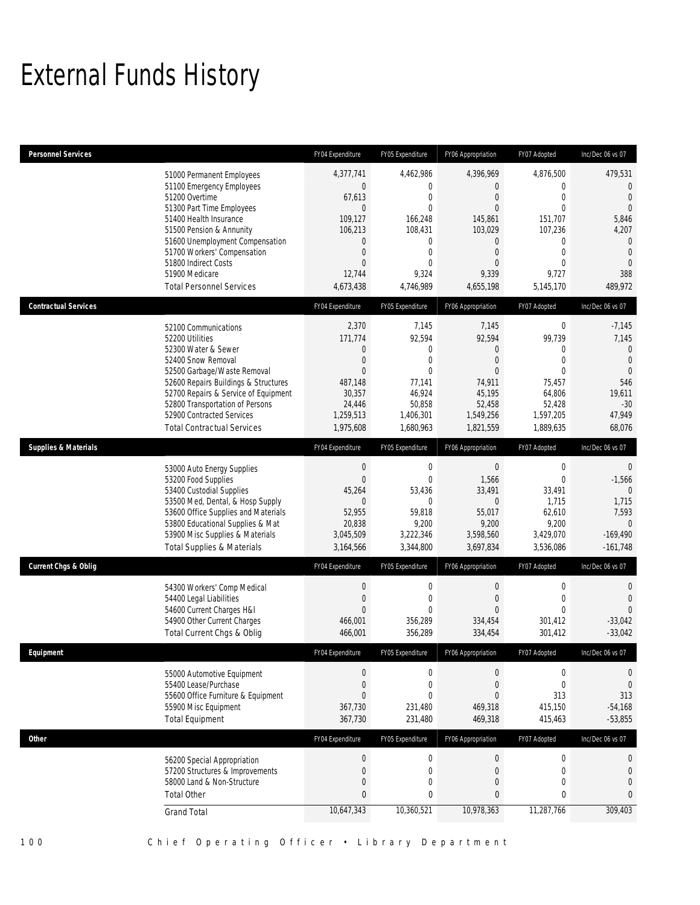# External Funds History

| Personnel Services | FY04 Expenditure | FY05 Expenditure | FY06 Appropriation | FY07 Adopted | Inc/Dec 06 vs 07 |
|---|---|---|---|---|---|
| 51000 Permanent Employees | 4,377,741 | 4,462,986 | 4,396,969 | 4,876,500 | 479,531 |
| 51100 Emergency Employees | 0 | 0 | 0 | 0 | 0 |
| 51200 Overtime | 67,613 | 0 | 0 | 0 | 0 |
| 51300 Part Time Employees | 0 | 0 | 0 | 0 | 0 |
| 51400 Health Insurance | 109,127 | 166,248 | 145,861 | 151,707 | 5,846 |
| 51500 Pension & Annunity | 106,213 | 108,431 | 103,029 | 107,236 | 4,207 |
| 51600 Unemployment Compensation | 0 | 0 | 0 | 0 | 0 |
| 51700 Workers' Compensation | 0 | 0 | 0 | 0 | 0 |
| 51800 Indirect Costs | 0 | 0 | 0 | 0 | 0 |
| 51900 Medicare | 12,744 | 9,324 | 9,339 | 9,727 | 388 |
| Total Personnel Services | 4,673,438 | 4,746,989 | 4,655,198 | 5,145,170 | 489,972 |

| Contractual Services | FY04 Expenditure | FY05 Expenditure | FY06 Appropriation | FY07 Adopted | Inc/Dec 06 vs 07 |
|---|---|---|---|---|---|
| 52100 Communications | 2,370 | 7,145 | 7,145 | 0 | -7,145 |
| 52200 Utilities | 171,774 | 92,594 | 92,594 | 99,739 | 7,145 |
| 52300 Water & Sewer | 0 | 0 | 0 | 0 | 0 |
| 52400 Snow Removal | 0 | 0 | 0 | 0 | 0 |
| 52500 Garbage/Waste Removal | 0 | 0 | 0 | 0 | 0 |
| 52600 Repairs Buildings & Structures | 487,148 | 77,141 | 74,911 | 75,457 | 546 |
| 52700 Repairs & Service of Equipment | 30,357 | 46,924 | 45,195 | 64,806 | 19,611 |
| 52800 Transportation of Persons | 24,446 | 50,858 | 52,458 | 52,428 | -30 |
| 52900 Contracted Services | 1,259,513 | 1,406,301 | 1,549,256 | 1,597,205 | 47,949 |
| Total Contractual Services | 1,975,608 | 1,680,963 | 1,821,559 | 1,889,635 | 68,076 |

| Supplies & Materials | FY04 Expenditure | FY05 Expenditure | FY06 Appropriation | FY07 Adopted | Inc/Dec 06 vs 07 |
|---|---|---|---|---|---|
| 53000 Auto Energy Supplies | 0 | 0 | 0 | 0 | 0 |
| 53200 Food Supplies | 0 | 0 | 1,566 | 0 | -1,566 |
| 53400 Custodial Supplies | 45,264 | 53,436 | 33,491 | 33,491 | 0 |
| 53500 Med, Dental, & Hosp Supply | 0 | 0 | 0 | 1,715 | 1,715 |
| 53600 Office Supplies and Materials | 52,955 | 59,818 | 55,017 | 62,610 | 7,593 |
| 53800 Educational Supplies & Mat | 20,838 | 9,200 | 9,200 | 9,200 | 0 |
| 53900 Misc Supplies & Materials | 3,045,509 | 3,222,346 | 3,598,560 | 3,429,070 | -169,490 |
| Total Supplies & Materials | 3,164,566 | 3,344,800 | 3,697,834 | 3,536,086 | -161,748 |

| Current Chgs & Oblig | FY04 Expenditure | FY05 Expenditure | FY06 Appropriation | FY07 Adopted | Inc/Dec 06 vs 07 |
|---|---|---|---|---|---|
| 54300 Workers' Comp Medical | 0 | 0 | 0 | 0 | 0 |
| 54400 Legal Liabilities | 0 | 0 | 0 | 0 | 0 |
| 54600 Current Charges H&I | 0 | 0 | 0 | 0 | 0 |
| 54900 Other Current Charges | 466,001 | 356,289 | 334,454 | 301,412 | -33,042 |
| Total Current Chgs & Oblig | 466,001 | 356,289 | 334,454 | 301,412 | -33,042 |

| Equipment | FY04 Expenditure | FY05 Expenditure | FY06 Appropriation | FY07 Adopted | Inc/Dec 06 vs 07 |
|---|---|---|---|---|---|
| 55000 Automotive Equipment | 0 | 0 | 0 | 0 | 0 |
| 55400 Lease/Purchase | 0 | 0 | 0 | 0 | 0 |
| 55600 Office Furniture & Equipment | 0 | 0 | 0 | 313 | 313 |
| 55900 Misc Equipment | 367,730 | 231,480 | 469,318 | 415,150 | -54,168 |
| Total Equipment | 367,730 | 231,480 | 469,318 | 415,463 | -53,855 |

| Other | FY04 Expenditure | FY05 Expenditure | FY06 Appropriation | FY07 Adopted | Inc/Dec 06 vs 07 |
|---|---|---|---|---|---|
| 56200 Special Appropriation | 0 | 0 | 0 | 0 | 0 |
| 57200 Structures & Improvements | 0 | 0 | 0 | 0 | 0 |
| 58000 Land & Non-Structure | 0 | 0 | 0 | 0 | 0 |
| Total Other | 0 | 0 | 0 | 0 | 0 |
| Grand Total | 10,647,343 | 10,360,521 | 10,978,363 | 11,287,766 | 309,403 |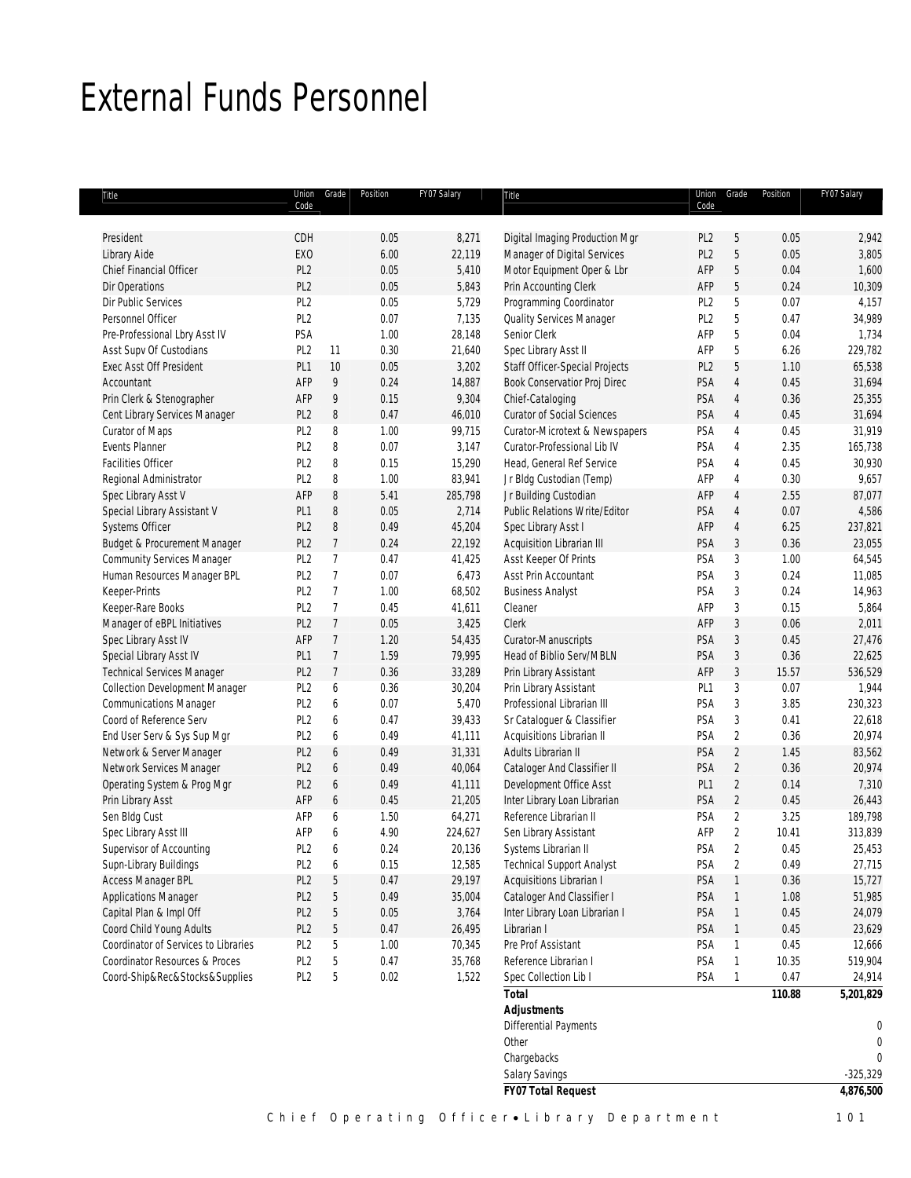# External Funds Personnel

| Title | Union Code | Grade | Position | FY07 Salary |
|---|---|---|---|---|
| President | CDH | | 0.05 | 8,271 |
| Library Aide | EXO | | 6.00 | 22,119 |
| Chief Financial Officer | PL2 | | 0.05 | 5,410 |
| Dir Operations | PL2 | | 0.05 | 5,843 |
| Dir Public Services | PL2 | | 0.05 | 5,729 |
| Personnel Officer | PL2 | | 0.07 | 7,135 |
| Pre-Professional Lbry Asst IV | PSA | | 1.00 | 28,148 |
| Asst Supv Of Custodians | PL2 | 11 | 0.30 | 21,640 |
| Exec Asst Off President | PL1 | 10 | 0.05 | 3,202 |
| Accountant | AFP | 9 | 0.24 | 14,887 |
| Prin Clerk & Stenographer | AFP | 9 | 0.15 | 9,304 |
| Cent Library Services Manager | PL2 | 8 | 0.47 | 46,010 |
| Curator of Maps | PL2 | 8 | 1.00 | 99,715 |
| Events Planner | PL2 | 8 | 0.07 | 3,147 |
| Facilities Officer | PL2 | 8 | 0.15 | 15,290 |
| Regional Administrator | PL2 | 8 | 1.00 | 83,941 |
| Spec Library Asst V | AFP | 8 | 5.41 | 285,798 |
| Special Library Assistant V | PL1 | 8 | 0.05 | 2,714 |
| Systems Officer | PL2 | 8 | 0.49 | 45,204 |
| Budget & Procurement Manager | PL2 | 7 | 0.24 | 22,192 |
| Community Services Manager | PL2 | 7 | 0.47 | 41,425 |
| Human Resources Manager BPL | PL2 | 7 | 0.07 | 6,473 |
| Keeper-Prints | PL2 | 7 | 1.00 | 68,502 |
| Keeper-Rare Books | PL2 | 7 | 0.45 | 41,611 |
| Manager of eBPL Initiatives | PL2 | 7 | 0.05 | 3,425 |
| Spec Library Asst IV | AFP | 7 | 1.20 | 54,435 |
| Special Library Asst IV | PL1 | 7 | 1.59 | 79,995 |
| Technical Services Manager | PL2 | 7 | 0.36 | 33,289 |
| Collection Development Manager | PL2 | 6 | 0.36 | 30,204 |
| Communications Manager | PL2 | 6 | 0.07 | 5,470 |
| Coord of Reference Serv | PL2 | 6 | 0.47 | 39,433 |
| End User Serv & Sys Sup Mgr | PL2 | 6 | 0.49 | 41,111 |
| Network & Server Manager | PL2 | 6 | 0.49 | 31,331 |
| Network Services Manager | PL2 | 6 | 0.49 | 40,064 |
| Operating System & Prog Mgr | PL2 | 6 | 0.49 | 41,111 |
| Prin Library Asst | AFP | 6 | 0.45 | 21,205 |
| Sen Bldg Cust | AFP | 6 | 1.50 | 64,271 |
| Spec Library Asst III | AFP | 6 | 4.90 | 224,627 |
| Supervisor of Accounting | PL2 | 6 | 0.24 | 20,136 |
| Supn-Library Buildings | PL2 | 6 | 0.15 | 12,585 |
| Access Manager BPL | PL2 | 5 | 0.47 | 29,197 |
| Applications Manager | PL2 | 5 | 0.49 | 35,004 |
| Capital Plan & Impl Off | PL2 | 5 | 0.05 | 3,764 |
| Coord Child Young Adults | PL2 | 5 | 0.47 | 26,495 |
| Coordinator of Services to Libraries | PL2 | 5 | 1.00 | 70,345 |
| Coordinator Resources & Proces | PL2 | 5 | 0.47 | 35,768 |
| Coord-Ship&Rec&Stocks&Supplies | PL2 | 5 | 0.02 | 1,522 |
| Digital Imaging Production Mgr | PL2 | 5 | 0.05 | 2,942 |
| Manager of Digital Services | PL2 | 5 | 0.05 | 3,805 |
| Motor Equipment Oper & Lbr | AFP | 5 | 0.04 | 1,600 |
| Prin Accounting Clerk | AFP | 5 | 0.24 | 10,309 |
| Programming Coordinator | PL2 | 5 | 0.07 | 4,157 |
| Quality Services Manager | PL2 | 5 | 0.47 | 34,989 |
| Senior Clerk | AFP | 5 | 0.04 | 1,734 |
| Spec Library Asst II | AFP | 5 | 6.26 | 229,782 |
| Staff Officer-Special Projects | PL2 | 5 | 1.10 | 65,538 |
| Book Conservatior Proj Direc | PSA | 4 | 0.45 | 31,694 |
| Chief-Cataloging | PSA | 4 | 0.36 | 25,355 |
| Curator of Social Sciences | PSA | 4 | 0.45 | 31,694 |
| Curator-Microtext & Newspapers | PSA | 4 | 0.45 | 31,919 |
| Curator-Professional Lib IV | PSA | 4 | 2.35 | 165,738 |
| Head, General Ref Service | PSA | 4 | 0.45 | 30,930 |
| Jr Bldg Custodian (Temp) | AFP | 4 | 0.30 | 9,657 |
| Jr Building Custodian | AFP | 4 | 2.55 | 87,077 |
| Public Relations Write/Editor | PSA | 4 | 0.07 | 4,586 |
| Spec Library Asst I | AFP | 4 | 6.25 | 237,821 |
| Acquisition Librarian III | PSA | 3 | 0.36 | 23,055 |
| Asst Keeper Of Prints | PSA | 3 | 1.00 | 64,545 |
| Asst Prin Accountant | PSA | 3 | 0.24 | 11,085 |
| Business Analyst | PSA | 3 | 0.24 | 14,963 |
| Cleaner | AFP | 3 | 0.15 | 5,864 |
| Clerk | AFP | 3 | 0.06 | 2,011 |
| Curator-Manuscripts | PSA | 3 | 0.45 | 27,476 |
| Head of Biblio Serv/MBLN | PSA | 3 | 0.36 | 22,625 |
| Prin Library Assistant | AFP | 3 | 15.57 | 536,529 |
| Prin Library Assistant | PL1 | 3 | 0.07 | 1,944 |
| Professional Librarian III | PSA | 3 | 3.85 | 230,323 |
| Sr Cataloguer & Classifier | PSA | 3 | 0.41 | 22,618 |
| Acquisitions Librarian II | PSA | 2 | 0.36 | 20,974 |
| Adults Librarian II | PSA | 2 | 1.45 | 83,562 |
| Cataloger And Classifier II | PSA | 2 | 0.36 | 20,974 |
| Development Office Asst | PL1 | 2 | 0.14 | 7,310 |
| Inter Library Loan Librarian | PSA | 2 | 0.45 | 26,443 |
| Reference Librarian II | PSA | 2 | 3.25 | 189,798 |
| Sen Library Assistant | AFP | 2 | 10.41 | 313,839 |
| Systems Librarian II | PSA | 2 | 0.45 | 25,453 |
| Technical Support Analyst | PSA | 2 | 0.49 | 27,715 |
| Acquisitions Librarian I | PSA | 1 | 0.36 | 15,727 |
| Cataloger And Classifier I | PSA | 1 | 1.08 | 51,985 |
| Inter Library Loan Librarian I | PSA | 1 | 0.45 | 24,079 |
| Librarian I | PSA | 1 | 0.45 | 23,629 |
| Pre Prof Assistant | PSA | 1 | 0.45 | 12,666 |
| Reference Librarian I | PSA | 1 | 10.35 | 519,904 |
| Spec Collection Lib I | PSA | 1 | 0.47 | 24,914 |
| **Total** | | | **110.88** | **5,201,829** |
| **Adjustments** | | | | |
| Differential Payments | | | | 0 |
| Other | | | | 0 |
| Chargebacks | | | | 0 |
| Salary Savings | | | | -325,329 |
| ***FY07 Total Request*** | | | | **4,876,500** |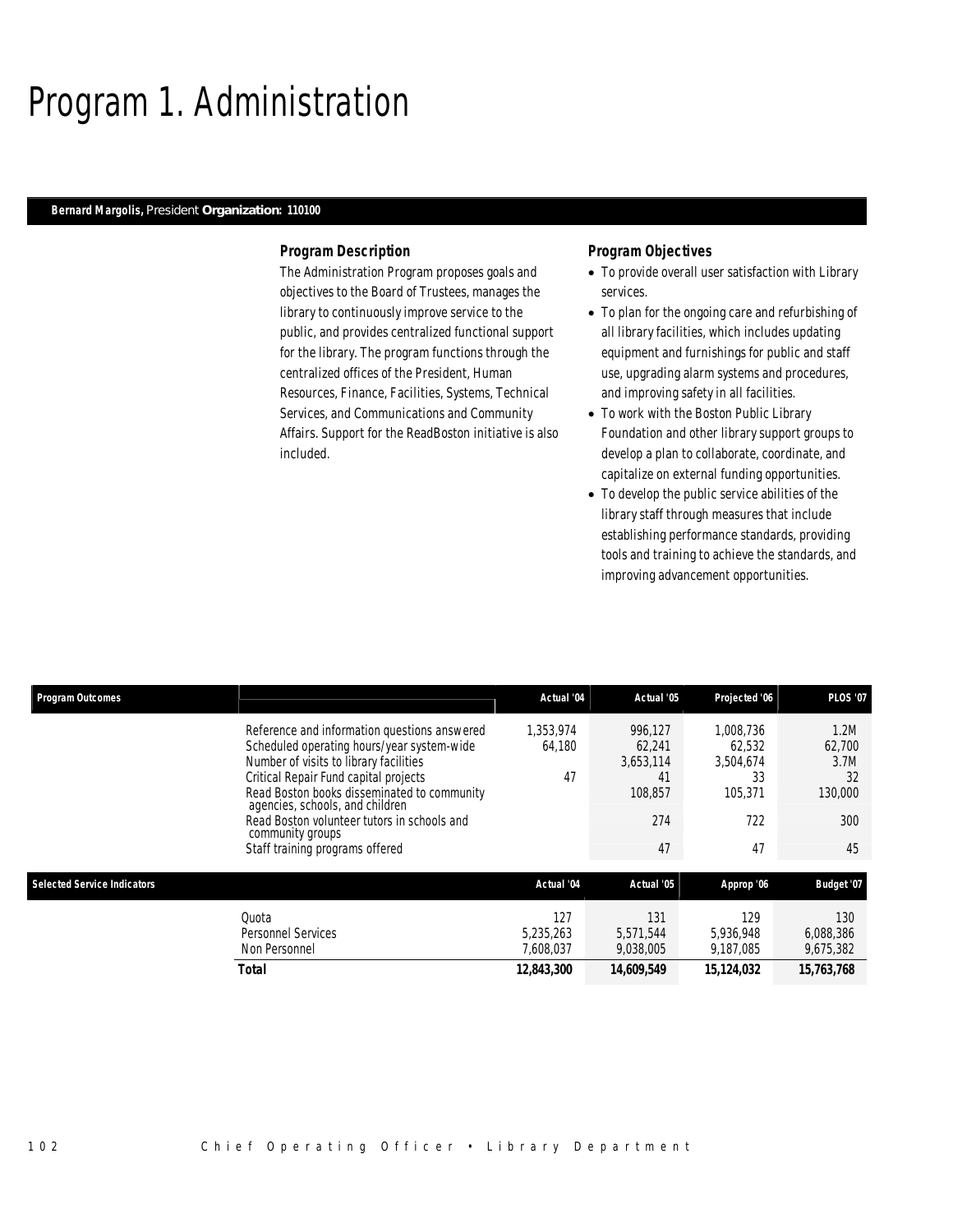# Program 1. Administration

**Bernard Margolis,** President **Organization: 110100**

### Program Description

The Administration Program proposes goals and objectives to the Board of Trustees, manages the library to continuously improve service to the public, and provides centralized functional support for the library. The program functions through the centralized offices of the President, Human Resources, Finance, Facilities, Systems, Technical Services, and Communications and Community Affairs. Support for the ReadBoston initiative is also included.

### Program Objectives

- To provide overall user satisfaction with Library services.
- To plan for the ongoing care and refurbishing of all library facilities, which includes updating equipment and furnishings for public and staff use, upgrading alarm systems and procedures, and improving safety in all facilities.
- To work with the Boston Public Library Foundation and other library support groups to develop a plan to collaborate, coordinate, and capitalize on external funding opportunities.
- To develop the public service abilities of the library staff through measures that include establishing performance standards, providing tools and training to achieve the standards, and improving advancement opportunities.

| Program Outcomes | Actual '04 | Actual '05 | Projected '06 | PLOS '07 |
|---|---|---|---|---|
| Reference and information questions answered | 1,353,974 | 996,127 | 1,008,736 | 1.2M |
| Scheduled operating hours/year system-wide | 64,180 | 62,241 | 62,532 | 62,700 |
| Number of visits to library facilities | | 3,653,114 | 3,504,674 | 3.7M |
| Critical Repair Fund capital projects | 47 | 41 | 33 | 32 |
| Read Boston books disseminated to community agencies, schools, and children | | 108,857 | 105,371 | 130,000 |
| Read Boston volunteer tutors in schools and community groups | | 274 | 722 | 300 |
| Staff training programs offered | | 47 | 47 | 45 |

| Selected Service Indicators | Actual '04 | Actual '05 | Approp '06 | Budget '07 |
|---|---|---|---|---|
| Quota | 127 | 131 | 129 | 130 |
| Personnel Services | 5,235,263 | 5,571,544 | 5,936,948 | 6,088,386 |
| Non Personnel | 7,608,037 | 9,038,005 | 9,187,085 | 9,675,382 |
| **Total** | **12,843,300** | **14,609,549** | **15,124,032** | **15,763,768** |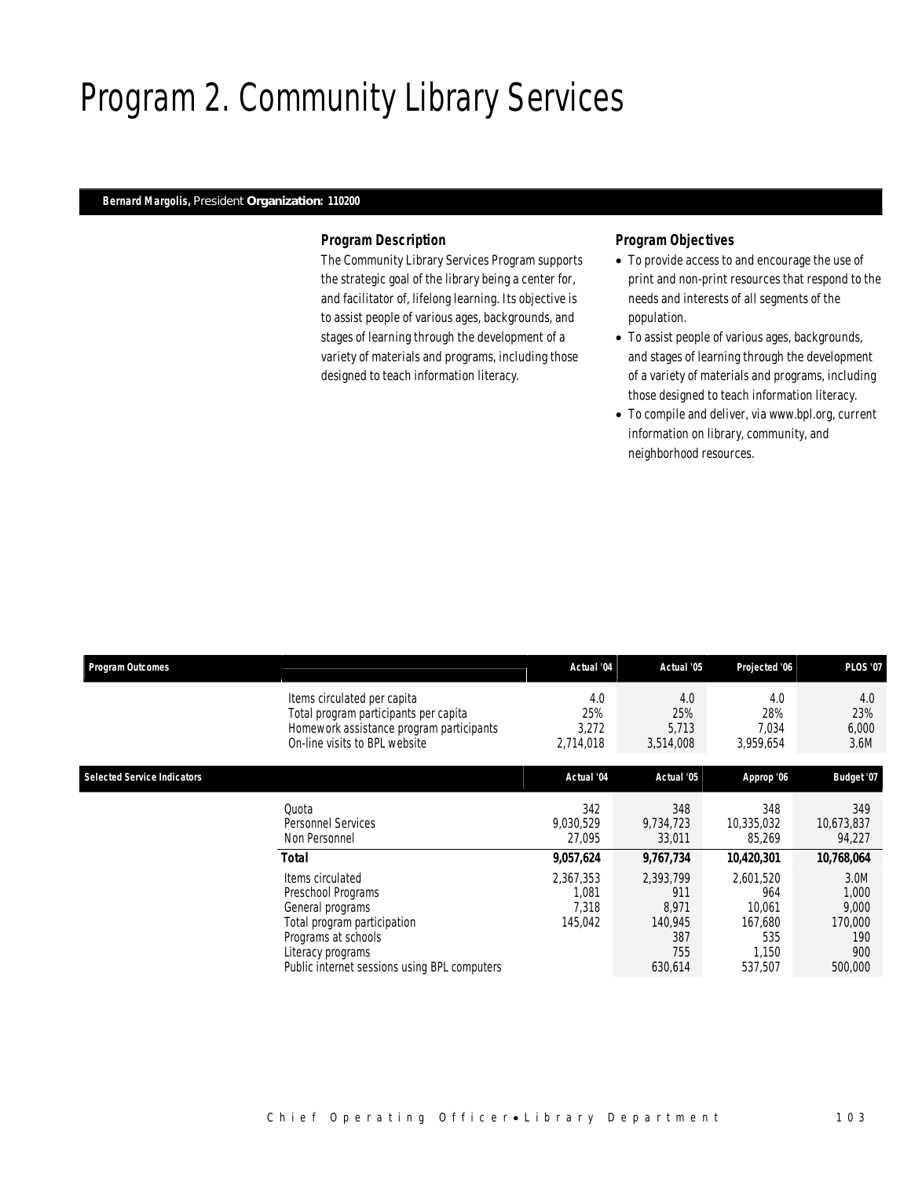# Program 2. Community Library Services

***Bernard Margolis,*** *President* **Organization: 110200**

### *Program Description*

The Community Library Services Program supports the strategic goal of the library being a center for, and facilitator of, lifelong learning. Its objective is to assist people of various ages, backgrounds, and stages of learning through the development of a variety of materials and programs, including those designed to teach information literacy.

### *Program Objectives*

- To provide access to and encourage the use of print and non-print resources that respond to the needs and interests of all segments of the population.
- To assist people of various ages, backgrounds, and stages of learning through the development of a variety of materials and programs, including those designed to teach information literacy.
- To compile and deliver, via www.bpl.org, current information on library, community, and neighborhood resources.

| Program Outcomes | Actual '04 | Actual '05 | Projected '06 | PLOS '07 |
|---|---|---|---|---|
| Items circulated per capita | 4.0 | 4.0 | 4.0 | 4.0 |
| Total program participants per capita | 25% | 25% | 28% | 23% |
| Homework assistance program participants | 3,272 | 5,713 | 7,034 | 6,000 |
| On-line visits to BPL website | 2,714,018 | 3,514,008 | 3,959,654 | 3.6M |

| Selected Service Indicators | Actual '04 | Actual '05 | Approp '06 | Budget '07 |
|---|---|---|---|---|
| Quota | 342 | 348 | 348 | 349 |
| Personnel Services | 9,030,529 | 9,734,723 | 10,335,032 | 10,673,837 |
| Non Personnel | 27,095 | 33,011 | 85,269 | 94,227 |
| **Total** | **9,057,624** | **9,767,734** | **10,420,301** | **10,768,064** |
| Items circulated | 2,367,353 | 2,393,799 | 2,601,520 | 3.0M |
| Preschool Programs | 1,081 | 911 | 964 | 1,000 |
| General programs | 7,318 | 8,971 | 10,061 | 9,000 |
| Total program participation | 145,042 | 140,945 | 167,680 | 170,000 |
| Programs at schools | | 387 | 535 | 190 |
| Literacy programs | | 755 | 1,150 | 900 |
| Public internet sessions using BPL computers | | 630,614 | 537,507 | 500,000 |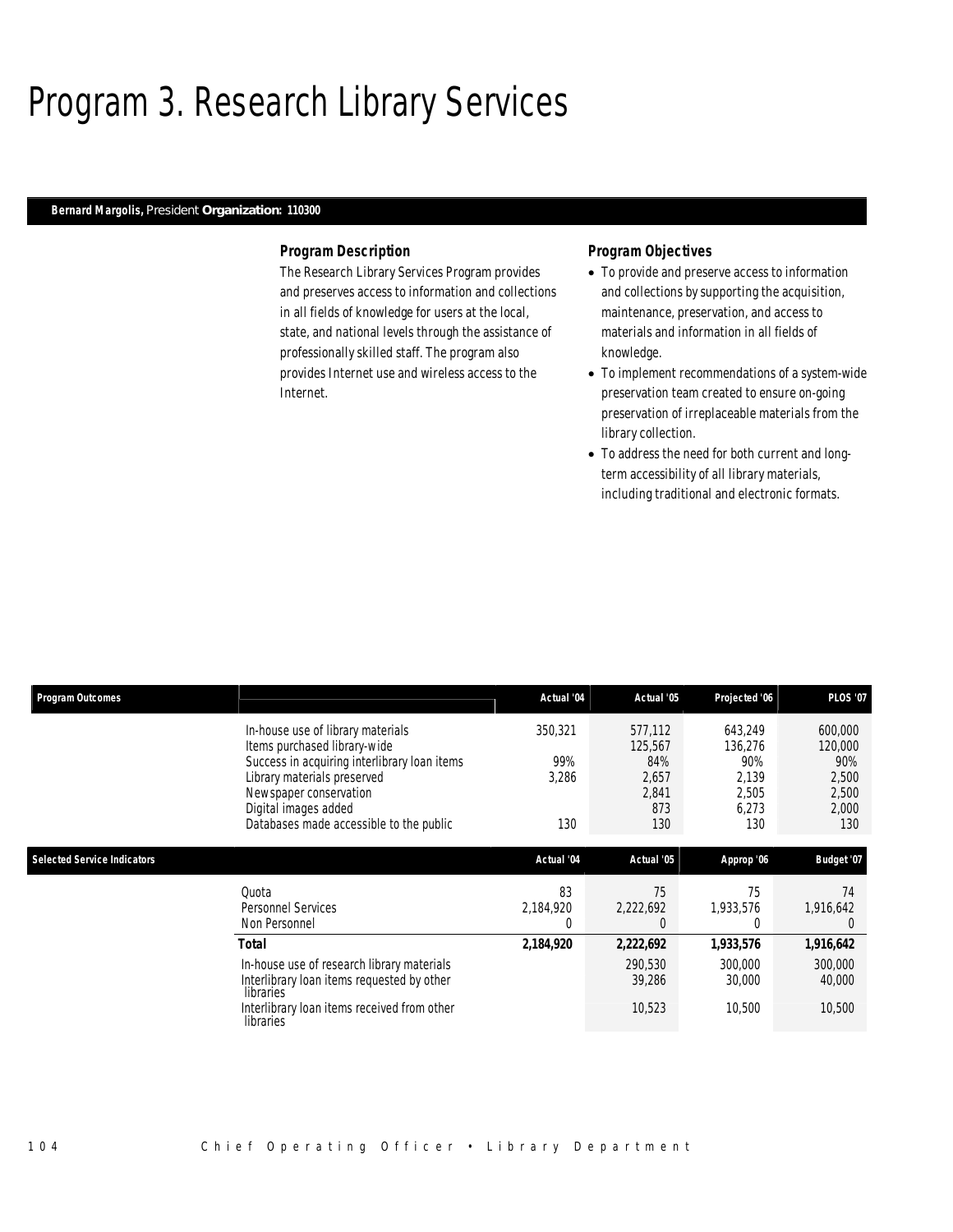# Program 3. Research Library Services

**Bernard Margolis,** *President* **Organization: 110300**

### Program Description

The Research Library Services Program provides and preserves access to information and collections in all fields of knowledge for users at the local, state, and national levels through the assistance of professionally skilled staff. The program also provides Internet use and wireless access to the Internet.

### Program Objectives

- To provide and preserve access to information and collections by supporting the acquisition, maintenance, preservation, and access to materials and information in all fields of knowledge.
- To implement recommendations of a system-wide preservation team created to ensure on-going preservation of irreplaceable materials from the library collection.
- To address the need for both current and long-term accessibility of all library materials, including traditional and electronic formats.

| Program Outcomes | Actual '04 | Actual '05 | Projected '06 | PLOS '07 |
|---|---|---|---|---|
| In-house use of library materials | 350,321 | 577,112 | 643,249 | 600,000 |
| Items purchased library-wide | | 125,567 | 136,276 | 120,000 |
| Success in acquiring interlibrary loan items | 99% | 84% | 90% | 90% |
| Library materials preserved | 3,286 | 2,657 | 2,139 | 2,500 |
| Newspaper conservation | | 2,841 | 2,505 | 2,500 |
| Digital images added | | 873 | 6,273 | 2,000 |
| Databases made accessible to the public | 130 | 130 | 130 | 130 |

| Selected Service Indicators | Actual '04 | Actual '05 | Approp '06 | Budget '07 |
|---|---|---|---|---|
| Quota | 83 | 75 | 75 | 74 |
| Personnel Services | 2,184,920 | 2,222,692 | 1,933,576 | 1,916,642 |
| Non Personnel | 0 | 0 | 0 | 0 |
| **Total** | **2,184,920** | **2,222,692** | **1,933,576** | **1,916,642** |
| In-house use of research library materials | | 290,530 | 300,000 | 300,000 |
| Interlibrary loan items requested by other libraries | | 39,286 | 30,000 | 40,000 |
| Interlibrary loan items received from other libraries | | 10,523 | 10,500 | 10,500 |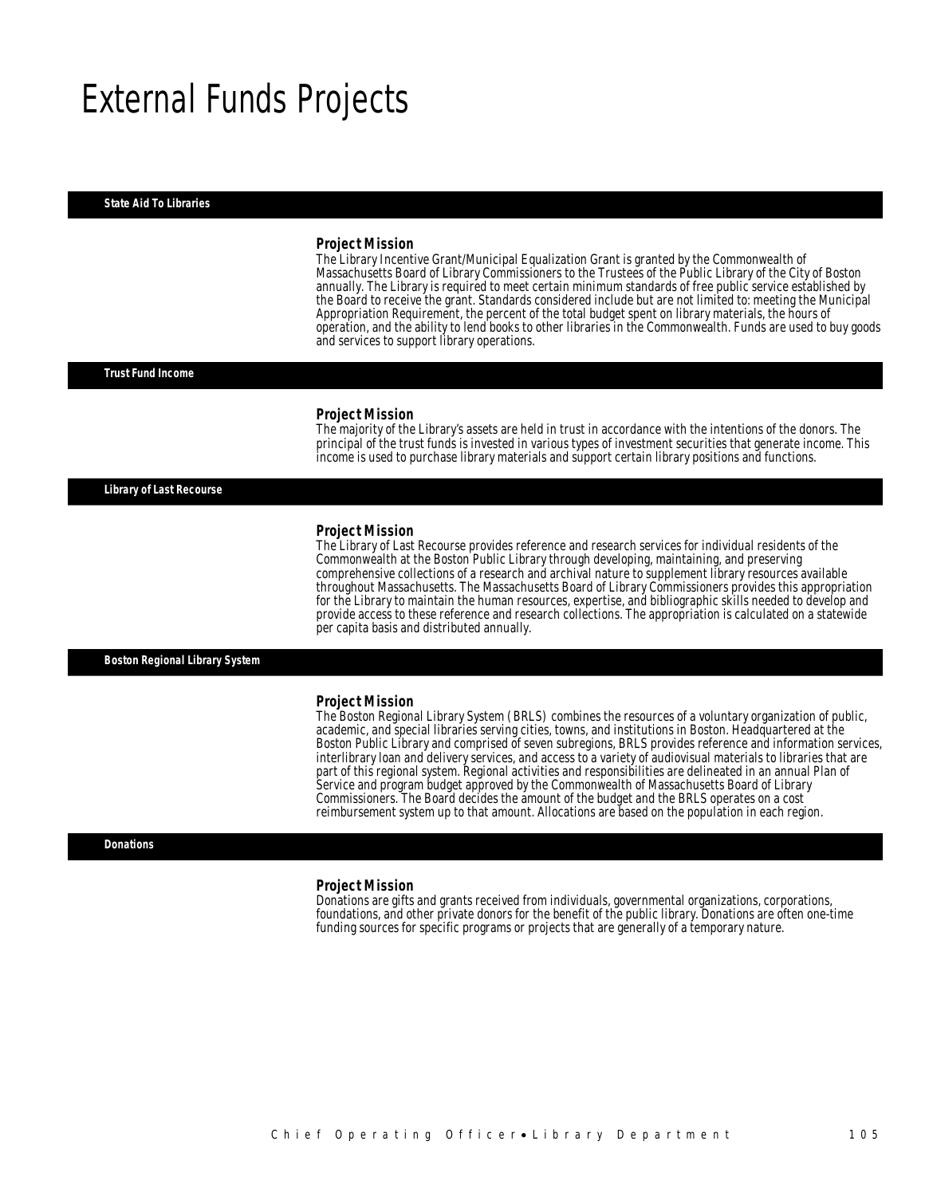# External Funds Projects

### State Aid To Libraries

**Project Mission**

The Library Incentive Grant/Municipal Equalization Grant is granted by the Commonwealth of Massachusetts Board of Library Commissioners to the Trustees of the Public Library of the City of Boston annually. The Library is required to meet certain minimum standards of free public service established by the Board to receive the grant. Standards considered include but are not limited to: meeting the Municipal Appropriation Requirement, the percent of the total budget spent on library materials, the hours of operation, and the ability to lend books to other libraries in the Commonwealth. Funds are used to buy goods and services to support library operations.

### Trust Fund Income

**Project Mission**

The majority of the Library's assets are held in trust in accordance with the intentions of the donors. The principal of the trust funds is invested in various types of investment securities that generate income. This income is used to purchase library materials and support certain library positions and functions.

### Library of Last Recourse

**Project Mission**

The Library of Last Recourse provides reference and research services for individual residents of the Commonwealth at the Boston Public Library through developing, maintaining, and preserving comprehensive collections of a research and archival nature to supplement library resources available throughout Massachusetts. The Massachusetts Board of Library Commissioners provides this appropriation for the Library to maintain the human resources, expertise, and bibliographic skills needed to develop and provide access to these reference and research collections. The appropriation is calculated on a statewide per capita basis and distributed annually.

### Boston Regional Library System

**Project Mission**

The Boston Regional Library System (BRLS) combines the resources of a voluntary organization of public, academic, and special libraries serving cities, towns, and institutions in Boston. Headquartered at the Boston Public Library and comprised of seven subregions, BRLS provides reference and information services, interlibrary loan and delivery services, and access to a variety of audiovisual materials to libraries that are part of this regional system. Regional activities and responsibilities are delineated in an annual Plan of Service and program budget approved by the Commonwealth of Massachusetts Board of Library Commissioners. The Board decides the amount of the budget and the BRLS operates on a cost reimbursement system up to that amount. Allocations are based on the population in each region.

### Donations

**Project Mission**

Donations are gifts and grants received from individuals, governmental organizations, corporations, foundations, and other private donors for the benefit of the public library. Donations are often one-time funding sources for specific programs or projects that are generally of a temporary nature.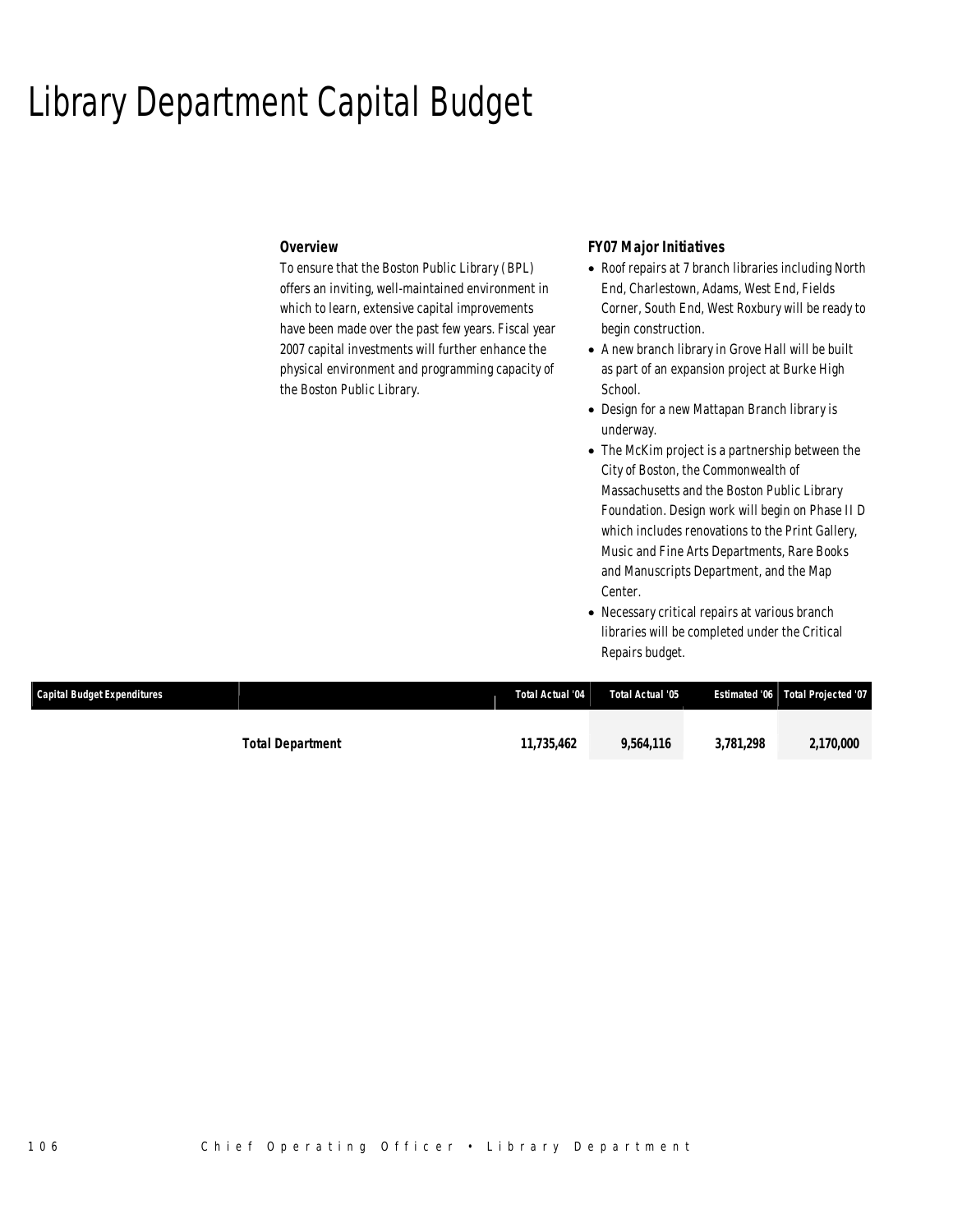# Library Department Capital Budget

### Overview

To ensure that the Boston Public Library (BPL) offers an inviting, well-maintained environment in which to learn, extensive capital improvements have been made over the past few years. Fiscal year 2007 capital investments will further enhance the physical environment and programming capacity of the Boston Public Library.

### FY07 Major Initiatives

- Roof repairs at 7 branch libraries including North End, Charlestown, Adams, West End, Fields Corner, South End, West Roxbury will be ready to begin construction.
- A new branch library in Grove Hall will be built as part of an expansion project at Burke High School.
- Design for a new Mattapan Branch library is underway.
- The McKim project is a partnership between the City of Boston, the Commonwealth of Massachusetts and the Boston Public Library Foundation. Design work will begin on Phase II D which includes renovations to the Print Gallery, Music and Fine Arts Departments, Rare Books and Manuscripts Department, and the Map Center.
- Necessary critical repairs at various branch libraries will be completed under the Critical Repairs budget.

| Capital Budget Expenditures | | Total Actual '04 | Total Actual '05 | Estimated '06 | Total Projected '07 |
|---|---|---|---|---|---|
| | **Total Department** | **11,735,462** | **9,564,116** | **3,781,298** | **2,170,000** |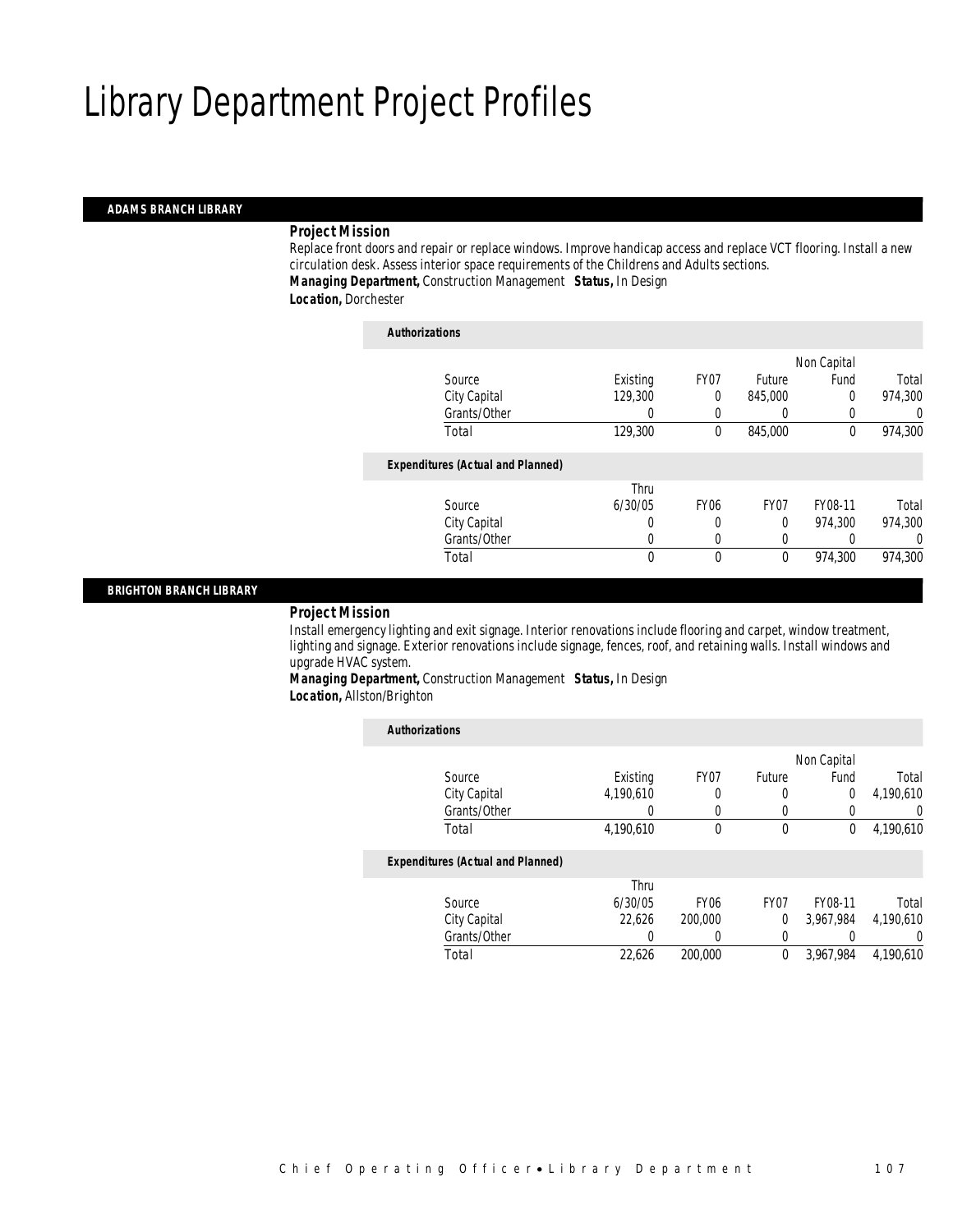# Library Department Project Profiles

## ADAMS BRANCH LIBRARY

***Project Mission***

Replace front doors and repair or replace windows. Improve handicap access and replace VCT flooring. Install a new circulation desk. Assess interior space requirements of the Childrens and Adults sections.

***Managing Department,*** Construction Management ***Status,*** In Design

***Location,*** Dorchester

***Authorizations***

| Source | Existing | FY07 | Future | Non Capital Fund | Total |
|---|---|---|---|---|---|
| City Capital | 129,300 | 0 | 845,000 | 0 | 974,300 |
| Grants/Other | 0 | 0 | 0 | 0 | 0 |
| Total | 129,300 | 0 | 845,000 | 0 | 974,300 |

***Expenditures (Actual and Planned)***

| Source | Thru 6/30/05 | FY06 | FY07 | FY08-11 | Total |
|---|---|---|---|---|---|
| City Capital | 0 | 0 | 0 | 974,300 | 974,300 |
| Grants/Other | 0 | 0 | 0 | 0 | 0 |
| Total | 0 | 0 | 0 | 974,300 | 974,300 |

## BRIGHTON BRANCH LIBRARY

***Project Mission***

Install emergency lighting and exit signage. Interior renovations include flooring and carpet, window treatment, lighting and signage. Exterior renovations include signage, fences, roof, and retaining walls. Install windows and upgrade HVAC system.

***Managing Department,*** Construction Management ***Status,*** In Design

***Location,*** Allston/Brighton

***Authorizations***

| Source | Existing | FY07 | Future | Non Capital Fund | Total |
|---|---|---|---|---|---|
| City Capital | 4,190,610 | 0 | 0 | 0 | 4,190,610 |
| Grants/Other | 0 | 0 | 0 | 0 | 0 |
| Total | 4,190,610 | 0 | 0 | 0 | 4,190,610 |

***Expenditures (Actual and Planned)***

| Source | Thru 6/30/05 | FY06 | FY07 | FY08-11 | Total |
|---|---|---|---|---|---|
| City Capital | 22,626 | 200,000 | 0 | 3,967,984 | 4,190,610 |
| Grants/Other | 0 | 0 | 0 | 0 | 0 |
| Total | 22,626 | 200,000 | 0 | 3,967,984 | 4,190,610 |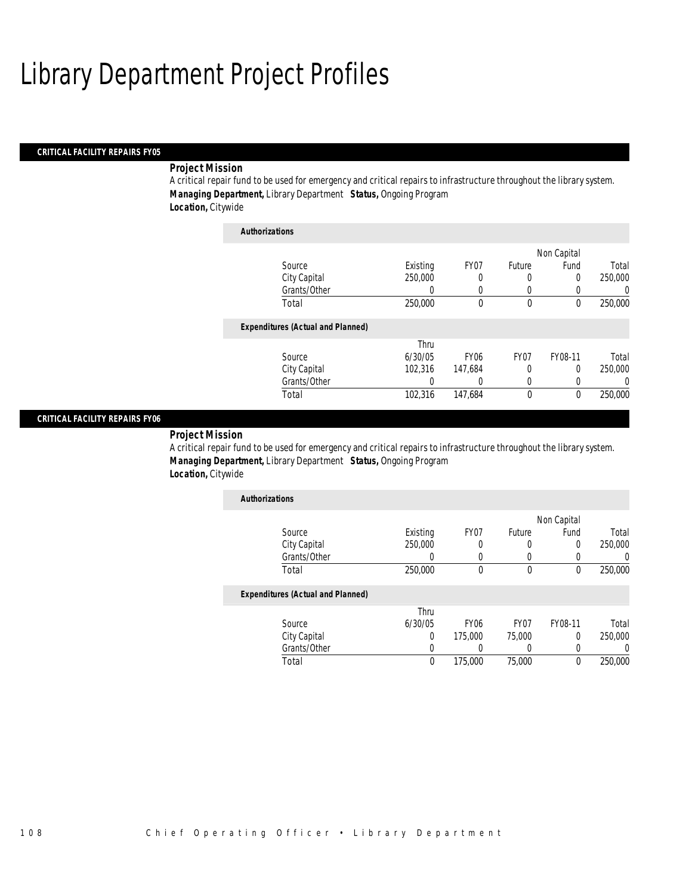# Library Department Project Profiles

## CRITICAL FACILITY REPAIRS FY05

***Project Mission***

A critical repair fund to be used for emergency and critical repairs to infrastructure throughout the library system.

***Managing Department,*** Library Department ***Status,*** Ongoing Program

***Location,*** Citywide

***Authorizations***

| Source | Existing | FY07 | Future | Non Capital Fund | Total |
|---|---|---|---|---|---|
| City Capital | 250,000 | 0 | 0 | 0 | 250,000 |
| Grants/Other | 0 | 0 | 0 | 0 | 0 |
| Total | 250,000 | 0 | 0 | 0 | 250,000 |

***Expenditures (Actual and Planned)***

| Source | Thru 6/30/05 | FY06 | FY07 | FY08-11 | Total |
|---|---|---|---|---|---|
| City Capital | 102,316 | 147,684 | 0 | 0 | 250,000 |
| Grants/Other | 0 | 0 | 0 | 0 | 0 |
| Total | 102,316 | 147,684 | 0 | 0 | 250,000 |

## CRITICAL FACILITY REPAIRS FY06

***Project Mission***

A critical repair fund to be used for emergency and critical repairs to infrastructure throughout the library system.

***Managing Department,*** Library Department ***Status,*** Ongoing Program

***Location,*** Citywide

***Authorizations***

| Source | Existing | FY07 | Future | Non Capital Fund | Total |
|---|---|---|---|---|---|
| City Capital | 250,000 | 0 | 0 | 0 | 250,000 |
| Grants/Other | 0 | 0 | 0 | 0 | 0 |
| Total | 250,000 | 0 | 0 | 0 | 250,000 |

***Expenditures (Actual and Planned)***

| Source | Thru 6/30/05 | FY06 | FY07 | FY08-11 | Total |
|---|---|---|---|---|---|
| City Capital | 0 | 175,000 | 75,000 | 0 | 250,000 |
| Grants/Other | 0 | 0 | 0 | 0 | 0 |
| Total | 0 | 175,000 | 75,000 | 0 | 250,000 |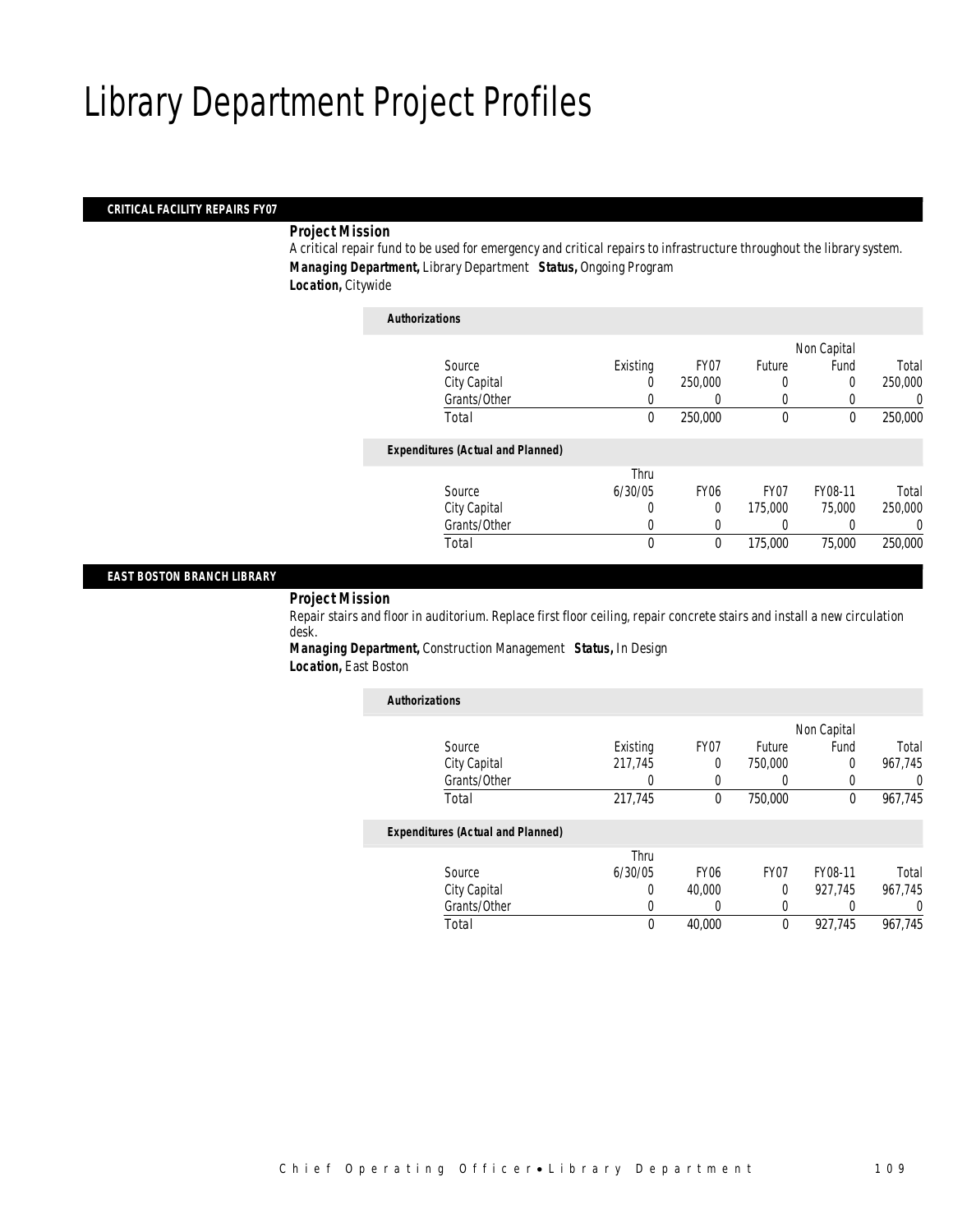# Library Department Project Profiles

## CRITICAL FACILITY REPAIRS FY07

***Project Mission***

A critical repair fund to be used for emergency and critical repairs to infrastructure throughout the library system.

***Managing Department,*** Library Department ***Status,*** Ongoing Program

***Location,*** Citywide

***Authorizations***

| Source | Existing | FY07 | Future | Non Capital Fund | Total |
|---|---|---|---|---|---|
| City Capital | 0 | 250,000 | 0 | 0 | 250,000 |
| Grants/Other | 0 | 0 | 0 | 0 | 0 |
| Total | 0 | 250,000 | 0 | 0 | 250,000 |

***Expenditures (Actual and Planned)***

| Source | Thru 6/30/05 | FY06 | FY07 | FY08-11 | Total |
|---|---|---|---|---|---|
| City Capital | 0 | 0 | 175,000 | 75,000 | 250,000 |
| Grants/Other | 0 | 0 | 0 | 0 | 0 |
| Total | 0 | 0 | 175,000 | 75,000 | 250,000 |

## EAST BOSTON BRANCH LIBRARY

***Project Mission***

Repair stairs and floor in auditorium. Replace first floor ceiling, repair concrete stairs and install a new circulation desk.

***Managing Department,*** Construction Management ***Status,*** In Design

***Location,*** East Boston

***Authorizations***

| Source | Existing | FY07 | Future | Non Capital Fund | Total |
|---|---|---|---|---|---|
| City Capital | 217,745 | 0 | 750,000 | 0 | 967,745 |
| Grants/Other | 0 | 0 | 0 | 0 | 0 |
| Total | 217,745 | 0 | 750,000 | 0 | 967,745 |

***Expenditures (Actual and Planned)***

| Source | Thru 6/30/05 | FY06 | FY07 | FY08-11 | Total |
|---|---|---|---|---|---|
| City Capital | 0 | 40,000 | 0 | 927,745 | 967,745 |
| Grants/Other | 0 | 0 | 0 | 0 | 0 |
| Total | 0 | 40,000 | 0 | 927,745 | 967,745 |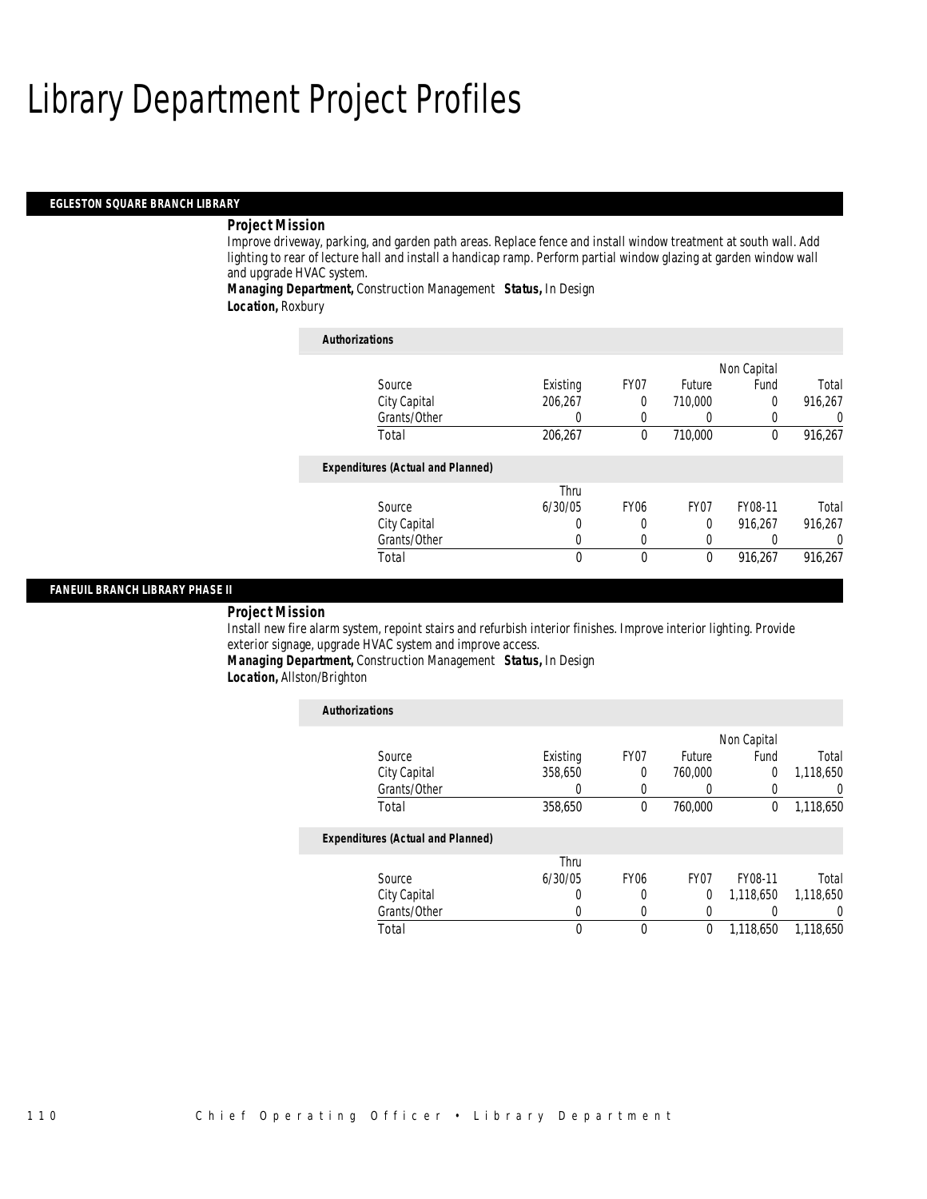# Library Department Project Profiles

## EGLESTON SQUARE BRANCH LIBRARY

***Project Mission***

Improve driveway, parking, and garden path areas. Replace fence and install window treatment at south wall. Add lighting to rear of lecture hall and install a handicap ramp. Perform partial window glazing at garden window wall and upgrade HVAC system.

***Managing Department,*** Construction Management ***Status,*** In Design

***Location,*** Roxbury

***Authorizations***

| Source | Existing | FY07 | Future | Non Capital Fund | Total |
|---|---|---|---|---|---|
| City Capital | 206,267 | 0 | 710,000 | 0 | 916,267 |
| Grants/Other | 0 | 0 | 0 | 0 | 0 |
| Total | 206,267 | 0 | 710,000 | 0 | 916,267 |

***Expenditures (Actual and Planned)***

| Source | Thru 6/30/05 | FY06 | FY07 | FY08-11 | Total |
|---|---|---|---|---|---|
| City Capital | 0 | 0 | 0 | 916,267 | 916,267 |
| Grants/Other | 0 | 0 | 0 | 0 | 0 |
| Total | 0 | 0 | 0 | 916,267 | 916,267 |

## FANEUIL BRANCH LIBRARY PHASE II

***Project Mission***

Install new fire alarm system, repoint stairs and refurbish interior finishes. Improve interior lighting. Provide exterior signage, upgrade HVAC system and improve access.

***Managing Department,*** Construction Management ***Status,*** In Design

***Location,*** Allston/Brighton

***Authorizations***

| Source | Existing | FY07 | Future | Non Capital Fund | Total |
|---|---|---|---|---|---|
| City Capital | 358,650 | 0 | 760,000 | 0 | 1,118,650 |
| Grants/Other | 0 | 0 | 0 | 0 | 0 |
| Total | 358,650 | 0 | 760,000 | 0 | 1,118,650 |

***Expenditures (Actual and Planned)***

| Source | Thru 6/30/05 | FY06 | FY07 | FY08-11 | Total |
|---|---|---|---|---|---|
| City Capital | 0 | 0 | 0 | 1,118,650 | 1,118,650 |
| Grants/Other | 0 | 0 | 0 | 0 | 0 |
| Total | 0 | 0 | 0 | 1,118,650 | 1,118,650 |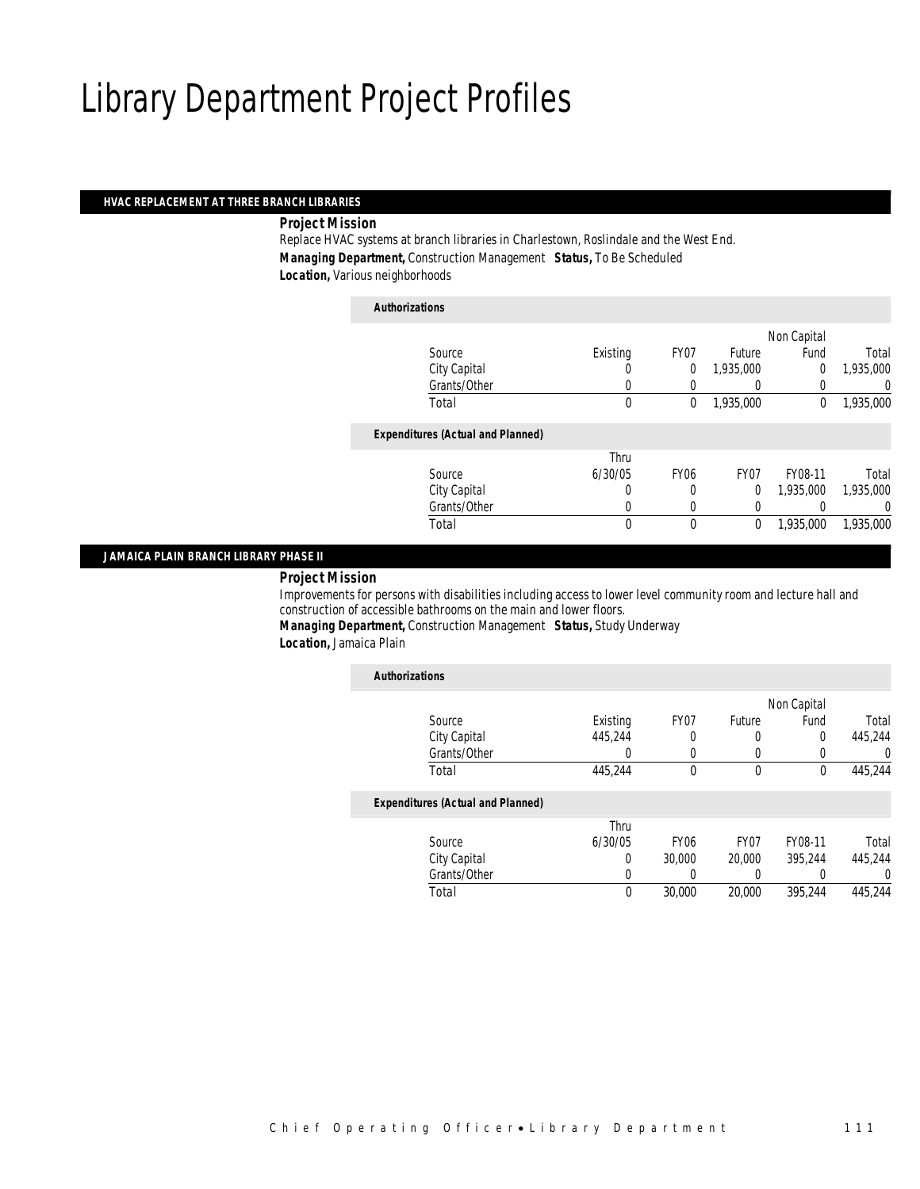# Library Department Project Profiles

## HVAC REPLACEMENT AT THREE BRANCH LIBRARIES

***Project Mission***

Replace HVAC systems at branch libraries in Charlestown, Roslindale and the West End.

***Managing Department,*** Construction Management ***Status,*** To Be Scheduled

***Location,*** Various neighborhoods

***Authorizations***

| Source | Existing | FY07 | Future | Non Capital Fund | Total |
|---|---|---|---|---|---|
| City Capital | 0 | 0 | 1,935,000 | 0 | 1,935,000 |
| Grants/Other | 0 | 0 | 0 | 0 | 0 |
| Total | 0 | 0 | 1,935,000 | 0 | 1,935,000 |

***Expenditures (Actual and Planned)***

| Source | Thru 6/30/05 | FY06 | FY07 | FY08-11 | Total |
|---|---|---|---|---|---|
| City Capital | 0 | 0 | 0 | 1,935,000 | 1,935,000 |
| Grants/Other | 0 | 0 | 0 | 0 | 0 |
| Total | 0 | 0 | 0 | 1,935,000 | 1,935,000 |

## JAMAICA PLAIN BRANCH LIBRARY PHASE II

***Project Mission***

Improvements for persons with disabilities including access to lower level community room and lecture hall and construction of accessible bathrooms on the main and lower floors.

***Managing Department,*** Construction Management ***Status,*** Study Underway

***Location,*** Jamaica Plain

***Authorizations***

| Source | Existing | FY07 | Future | Non Capital Fund | Total |
|---|---|---|---|---|---|
| City Capital | 445,244 | 0 | 0 | 0 | 445,244 |
| Grants/Other | 0 | 0 | 0 | 0 | 0 |
| Total | 445,244 | 0 | 0 | 0 | 445,244 |

***Expenditures (Actual and Planned)***

| Source | Thru 6/30/05 | FY06 | FY07 | FY08-11 | Total |
|---|---|---|---|---|---|
| City Capital | 0 | 30,000 | 20,000 | 395,244 | 445,244 |
| Grants/Other | 0 | 0 | 0 | 0 | 0 |
| Total | 0 | 30,000 | 20,000 | 395,244 | 445,244 |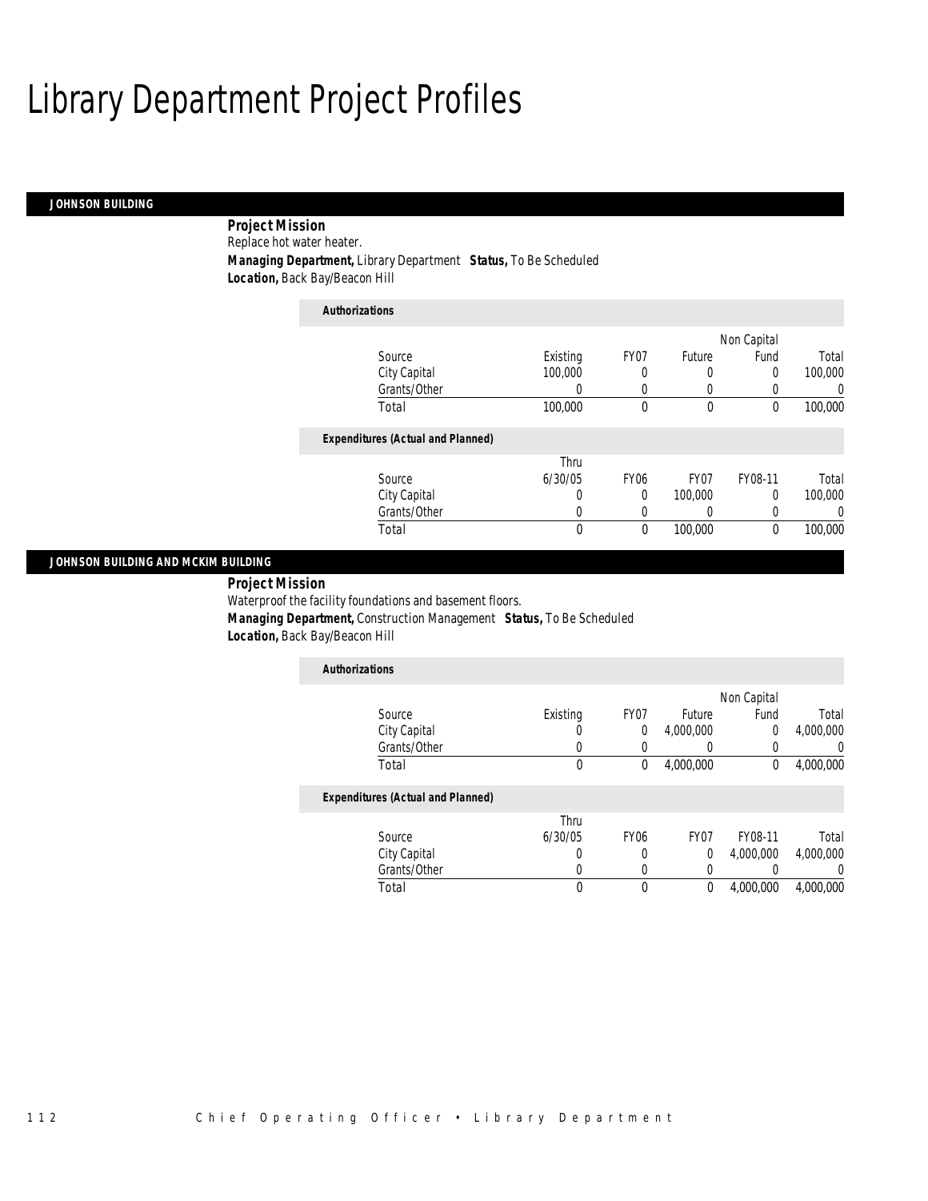# Library Department Project Profiles

## JOHNSON BUILDING

**Project Mission**
Replace hot water heater.
**Managing Department,** Library Department **Status,** To Be Scheduled
**Location,** Back Bay/Beacon Hill

*Authorizations*

| Source | Existing | FY07 | Future | Non Capital Fund | Total |
|---|---|---|---|---|---|
| City Capital | 100,000 | 0 | 0 | 0 | 100,000 |
| Grants/Other | 0 | 0 | 0 | 0 | 0 |
| Total | 100,000 | 0 | 0 | 0 | 100,000 |

*Expenditures (Actual and Planned)*

| Source | Thru 6/30/05 | FY06 | FY07 | FY08-11 | Total |
|---|---|---|---|---|---|
| City Capital | 0 | 0 | 100,000 | 0 | 100,000 |
| Grants/Other | 0 | 0 | 0 | 0 | 0 |
| Total | 0 | 0 | 100,000 | 0 | 100,000 |

## JOHNSON BUILDING AND MCKIM BUILDING

**Project Mission**
Waterproof the facility foundations and basement floors.
**Managing Department,** Construction Management **Status,** To Be Scheduled
**Location,** Back Bay/Beacon Hill

*Authorizations*

| Source | Existing | FY07 | Future | Non Capital Fund | Total |
|---|---|---|---|---|---|
| City Capital | 0 | 0 | 4,000,000 | 0 | 4,000,000 |
| Grants/Other | 0 | 0 | 0 | 0 | 0 |
| Total | 0 | 0 | 4,000,000 | 0 | 4,000,000 |

*Expenditures (Actual and Planned)*

| Source | Thru 6/30/05 | FY06 | FY07 | FY08-11 | Total |
|---|---|---|---|---|---|
| City Capital | 0 | 0 | 0 | 4,000,000 | 4,000,000 |
| Grants/Other | 0 | 0 | 0 | 0 | 0 |
| Total | 0 | 0 | 0 | 4,000,000 | 4,000,000 |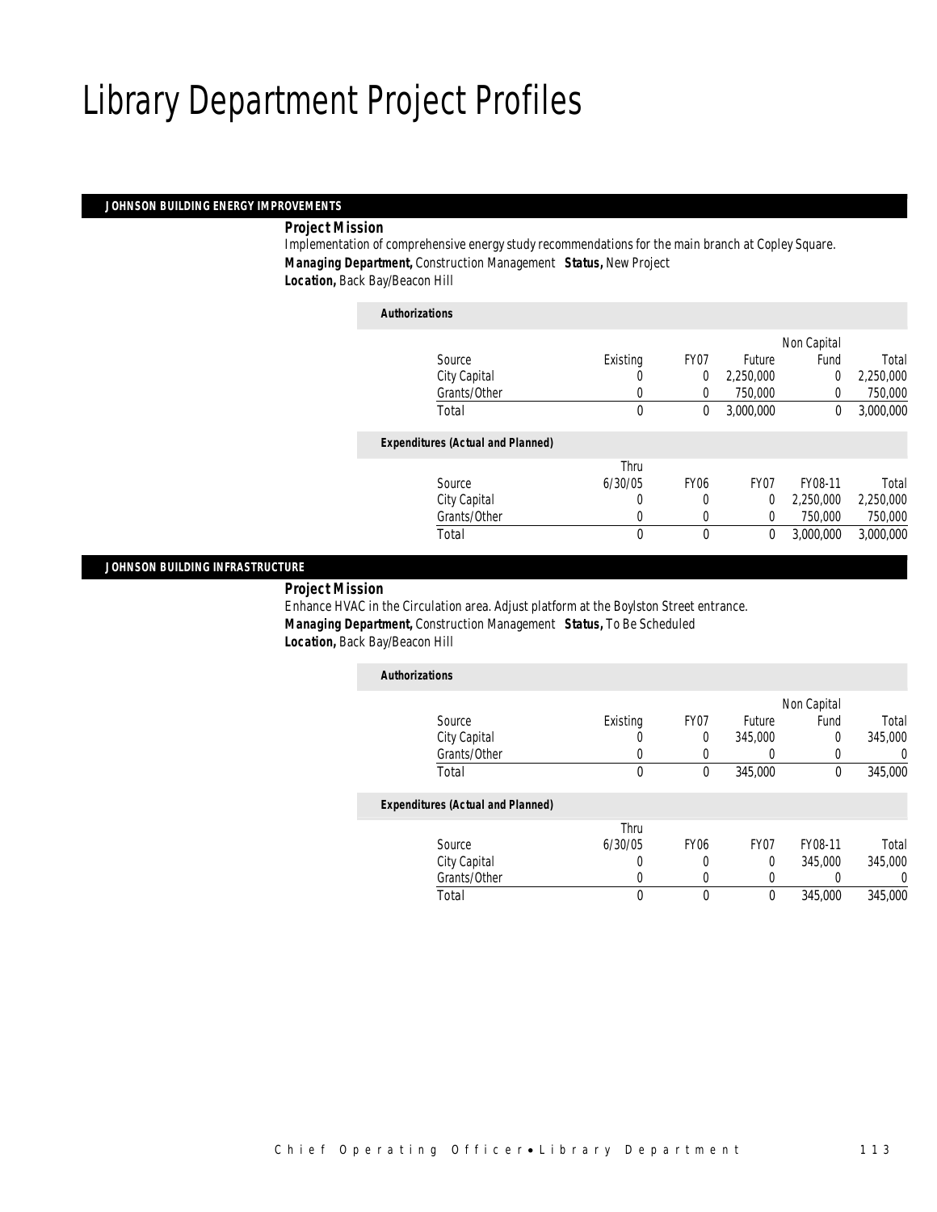# Library Department Project Profiles

## JOHNSON BUILDING ENERGY IMPROVEMENTS

**Project Mission**

Implementation of comprehensive energy study recommendations for the main branch at Copley Square.

***Managing Department,*** Construction Management ***Status,*** New Project

***Location,*** Back Bay/Beacon Hill

***Authorizations***

| Source | Existing | FY07 | Future | Non Capital Fund | Total |
|---|---|---|---|---|---|
| City Capital | 0 | 0 | 2,250,000 | 0 | 2,250,000 |
| Grants/Other | 0 | 0 | 750,000 | 0 | 750,000 |
| Total | 0 | 0 | 3,000,000 | 0 | 3,000,000 |

***Expenditures (Actual and Planned)***

| Source | Thru 6/30/05 | FY06 | FY07 | FY08-11 | Total |
|---|---|---|---|---|---|
| City Capital | 0 | 0 | 0 | 2,250,000 | 2,250,000 |
| Grants/Other | 0 | 0 | 0 | 750,000 | 750,000 |
| Total | 0 | 0 | 0 | 3,000,000 | 3,000,000 |

## JOHNSON BUILDING INFRASTRUCTURE

**Project Mission**

Enhance HVAC in the Circulation area. Adjust platform at the Boylston Street entrance.

***Managing Department,*** Construction Management ***Status,*** To Be Scheduled

***Location,*** Back Bay/Beacon Hill

***Authorizations***

| Source | Existing | FY07 | Future | Non Capital Fund | Total |
|---|---|---|---|---|---|
| City Capital | 0 | 0 | 345,000 | 0 | 345,000 |
| Grants/Other | 0 | 0 | 0 | 0 | 0 |
| Total | 0 | 0 | 345,000 | 0 | 345,000 |

***Expenditures (Actual and Planned)***

| Source | Thru 6/30/05 | FY06 | FY07 | FY08-11 | Total |
|---|---|---|---|---|---|
| City Capital | 0 | 0 | 0 | 345,000 | 345,000 |
| Grants/Other | 0 | 0 | 0 | 0 | 0 |
| Total | 0 | 0 | 0 | 345,000 | 345,000 |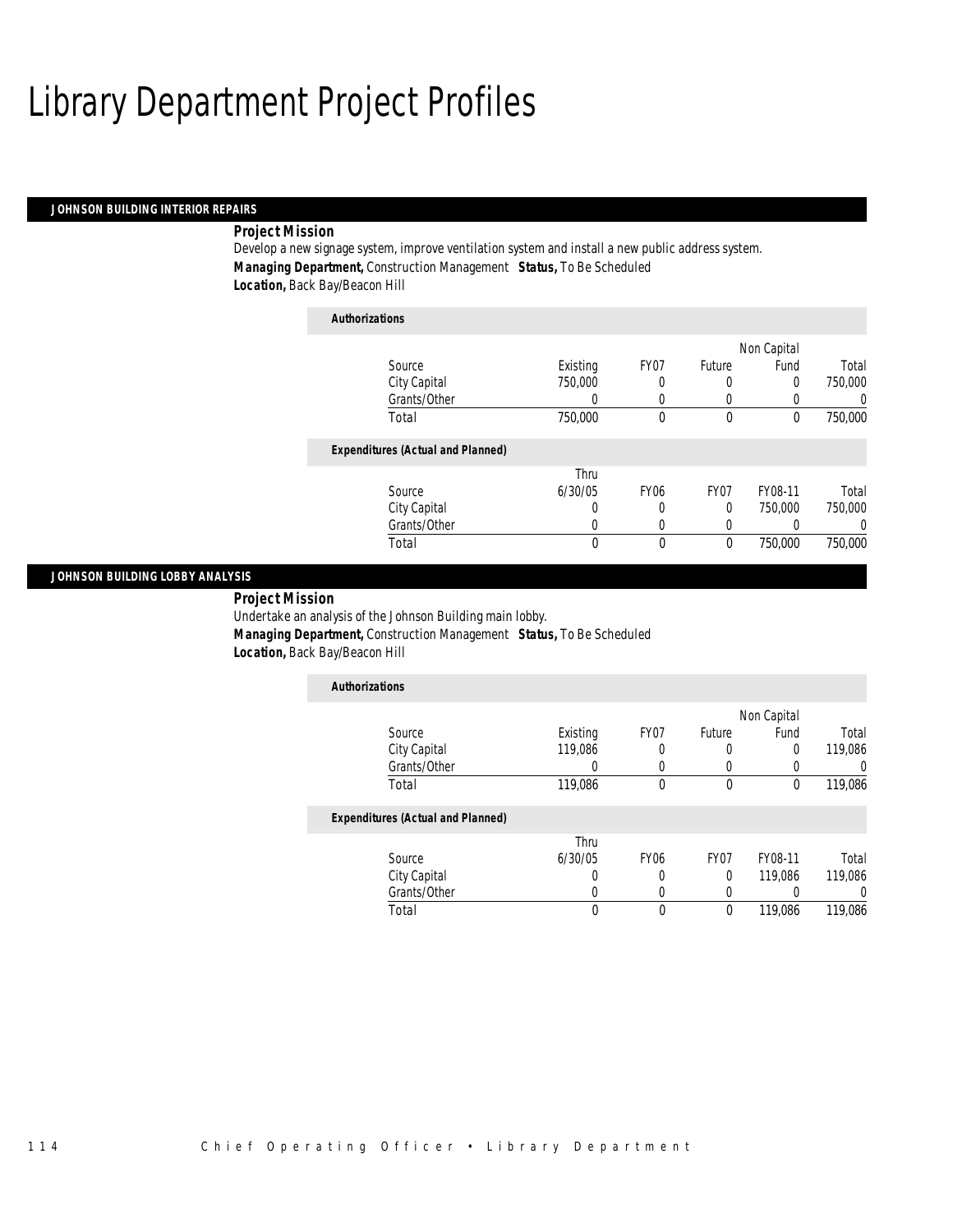# Library Department Project Profiles

## JOHNSON BUILDING INTERIOR REPAIRS

**Project Mission**

Develop a new signage system, improve ventilation system and install a new public address system.

**Managing Department,** Construction Management **Status,** To Be Scheduled

**Location,** Back Bay/Beacon Hill

***Authorizations***

| Source | Existing | FY07 | Future | Non Capital Fund | Total |
|---|---|---|---|---|---|
| City Capital | 750,000 | 0 | 0 | 0 | 750,000 |
| Grants/Other | 0 | 0 | 0 | 0 | 0 |
| Total | 750,000 | 0 | 0 | 0 | 750,000 |

***Expenditures (Actual and Planned)***

| Source | Thru 6/30/05 | FY06 | FY07 | FY08-11 | Total |
|---|---|---|---|---|---|
| City Capital | 0 | 0 | 0 | 750,000 | 750,000 |
| Grants/Other | 0 | 0 | 0 | 0 | 0 |
| Total | 0 | 0 | 0 | 750,000 | 750,000 |

## JOHNSON BUILDING LOBBY ANALYSIS

**Project Mission**

Undertake an analysis of the Johnson Building main lobby.

**Managing Department,** Construction Management **Status,** To Be Scheduled

**Location,** Back Bay/Beacon Hill

***Authorizations***

| Source | Existing | FY07 | Future | Non Capital Fund | Total |
|---|---|---|---|---|---|
| City Capital | 119,086 | 0 | 0 | 0 | 119,086 |
| Grants/Other | 0 | 0 | 0 | 0 | 0 |
| Total | 119,086 | 0 | 0 | 0 | 119,086 |

***Expenditures (Actual and Planned)***

| Source | Thru 6/30/05 | FY06 | FY07 | FY08-11 | Total |
|---|---|---|---|---|---|
| City Capital | 0 | 0 | 0 | 119,086 | 119,086 |
| Grants/Other | 0 | 0 | 0 | 0 | 0 |
| Total | 0 | 0 | 0 | 119,086 | 119,086 |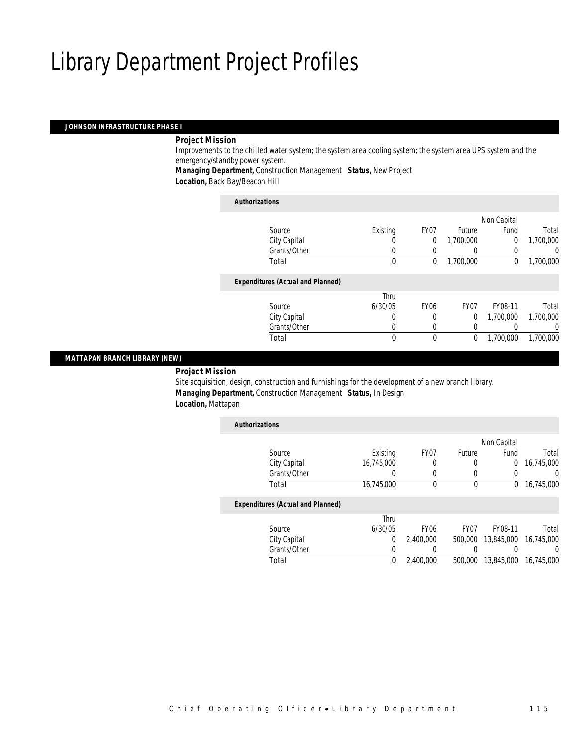# Library Department Project Profiles

## JOHNSON INFRASTRUCTURE PHASE I

***Project Mission***

Improvements to the chilled water system; the system area cooling system; the system area UPS system and the emergency/standby power system.

***Managing Department,*** Construction Management ***Status,*** New Project

***Location,*** Back Bay/Beacon Hill

***Authorizations***

| Source | Existing | FY07 | Future | Non Capital Fund | Total |
|---|---|---|---|---|---|
| City Capital | 0 | 0 | 1,700,000 | 0 | 1,700,000 |
| Grants/Other | 0 | 0 | 0 | 0 | 0 |
| Total | 0 | 0 | 1,700,000 | 0 | 1,700,000 |

***Expenditures (Actual and Planned)***

| Source | Thru 6/30/05 | FY06 | FY07 | FY08-11 | Total |
|---|---|---|---|---|---|
| City Capital | 0 | 0 | 0 | 1,700,000 | 1,700,000 |
| Grants/Other | 0 | 0 | 0 | 0 | 0 |
| Total | 0 | 0 | 0 | 1,700,000 | 1,700,000 |

## MATTAPAN BRANCH LIBRARY (NEW)

***Project Mission***

Site acquisition, design, construction and furnishings for the development of a new branch library.

***Managing Department,*** Construction Management ***Status,*** In Design

***Location,*** Mattapan

***Authorizations***

| Source | Existing | FY07 | Future | Non Capital Fund | Total |
|---|---|---|---|---|---|
| City Capital | 16,745,000 | 0 | 0 | 0 | 16,745,000 |
| Grants/Other | 0 | 0 | 0 | 0 | 0 |
| Total | 16,745,000 | 0 | 0 | 0 | 16,745,000 |

***Expenditures (Actual and Planned)***

| Source | Thru 6/30/05 | FY06 | FY07 | FY08-11 | Total |
|---|---|---|---|---|---|
| City Capital | 0 | 2,400,000 | 500,000 | 13,845,000 | 16,745,000 |
| Grants/Other | 0 | 0 | 0 | 0 | 0 |
| Total | 0 | 2,400,000 | 500,000 | 13,845,000 | 16,745,000 |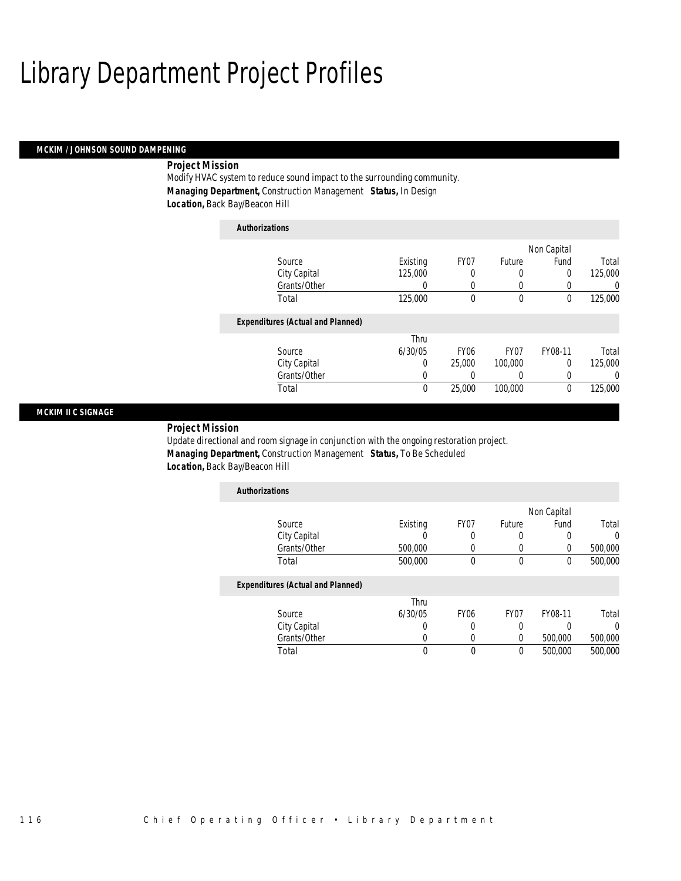# Library Department Project Profiles

## MCKIM / JOHNSON SOUND DAMPENING

***Project Mission***

Modify HVAC system to reduce sound impact to the surrounding community.

***Managing Department,*** Construction Management ***Status,*** In Design

***Location,*** Back Bay/Beacon Hill

***Authorizations***

| Source | Existing | FY07 | Future | Non Capital Fund | Total |
|---|---|---|---|---|---|
| City Capital | 125,000 | 0 | 0 | 0 | 125,000 |
| Grants/Other | 0 | 0 | 0 | 0 | 0 |
| Total | 125,000 | 0 | 0 | 0 | 125,000 |

***Expenditures (Actual and Planned)***

| Source | Thru 6/30/05 | FY06 | FY07 | FY08-11 | Total |
|---|---|---|---|---|---|
| City Capital | 0 | 25,000 | 100,000 | 0 | 125,000 |
| Grants/Other | 0 | 0 | 0 | 0 | 0 |
| Total | 0 | 25,000 | 100,000 | 0 | 125,000 |

## MCKIM II C SIGNAGE

***Project Mission***

Update directional and room signage in conjunction with the ongoing restoration project.

***Managing Department,*** Construction Management ***Status,*** To Be Scheduled

***Location,*** Back Bay/Beacon Hill

***Authorizations***

| Source | Existing | FY07 | Future | Non Capital Fund | Total |
|---|---|---|---|---|---|
| City Capital | 0 | 0 | 0 | 0 | 0 |
| Grants/Other | 500,000 | 0 | 0 | 0 | 500,000 |
| Total | 500,000 | 0 | 0 | 0 | 500,000 |

***Expenditures (Actual and Planned)***

| Source | Thru 6/30/05 | FY06 | FY07 | FY08-11 | Total |
|---|---|---|---|---|---|
| City Capital | 0 | 0 | 0 | 0 | 0 |
| Grants/Other | 0 | 0 | 0 | 500,000 | 500,000 |
| Total | 0 | 0 | 0 | 500,000 | 500,000 |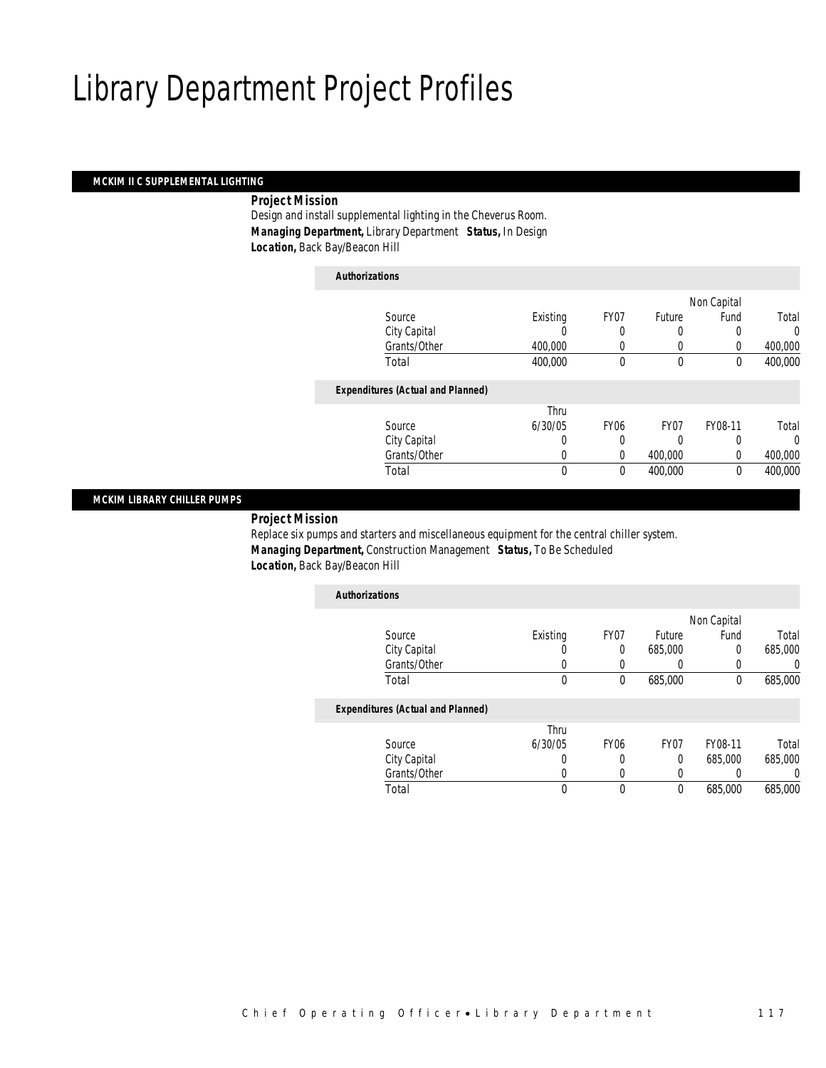# Library Department Project Profiles

## MCKIM II C SUPPLEMENTAL LIGHTING

**Project Mission**

Design and install supplemental lighting in the Cheverus Room.

***Managing Department,*** Library Department ***Status,*** In Design

***Location,*** Back Bay/Beacon Hill

***Authorizations***

| Source | Existing | FY07 | Future | Non Capital Fund | Total |
|---|---|---|---|---|---|
| City Capital | 0 | 0 | 0 | 0 | 0 |
| Grants/Other | 400,000 | 0 | 0 | 0 | 400,000 |
| Total | 400,000 | 0 | 0 | 0 | 400,000 |

***Expenditures (Actual and Planned)***

| Source | Thru 6/30/05 | FY06 | FY07 | FY08-11 | Total |
|---|---|---|---|---|---|
| City Capital | 0 | 0 | 0 | 0 | 0 |
| Grants/Other | 0 | 0 | 400,000 | 0 | 400,000 |
| Total | 0 | 0 | 400,000 | 0 | 400,000 |

## MCKIM LIBRARY CHILLER PUMPS

**Project Mission**

Replace six pumps and starters and miscellaneous equipment for the central chiller system.

***Managing Department,*** Construction Management ***Status,*** To Be Scheduled

***Location,*** Back Bay/Beacon Hill

***Authorizations***

| Source | Existing | FY07 | Future | Non Capital Fund | Total |
|---|---|---|---|---|---|
| City Capital | 0 | 0 | 685,000 | 0 | 685,000 |
| Grants/Other | 0 | 0 | 0 | 0 | 0 |
| Total | 0 | 0 | 685,000 | 0 | 685,000 |

***Expenditures (Actual and Planned)***

| Source | Thru 6/30/05 | FY06 | FY07 | FY08-11 | Total |
|---|---|---|---|---|---|
| City Capital | 0 | 0 | 0 | 685,000 | 685,000 |
| Grants/Other | 0 | 0 | 0 | 0 | 0 |
| Total | 0 | 0 | 0 | 685,000 | 685,000 |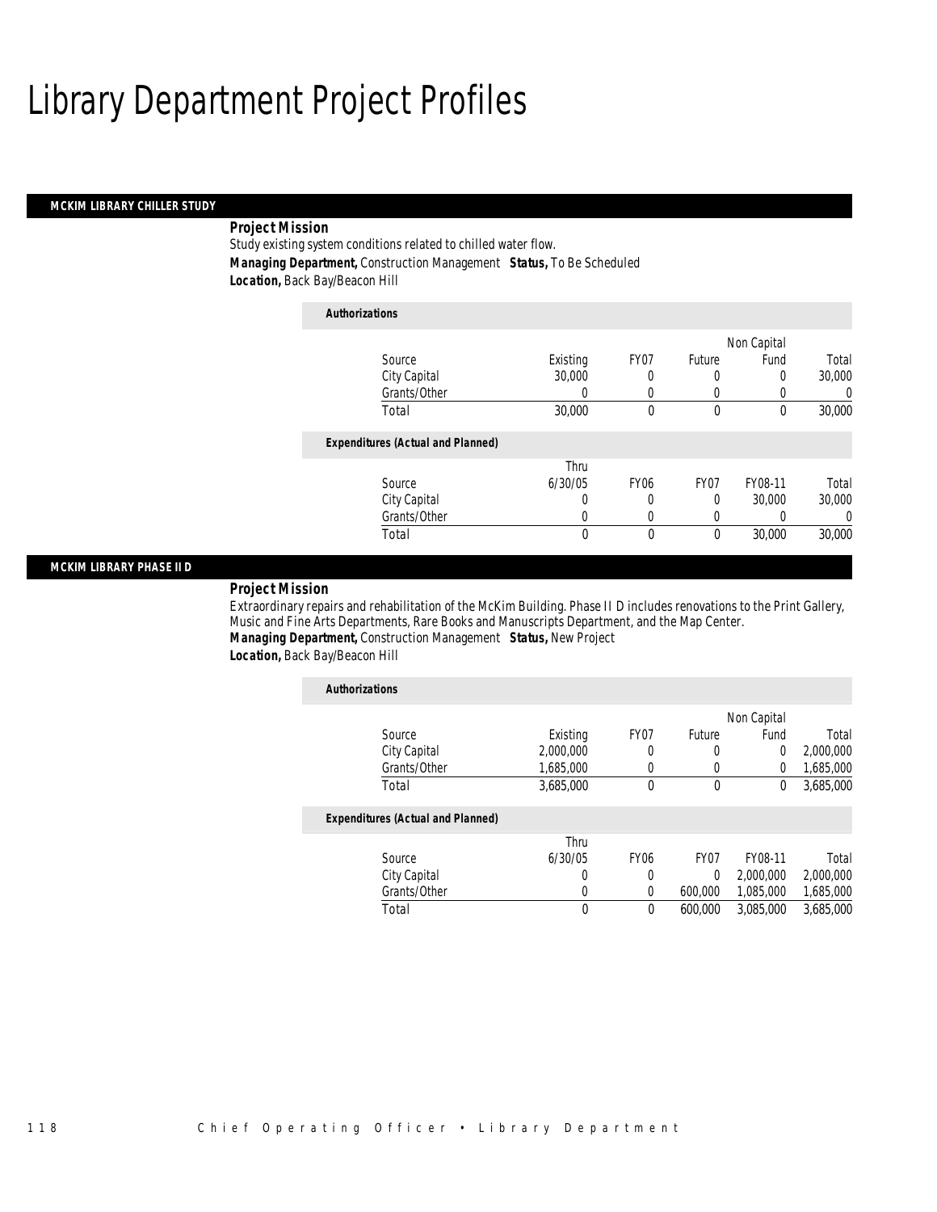# Library Department Project Profiles

## MCKIM LIBRARY CHILLER STUDY

***Project Mission***

Study existing system conditions related to chilled water flow.

***Managing Department,*** Construction Management ***Status,*** To Be Scheduled

***Location,*** Back Bay/Beacon Hill

***Authorizations***

| Source | Existing | FY07 | Future | Non Capital Fund | Total |
|---|---|---|---|---|---|
| City Capital | 30,000 | 0 | 0 | 0 | 30,000 |
| Grants/Other | 0 | 0 | 0 | 0 | 0 |
| Total | 30,000 | 0 | 0 | 0 | 30,000 |

***Expenditures (Actual and Planned)***

| Source | Thru 6/30/05 | FY06 | FY07 | FY08-11 | Total |
|---|---|---|---|---|---|
| City Capital | 0 | 0 | 0 | 30,000 | 30,000 |
| Grants/Other | 0 | 0 | 0 | 0 | 0 |
| Total | 0 | 0 | 0 | 30,000 | 30,000 |

## MCKIM LIBRARY PHASE II D

***Project Mission***

Extraordinary repairs and rehabilitation of the McKim Building. Phase II D includes renovations to the Print Gallery, Music and Fine Arts Departments, Rare Books and Manuscripts Department, and the Map Center.

***Managing Department,*** Construction Management ***Status,*** New Project

***Location,*** Back Bay/Beacon Hill

***Authorizations***

| Source | Existing | FY07 | Future | Non Capital Fund | Total |
|---|---|---|---|---|---|
| City Capital | 2,000,000 | 0 | 0 | 0 | 2,000,000 |
| Grants/Other | 1,685,000 | 0 | 0 | 0 | 1,685,000 |
| Total | 3,685,000 | 0 | 0 | 0 | 3,685,000 |

***Expenditures (Actual and Planned)***

| Source | Thru 6/30/05 | FY06 | FY07 | FY08-11 | Total |
|---|---|---|---|---|---|
| City Capital | 0 | 0 | 0 | 2,000,000 | 2,000,000 |
| Grants/Other | 0 | 0 | 600,000 | 1,085,000 | 1,685,000 |
| Total | 0 | 0 | 600,000 | 3,085,000 | 3,685,000 |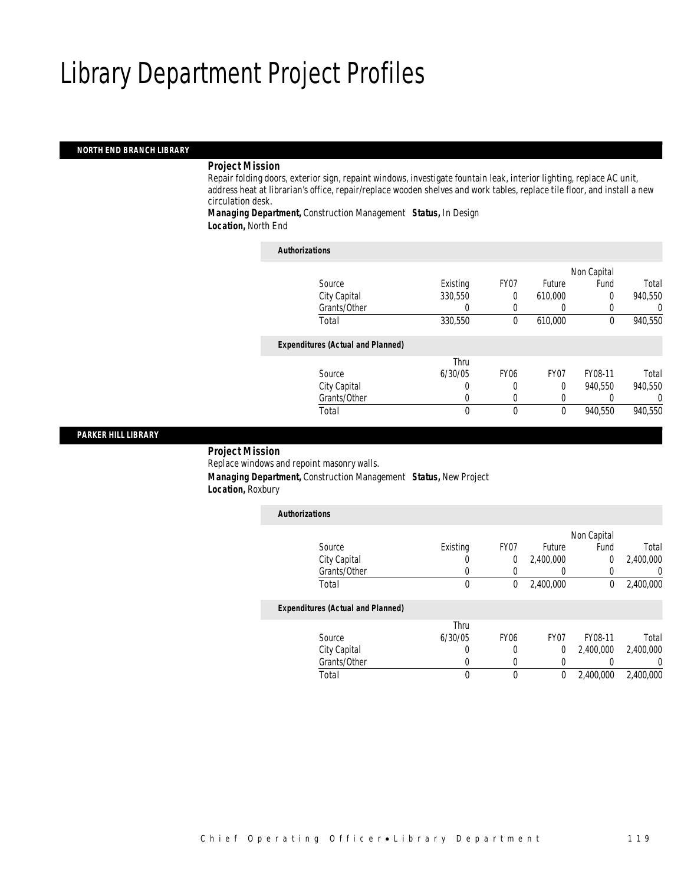# Library Department Project Profiles

## NORTH END BRANCH LIBRARY

***Project Mission***

Repair folding doors, exterior sign, repaint windows, investigate fountain leak, interior lighting, replace AC unit, address heat at librarian's office, repair/replace wooden shelves and work tables, replace tile floor, and install a new circulation desk.

***Managing Department,*** Construction Management ***Status,*** In Design

***Location,*** North End

***Authorizations***

| Source | Existing | FY07 | Future | Non Capital Fund | Total |
|---|---|---|---|---|---|
| City Capital | 330,550 | 0 | 610,000 | 0 | 940,550 |
| Grants/Other | 0 | 0 | 0 | 0 | 0 |
| Total | 330,550 | 0 | 610,000 | 0 | 940,550 |

***Expenditures (Actual and Planned)***

| Source | Thru 6/30/05 | FY06 | FY07 | FY08-11 | Total |
|---|---|---|---|---|---|
| City Capital | 0 | 0 | 0 | 940,550 | 940,550 |
| Grants/Other | 0 | 0 | 0 | 0 | 0 |
| Total | 0 | 0 | 0 | 940,550 | 940,550 |

## PARKER HILL LIBRARY

***Project Mission***

Replace windows and repoint masonry walls.

***Managing Department,*** Construction Management ***Status,*** New Project

***Location,*** Roxbury

***Authorizations***

| Source | Existing | FY07 | Future | Non Capital Fund | Total |
|---|---|---|---|---|---|
| City Capital | 0 | 0 | 2,400,000 | 0 | 2,400,000 |
| Grants/Other | 0 | 0 | 0 | 0 | 0 |
| Total | 0 | 0 | 2,400,000 | 0 | 2,400,000 |

***Expenditures (Actual and Planned)***

| Source | Thru 6/30/05 | FY06 | FY07 | FY08-11 | Total |
|---|---|---|---|---|---|
| City Capital | 0 | 0 | 0 | 2,400,000 | 2,400,000 |
| Grants/Other | 0 | 0 | 0 | 0 | 0 |
| Total | 0 | 0 | 0 | 2,400,000 | 2,400,000 |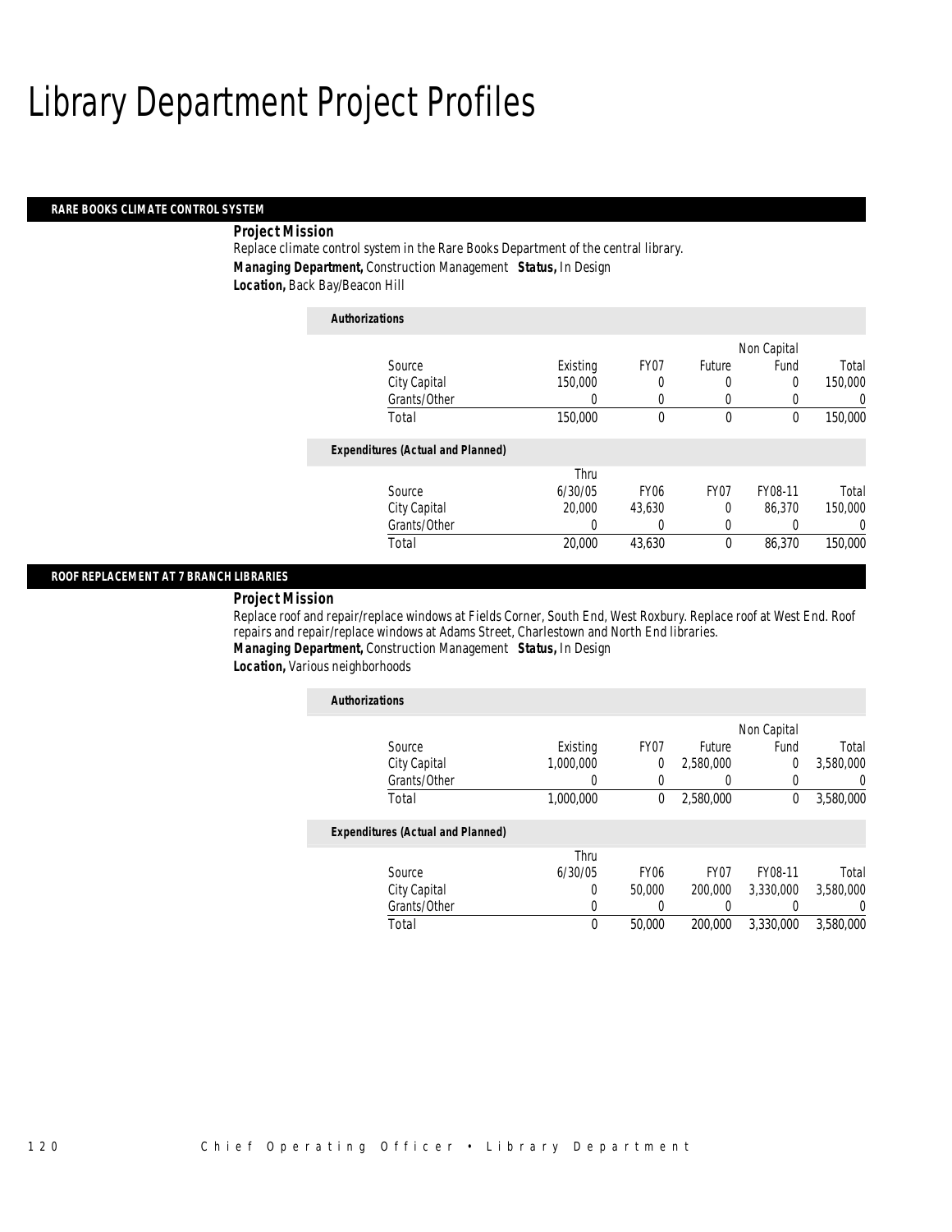# Library Department Project Profiles

## RARE BOOKS CLIMATE CONTROL SYSTEM

***Project Mission***

Replace climate control system in the Rare Books Department of the central library.

***Managing Department,*** Construction Management ***Status,*** In Design

***Location,*** Back Bay/Beacon Hill

***Authorizations***

| Source | Existing | FY07 | Future | Non Capital Fund | Total |
|---|---|---|---|---|---|
| City Capital | 150,000 | 0 | 0 | 0 | 150,000 |
| Grants/Other | 0 | 0 | 0 | 0 | 0 |
| Total | 150,000 | 0 | 0 | 0 | 150,000 |

***Expenditures (Actual and Planned)***

| Source | Thru 6/30/05 | FY06 | FY07 | FY08-11 | Total |
|---|---|---|---|---|---|
| City Capital | 20,000 | 43,630 | 0 | 86,370 | 150,000 |
| Grants/Other | 0 | 0 | 0 | 0 | 0 |
| Total | 20,000 | 43,630 | 0 | 86,370 | 150,000 |

## ROOF REPLACEMENT AT 7 BRANCH LIBRARIES

***Project Mission***

Replace roof and repair/replace windows at Fields Corner, South End, West Roxbury. Replace roof at West End. Roof repairs and repair/replace windows at Adams Street, Charlestown and North End libraries.

***Managing Department,*** Construction Management ***Status,*** In Design

***Location,*** Various neighborhoods

***Authorizations***

| Source | Existing | FY07 | Future | Non Capital Fund | Total |
|---|---|---|---|---|---|
| City Capital | 1,000,000 | 0 | 2,580,000 | 0 | 3,580,000 |
| Grants/Other | 0 | 0 | 0 | 0 | 0 |
| Total | 1,000,000 | 0 | 2,580,000 | 0 | 3,580,000 |

***Expenditures (Actual and Planned)***

| Source | Thru 6/30/05 | FY06 | FY07 | FY08-11 | Total |
|---|---|---|---|---|---|
| City Capital | 0 | 50,000 | 200,000 | 3,330,000 | 3,580,000 |
| Grants/Other | 0 | 0 | 0 | 0 | 0 |
| Total | 0 | 50,000 | 200,000 | 3,330,000 | 3,580,000 |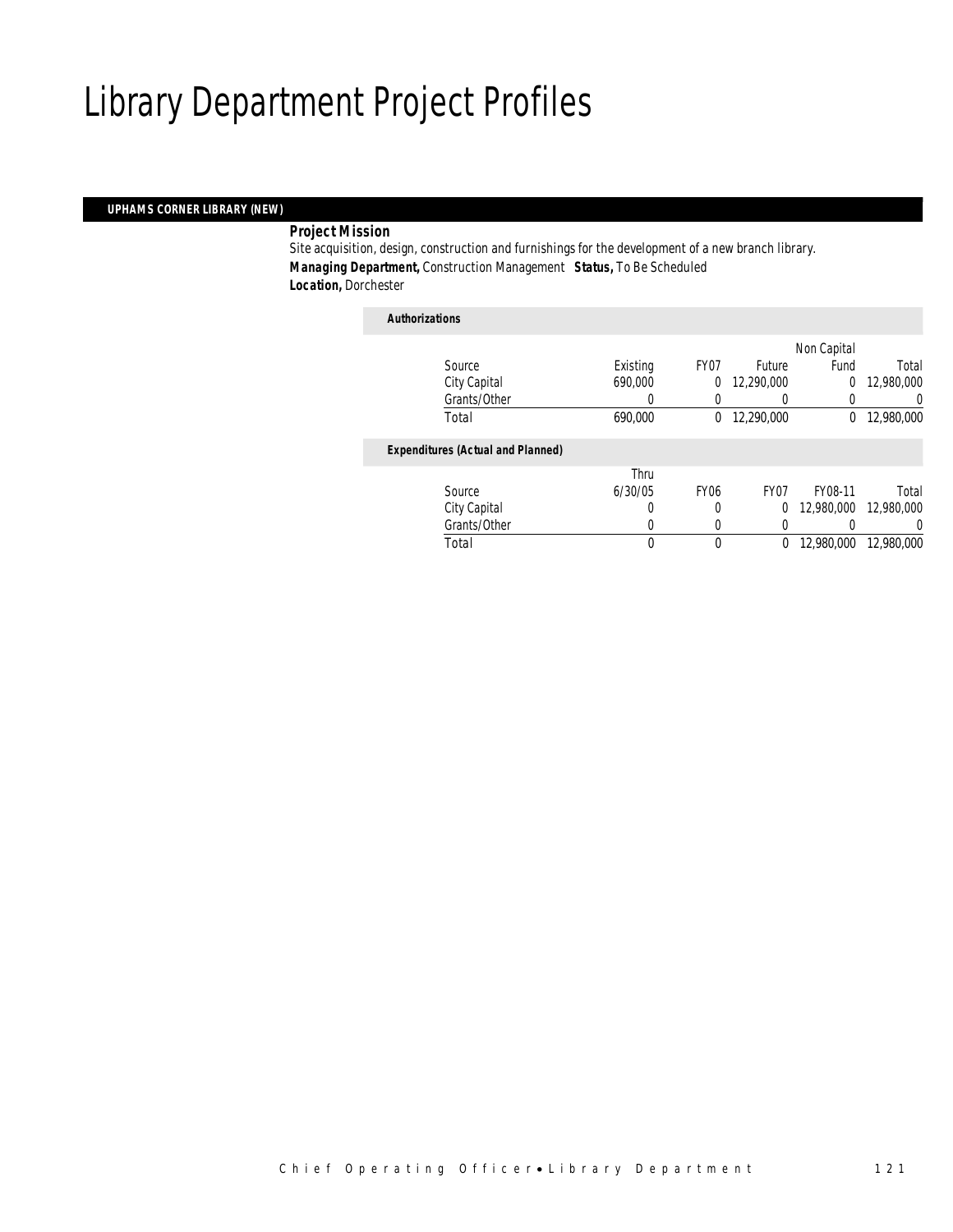# Library Department Project Profiles

## UPHAMS CORNER LIBRARY (NEW)

**Project Mission**

Site acquisition, design, construction and furnishings for the development of a new branch library.

***Managing Department,*** Construction Management ***Status,*** To Be Scheduled

***Location,*** Dorchester

***Authorizations***

| Source | Existing | FY07 | Future | Non Capital Fund | Total |
|---|---|---|---|---|---|
| City Capital | 690,000 | 0 | 12,290,000 | 0 | 12,980,000 |
| Grants/Other | 0 | 0 | 0 | 0 | 0 |
| Total | 690,000 | 0 | 12,290,000 | 0 | 12,980,000 |

***Expenditures (Actual and Planned)***

| Source | Thru 6/30/05 | FY06 | FY07 | FY08-11 | Total |
|---|---|---|---|---|---|
| City Capital | 0 | 0 | 0 | 12,980,000 | 12,980,000 |
| Grants/Other | 0 | 0 | 0 | 0 | 0 |
| Total | 0 | 0 | 0 | 12,980,000 | 12,980,000 |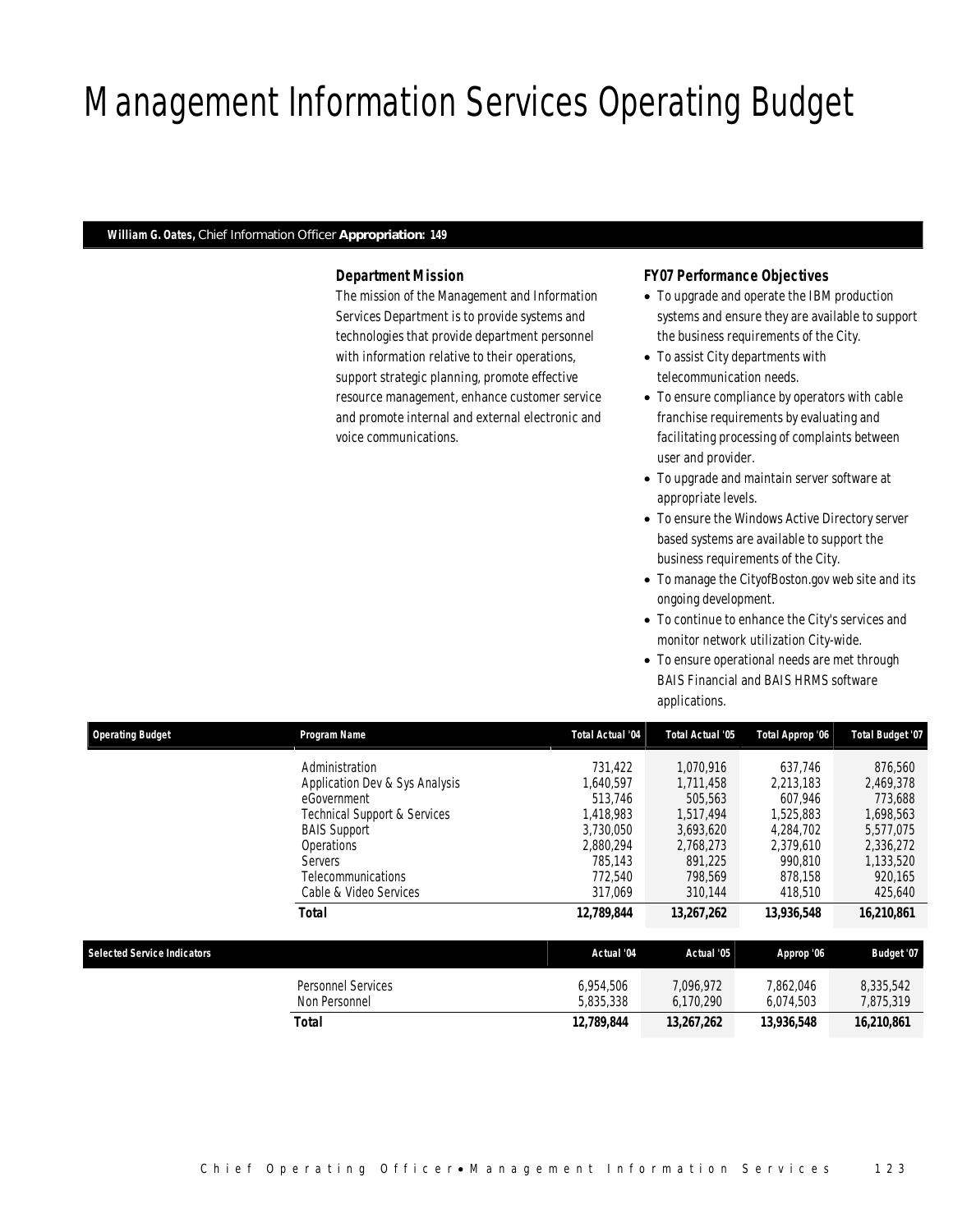# Management Information Services Operating Budget

**William G. Oates,** Chief Information Officer **Appropriation: 149**

### Department Mission

The mission of the Management and Information Services Department is to provide systems and technologies that provide department personnel with information relative to their operations, support strategic planning, promote effective resource management, enhance customer service and promote internal and external electronic and voice communications.

### FY07 Performance Objectives

- To upgrade and operate the IBM production systems and ensure they are available to support the business requirements of the City.
- To assist City departments with telecommunication needs.
- To ensure compliance by operators with cable franchise requirements by evaluating and facilitating processing of complaints between user and provider.
- To upgrade and maintain server software at appropriate levels.
- To ensure the Windows Active Directory server based systems are available to support the business requirements of the City.
- To manage the CityofBoston.gov web site and its ongoing development.
- To continue to enhance the City's services and monitor network utilization City-wide.
- To ensure operational needs are met through BAIS Financial and BAIS HRMS software applications.

| Operating Budget | Program Name | Total Actual '04 | Total Actual '05 | Total Approp '06 | Total Budget '07 |
|---|---|---|---|---|---|
| | Administration | 731,422 | 1,070,916 | 637,746 | 876,560 |
| | Application Dev & Sys Analysis | 1,640,597 | 1,711,458 | 2,213,183 | 2,469,378 |
| | eGovernment | 513,746 | 505,563 | 607,946 | 773,688 |
| | Technical Support & Services | 1,418,983 | 1,517,494 | 1,525,883 | 1,698,563 |
| | BAIS Support | 3,730,050 | 3,693,620 | 4,284,702 | 5,577,075 |
| | Operations | 2,880,294 | 2,768,273 | 2,379,610 | 2,336,272 |
| | Servers | 785,143 | 891,225 | 990,810 | 1,133,520 |
| | Telecommunications | 772,540 | 798,569 | 878,158 | 920,165 |
| | Cable & Video Services | 317,069 | 310,144 | 418,510 | 425,640 |
| | **Total** | **12,789,844** | **13,267,262** | **13,936,548** | **16,210,861** |

| Selected Service Indicators | | Actual '04 | Actual '05 | Approp '06 | Budget '07 |
|---|---|---|---|---|---|
| | Personnel Services | 6,954,506 | 7,096,972 | 7,862,046 | 8,335,542 |
| | Non Personnel | 5,835,338 | 6,170,290 | 6,074,503 | 7,875,319 |
| | **Total** | **12,789,844** | **13,267,262** | **13,936,548** | **16,210,861** |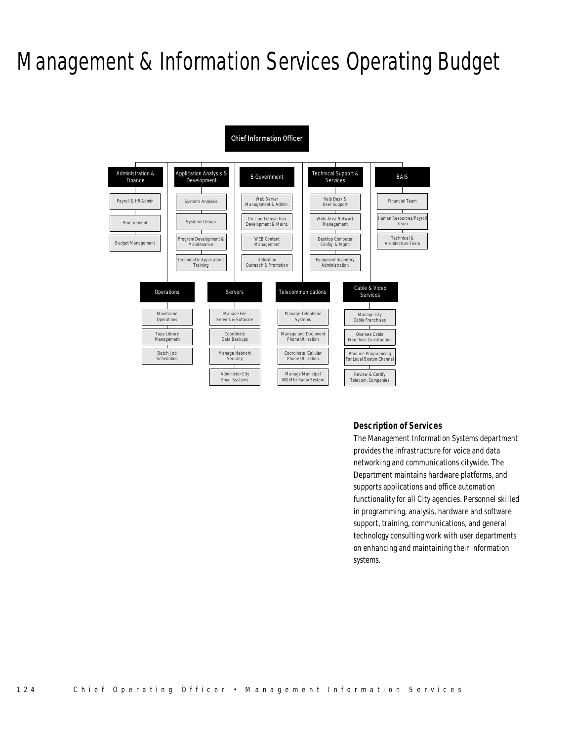# Management & Information Services Operating Budget

Chief Information Officer

- Administration & Finance
  - Payroll & HR Admin
  - Procurement
  - Budget Management
- Application Analysis & Development
  - Systems Analysis
  - Systems Design
  - Program Development & Maintenance
  - Technical & Applications Training
- E-Government
  - Web Server Management & Admin.
  - On-Line Transaction Development & Maint.
  - WEB Content Management
  - Utilization Outreach & Promotion
- Technical Support & Services
  - Help Desk & User Support
  - Wide Area Network Management
  - Desktop Computer Config. & Mgmt
  - Equipment Inventory Administration
- BAIS
  - Financial Team
  - Human Resources/Payroll Team
  - Technical & Architecture Team
- Operations
  - Mainframe Operations
  - Tape Library Management
  - Batch Job Scheduling
- Servers
  - Manage File Servers & Software
  - Coordinate Data Backups
  - Manage Network Security
  - Administer City Email Systems
- Telecommunications
  - Manage Telephone Systems
  - Manage and Document Phone Utilization
  - Coordinate Cellular Phone Utilization
  - Manage Municipal 800 Mhz Radio System
- Cable & Video Services
  - Manage City Cable Franchises
  - Oversee Cable Franchise Construction
  - Produce Programming For Local Boston Channel
  - Review & Certify Telecom. Companies

### Description of Services

The Management Information Systems department provides the infrastructure for voice and data networking and communications citywide. The Department maintains hardware platforms, and supports applications and office automation functionality for all City agencies. Personnel skilled in programming, analysis, hardware and software support, training, communications, and general technology consulting work with user departments on enhancing and maintaining their information systems.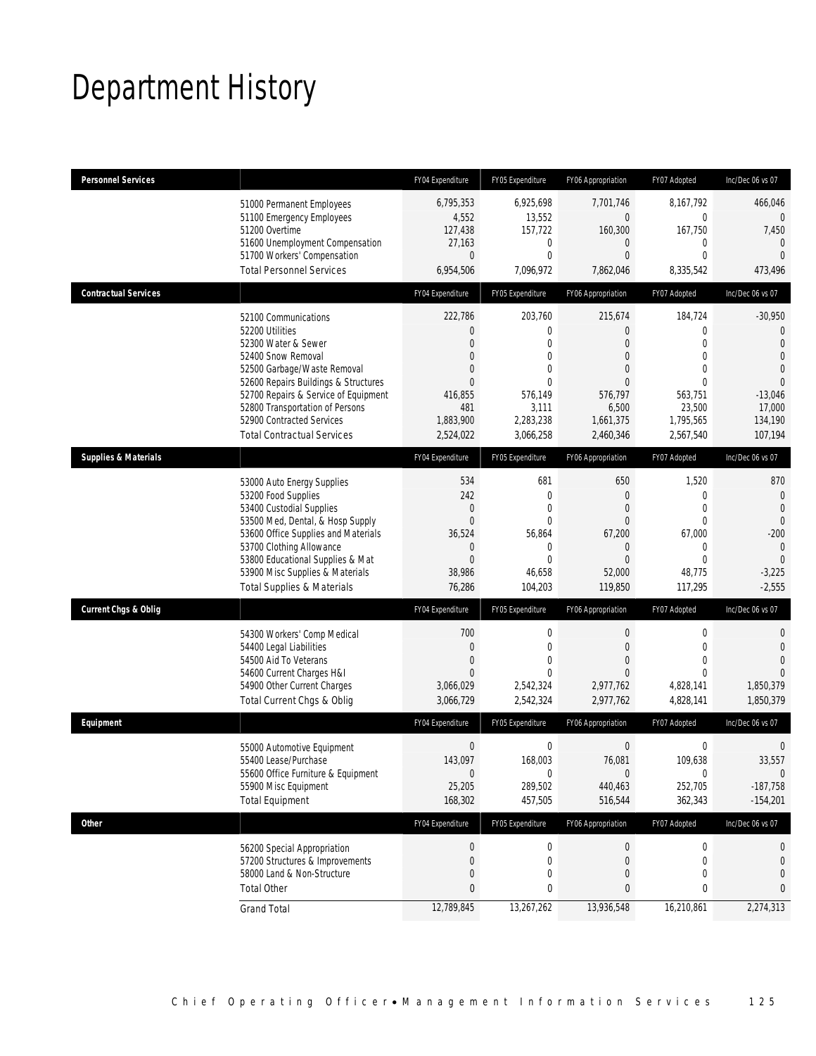# Department History

| Personnel Services | | FY04 Expenditure | FY05 Expenditure | FY06 Appropriation | FY07 Adopted | Inc/Dec 06 vs 07 |
|---|---|---|---|---|---|---|
| | 51000 Permanent Employees | 6,795,353 | 6,925,698 | 7,701,746 | 8,167,792 | 466,046 |
| | 51100 Emergency Employees | 4,552 | 13,552 | 0 | 0 | 0 |
| | 51200 Overtime | 127,438 | 157,722 | 160,300 | 167,750 | 7,450 |
| | 51600 Unemployment Compensation | 27,163 | 0 | 0 | 0 | 0 |
| | 51700 Workers' Compensation | 0 | 0 | 0 | 0 | 0 |
| | Total Personnel Services | 6,954,506 | 7,096,972 | 7,862,046 | 8,335,542 | 473,496 |
| **Contractual Services** | | FY04 Expenditure | FY05 Expenditure | FY06 Appropriation | FY07 Adopted | Inc/Dec 06 vs 07 |
| | 52100 Communications | 222,786 | 203,760 | 215,674 | 184,724 | -30,950 |
| | 52200 Utilities | 0 | 0 | 0 | 0 | 0 |
| | 52300 Water & Sewer | 0 | 0 | 0 | 0 | 0 |
| | 52400 Snow Removal | 0 | 0 | 0 | 0 | 0 |
| | 52500 Garbage/Waste Removal | 0 | 0 | 0 | 0 | 0 |
| | 52600 Repairs Buildings & Structures | 0 | 0 | 0 | 0 | 0 |
| | 52700 Repairs & Service of Equipment | 416,855 | 576,149 | 576,797 | 563,751 | -13,046 |
| | 52800 Transportation of Persons | 481 | 3,111 | 6,500 | 23,500 | 17,000 |
| | 52900 Contracted Services | 1,883,900 | 2,283,238 | 1,661,375 | 1,795,565 | 134,190 |
| | Total Contractual Services | 2,524,022 | 3,066,258 | 2,460,346 | 2,567,540 | 107,194 |
| **Supplies & Materials** | | FY04 Expenditure | FY05 Expenditure | FY06 Appropriation | FY07 Adopted | Inc/Dec 06 vs 07 |
| | 53000 Auto Energy Supplies | 534 | 681 | 650 | 1,520 | 870 |
| | 53200 Food Supplies | 242 | 0 | 0 | 0 | 0 |
| | 53400 Custodial Supplies | 0 | 0 | 0 | 0 | 0 |
| | 53500 Med, Dental, & Hosp Supply | 0 | 0 | 0 | 0 | 0 |
| | 53600 Office Supplies and Materials | 36,524 | 56,864 | 67,200 | 67,000 | -200 |
| | 53700 Clothing Allowance | 0 | 0 | 0 | 0 | 0 |
| | 53800 Educational Supplies & Mat | 0 | 0 | 0 | 0 | 0 |
| | 53900 Misc Supplies & Materials | 38,986 | 46,658 | 52,000 | 48,775 | -3,225 |
| | Total Supplies & Materials | 76,286 | 104,203 | 119,850 | 117,295 | -2,555 |
| **Current Chgs & Oblig** | | FY04 Expenditure | FY05 Expenditure | FY06 Appropriation | FY07 Adopted | Inc/Dec 06 vs 07 |
| | 54300 Workers' Comp Medical | 700 | 0 | 0 | 0 | 0 |
| | 54400 Legal Liabilities | 0 | 0 | 0 | 0 | 0 |
| | 54500 Aid To Veterans | 0 | 0 | 0 | 0 | 0 |
| | 54600 Current Charges H&I | 0 | 0 | 0 | 0 | 0 |
| | 54900 Other Current Charges | 3,066,029 | 2,542,324 | 2,977,762 | 4,828,141 | 1,850,379 |
| | Total Current Chgs & Oblig | 3,066,729 | 2,542,324 | 2,977,762 | 4,828,141 | 1,850,379 |
| **Equipment** | | FY04 Expenditure | FY05 Expenditure | FY06 Appropriation | FY07 Adopted | Inc/Dec 06 vs 07 |
| | 55000 Automotive Equipment | 0 | 0 | 0 | 0 | 0 |
| | 55400 Lease/Purchase | 143,097 | 168,003 | 76,081 | 109,638 | 33,557 |
| | 55600 Office Furniture & Equipment | 0 | 0 | 0 | 0 | 0 |
| | 55900 Misc Equipment | 25,205 | 289,502 | 440,463 | 252,705 | -187,758 |
| | Total Equipment | 168,302 | 457,505 | 516,544 | 362,343 | -154,201 |
| **Other** | | FY04 Expenditure | FY05 Expenditure | FY06 Appropriation | FY07 Adopted | Inc/Dec 06 vs 07 |
| | 56200 Special Appropriation | 0 | 0 | 0 | 0 | 0 |
| | 57200 Structures & Improvements | 0 | 0 | 0 | 0 | 0 |
| | 58000 Land & Non-Structure | 0 | 0 | 0 | 0 | 0 |
| | Total Other | 0 | 0 | 0 | 0 | 0 |
| | Grand Total | 12,789,845 | 13,267,262 | 13,936,548 | 16,210,861 | 2,274,313 |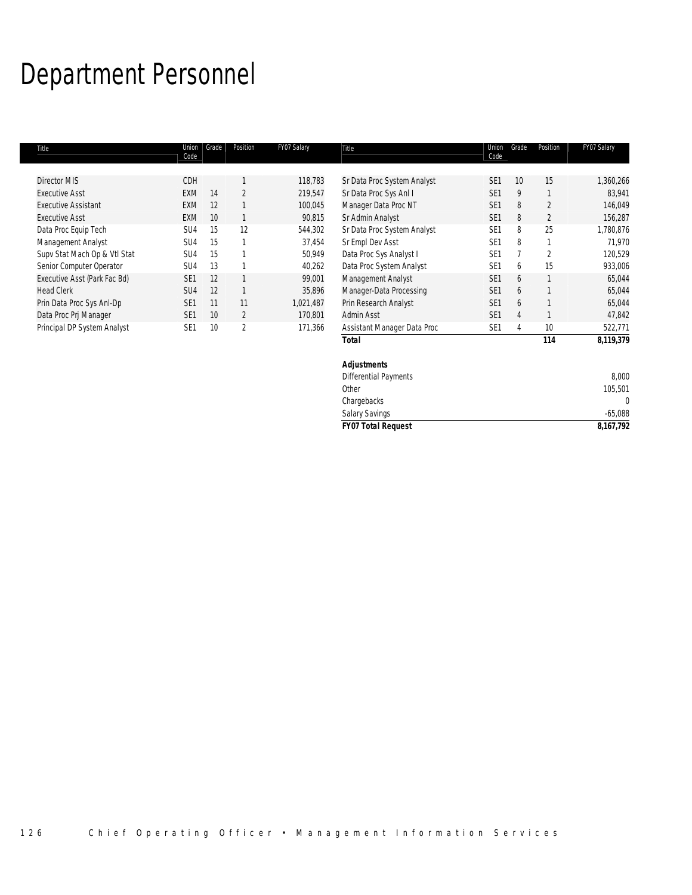# Department Personnel

| Title | Union Code | Grade | Position | FY07 Salary |
|---|---|---|---|---|
| Director MIS | CDH | | 1 | 118,783 |
| Executive Asst | EXM | 14 | 2 | 219,547 |
| Executive Assistant | EXM | 12 | 1 | 100,045 |
| Executive Asst | EXM | 10 | 1 | 90,815 |
| Data Proc Equip Tech | SU4 | 15 | 12 | 544,302 |
| Management Analyst | SU4 | 15 | 1 | 37,454 |
| Supv Stat Mach Op & Vtl Stat | SU4 | 15 | 1 | 50,949 |
| Senior Computer Operator | SU4 | 13 | 1 | 40,262 |
| Executive Asst (Park Fac Bd) | SE1 | 12 | 1 | 99,001 |
| Head Clerk | SU4 | 12 | 1 | 35,896 |
| Prin Data Proc Sys Anl-Dp | SE1 | 11 | 11 | 1,021,487 |
| Data Proc Prj Manager | SE1 | 10 | 2 | 170,801 |
| Principal DP System Analyst | SE1 | 10 | 2 | 171,366 |
| Sr Data Proc System Analyst | SE1 | 10 | 15 | 1,360,266 |
| Sr Data Proc Sys Anl I | SE1 | 9 | 1 | 83,941 |
| Manager Data Proc NT | SE1 | 8 | 2 | 146,049 |
| Sr Admin Analyst | SE1 | 8 | 2 | 156,287 |
| Sr Data Proc System Analyst | SE1 | 8 | 25 | 1,780,876 |
| Sr Empl Dev Asst | SE1 | 8 | 1 | 71,970 |
| Data Proc Sys Analyst I | SE1 | 7 | 2 | 120,529 |
| Data Proc System Analyst | SE1 | 6 | 15 | 933,006 |
| Management Analyst | SE1 | 6 | 1 | 65,044 |
| Manager-Data Processing | SE1 | 6 | 1 | 65,044 |
| Prin Research Analyst | SE1 | 6 | 1 | 65,044 |
| Admin Asst | SE1 | 4 | 1 | 47,842 |
| Assistant Manager Data Proc | SE1 | 4 | 10 | 522,771 |
| **Total** | | | **114** | **8,119,379** |

| ***Adjustments*** | |
|---|---|
| Differential Payments | 8,000 |
| Other | 105,501 |
| Chargebacks | 0 |
| Salary Savings | -65,088 |
| ***FY07 Total Request*** | **8,167,792** |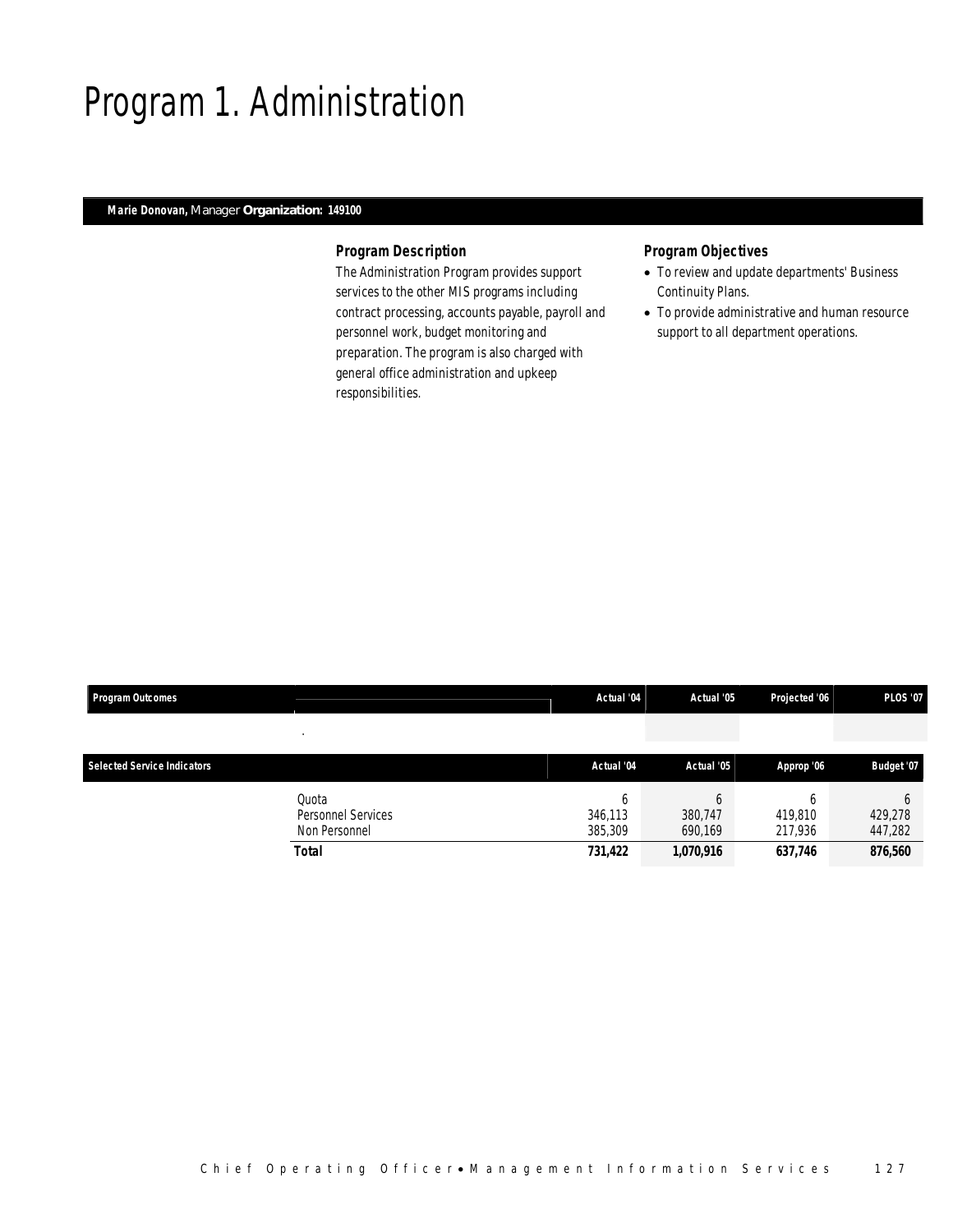# Program 1. Administration

**Marie Donovan,** Manager **Organization: 149100**

### Program Description

The Administration Program provides support services to the other MIS programs including contract processing, accounts payable, payroll and personnel work, budget monitoring and preparation. The program is also charged with general office administration and upkeep responsibilities.

### Program Objectives

- To review and update departments' Business Continuity Plans.
- To provide administrative and human resource support to all department operations.

| Program Outcomes | | Actual '04 | Actual '05 | Projected '06 | PLOS '07 |
|---|---|---|---|---|---|
| | . | | | | |

| Selected Service Indicators | | Actual '04 | Actual '05 | Approp '06 | Budget '07 |
|---|---|---|---|---|---|
| | Quota | 6 | 6 | 6 | 6 |
| | Personnel Services | 346,113 | 380,747 | 419,810 | 429,278 |
| | Non Personnel | 385,309 | 690,169 | 217,936 | 447,282 |
| | **Total** | **731,422** | **1,070,916** | **637,746** | **876,560** |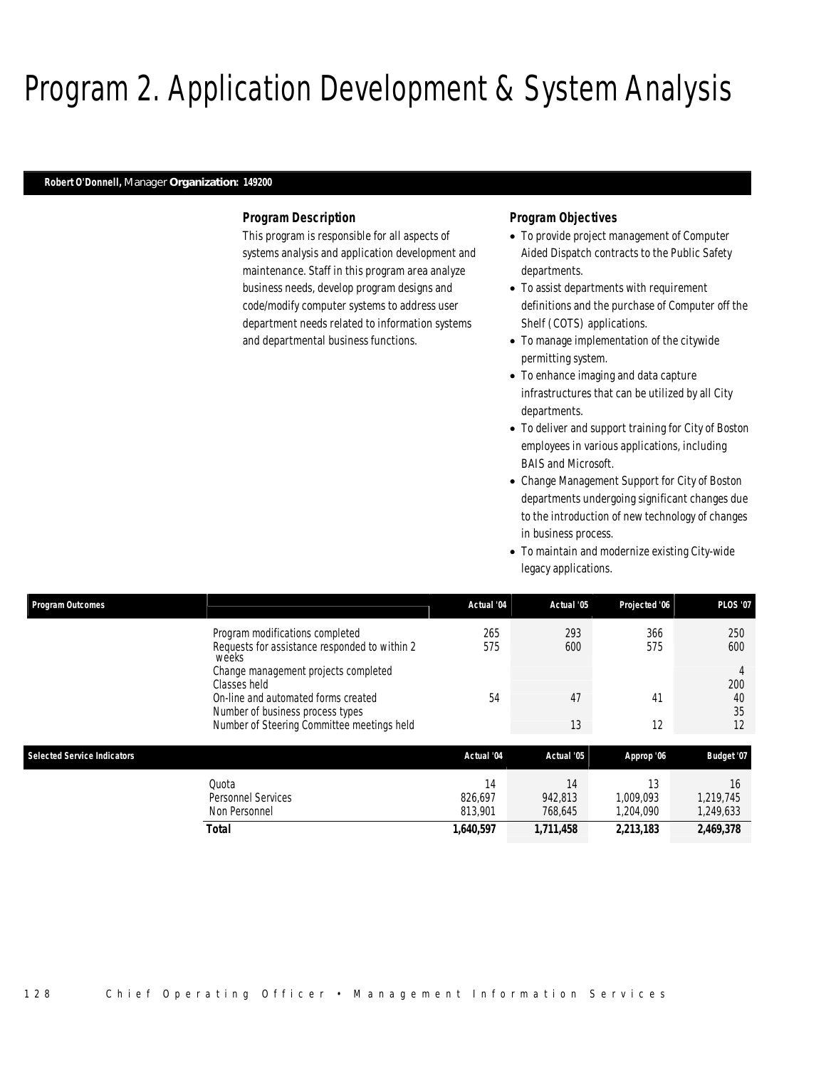# Program 2. Application Development & System Analysis

**Robert O'Donnell,** Manager **Organization: 149200**

### Program Description

This program is responsible for all aspects of systems analysis and application development and maintenance. Staff in this program area analyze business needs, develop program designs and code/modify computer systems to address user department needs related to information systems and departmental business functions.

### Program Objectives

- To provide project management of Computer Aided Dispatch contracts to the Public Safety departments.
- To assist departments with requirement definitions and the purchase of Computer off the Shelf (COTS) applications.
- To manage implementation of the citywide permitting system.
- To enhance imaging and data capture infrastructures that can be utilized by all City departments.
- To deliver and support training for City of Boston employees in various applications, including BAIS and Microsoft.
- Change Management Support for City of Boston departments undergoing significant changes due to the introduction of new technology of changes in business process.
- To maintain and modernize existing City-wide legacy applications.

| Program Outcomes | Actual '04 | Actual '05 | Projected '06 | PLOS '07 |
|---|---|---|---|---|
| Program modifications completed | 265 | 293 | 366 | 250 |
| Requests for assistance responded to within 2 weeks | 575 | 600 | 575 | 600 |
| Change management projects completed | | | | 4 |
| Classes held | | | | 200 |
| On-line and automated forms created | 54 | 47 | 41 | 40 |
| Number of business process types | | | | 35 |
| Number of Steering Committee meetings held | | 13 | 12 | 12 |

| Selected Service Indicators | Actual '04 | Actual '05 | Approp '06 | Budget '07 |
|---|---|---|---|---|
| Quota | 14 | 14 | 13 | 16 |
| Personnel Services | 826,697 | 942,813 | 1,009,093 | 1,219,745 |
| Non Personnel | 813,901 | 768,645 | 1,204,090 | 1,249,633 |
| **Total** | **1,640,597** | **1,711,458** | **2,213,183** | **2,469,378** |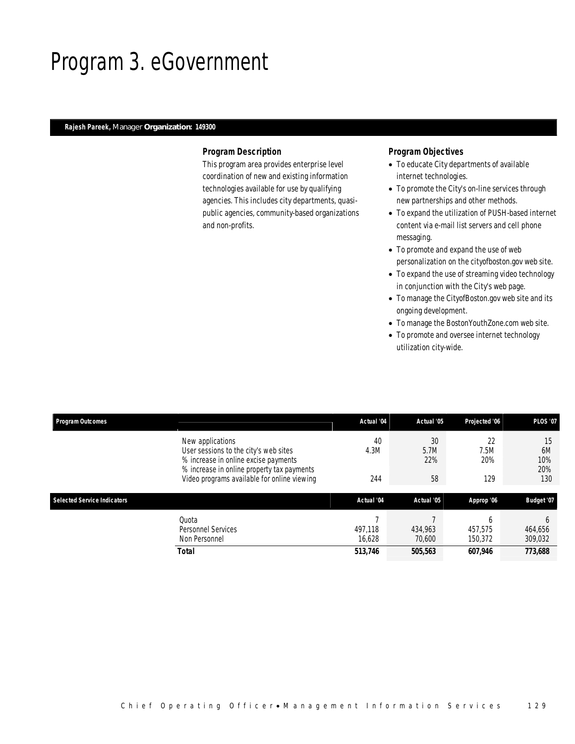# Program 3. eGovernment

**Rajesh Pareek,** Manager **Organization: 149300**

### *Program Description*

This program area provides enterprise level coordination of new and existing information technologies available for use by qualifying agencies. This includes city departments, quasi-public agencies, community-based organizations and non-profits.

### *Program Objectives*

- To educate City departments of available internet technologies.
- To promote the City's on-line services through new partnerships and other methods.
- To expand the utilization of PUSH-based internet content via e-mail list servers and cell phone messaging.
- To promote and expand the use of web personalization on the cityofboston.gov web site.
- To expand the use of streaming video technology in conjunction with the City's web page.
- To manage the CityofBoston.gov web site and its ongoing development.
- To manage the BostonYouthZone.com web site.
- To promote and oversee internet technology utilization city-wide.

| Program Outcomes | | Actual '04 | Actual '05 | Projected '06 | PLOS '07 |
|---|---|---|---|---|---|
| | New applications | 40 | 30 | 22 | 15 |
| | User sessions to the city's web sites | 4.3M | 5.7M | 7.5M | 6M |
| | % increase in online excise payments | | 22% | 20% | 10% |
| | % increase in online property tax payments | | | | 20% |
| | Video programs available for online viewing | 244 | 58 | 129 | 130 |

| Selected Service Indicators | | Actual '04 | Actual '05 | Approp '06 | Budget '07 |
|---|---|---|---|---|---|
| | Quota | 7 | 7 | 6 | 6 |
| | Personnel Services | 497,118 | 434,963 | 457,575 | 464,656 |
| | Non Personnel | 16,628 | 70,600 | 150,372 | 309,032 |
| | **Total** | **513,746** | **505,563** | **607,946** | **773,688** |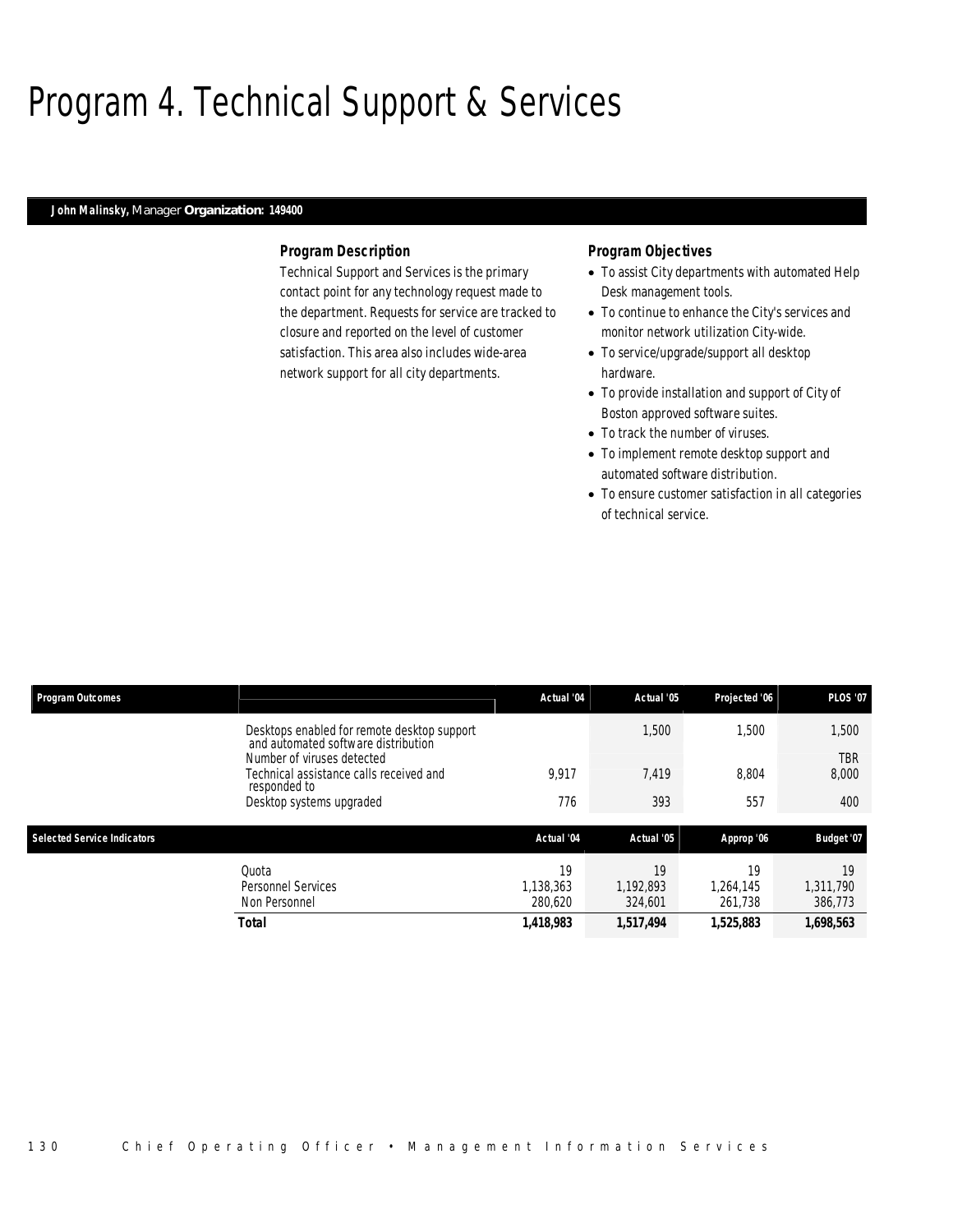# Program 4. Technical Support & Services

**John Malinsky,** Manager **Organization: 149400**

### Program Description

Technical Support and Services is the primary contact point for any technology request made to the department. Requests for service are tracked to closure and reported on the level of customer satisfaction. This area also includes wide-area network support for all city departments.

### Program Objectives

- To assist City departments with automated Help Desk management tools.
- To continue to enhance the City's services and monitor network utilization City-wide.
- To service/upgrade/support all desktop hardware.
- To provide installation and support of City of Boston approved software suites.
- To track the number of viruses.
- To implement remote desktop support and automated software distribution.
- To ensure customer satisfaction in all categories of technical service.

| Program Outcomes | | Actual '04 | Actual '05 | Projected '06 | PLOS '07 |
|---|---|---|---|---|---|
| | Desktops enabled for remote desktop support and automated software distribution | | 1,500 | 1,500 | 1,500 |
| | Number of viruses detected | | | | TBR |
| | Technical assistance calls received and responded to | 9,917 | 7,419 | 8,804 | 8,000 |
| | Desktop systems upgraded | 776 | 393 | 557 | 400 |

| Selected Service Indicators | | Actual '04 | Actual '05 | Approp '06 | Budget '07 |
|---|---|---|---|---|---|
| | Quota | 19 | 19 | 19 | 19 |
| | Personnel Services | 1,138,363 | 1,192,893 | 1,264,145 | 1,311,790 |
| | Non Personnel | 280,620 | 324,601 | 261,738 | 386,773 |
| | **Total** | **1,418,983** | **1,517,494** | **1,525,883** | **1,698,563** |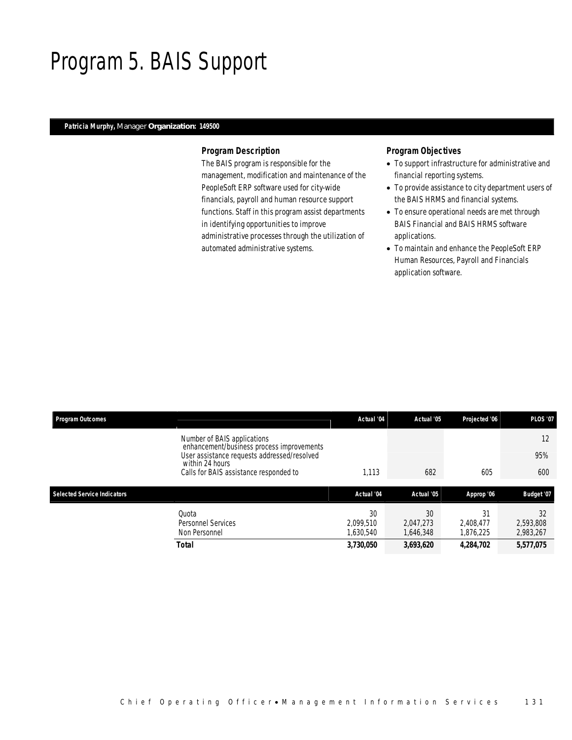# Program 5. BAIS Support

**Patricia Murphy,** Manager **Organization: 149500**

### Program Description

The BAIS program is responsible for the management, modification and maintenance of the PeopleSoft ERP software used for city-wide financials, payroll and human resource support functions. Staff in this program assist departments in identifying opportunities to improve administrative processes through the utilization of automated administrative systems.

### Program Objectives

- To support infrastructure for administrative and financial reporting systems.
- To provide assistance to city department users of the BAIS HRMS and financial systems.
- To ensure operational needs are met through BAIS Financial and BAIS HRMS software applications.
- To maintain and enhance the PeopleSoft ERP Human Resources, Payroll and Financials application software.

| Program Outcomes | | Actual '04 | Actual '05 | Projected '06 | PLOS '07 |
|---|---|---|---|---|---|
| | Number of BAIS applications enhancement/business process improvements | | | | 12 |
| | User assistance requests addressed/resolved within 24 hours | | | | 95% |
| | Calls for BAIS assistance responded to | 1,113 | 682 | 605 | 600 |

| Selected Service Indicators | | Actual '04 | Actual '05 | Approp '06 | Budget '07 |
|---|---|---|---|---|---|
| | Quota | 30 | 30 | 31 | 32 |
| | Personnel Services | 2,099,510 | 2,047,273 | 2,408,477 | 2,593,808 |
| | Non Personnel | 1,630,540 | 1,646,348 | 1,876,225 | 2,983,267 |
| | **Total** | **3,730,050** | **3,693,620** | **4,284,702** | **5,577,075** |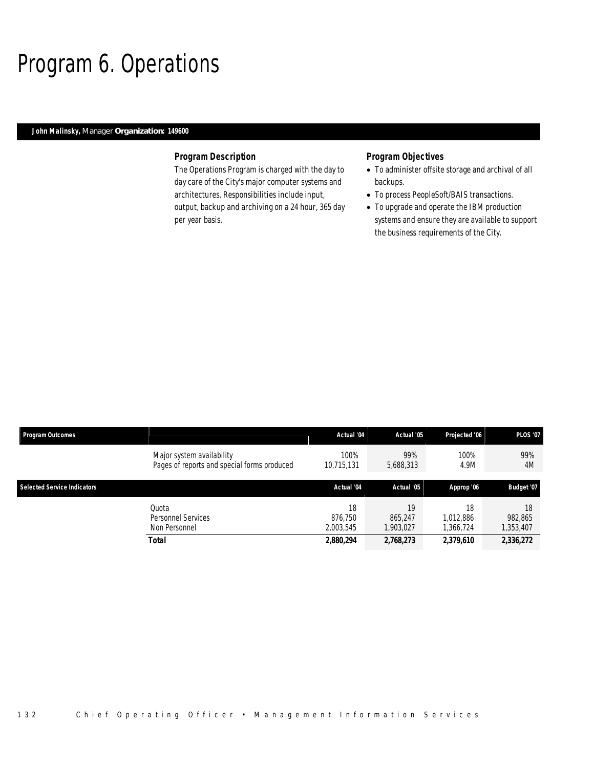# Program 6. Operations

**John Malinsky,** Manager **Organization: 149600**

### Program Description

The Operations Program is charged with the day to day care of the City's major computer systems and architectures. Responsibilities include input, output, backup and archiving on a 24 hour, 365 day per year basis.

### Program Objectives

- To administer offsite storage and archival of all backups.
- To process PeopleSoft/BAIS transactions.
- To upgrade and operate the IBM production systems and ensure they are available to support the business requirements of the City.

| Program Outcomes | | Actual '04 | Actual '05 | Projected '06 | PLOS '07 |
|---|---|---|---|---|---|
| | Major system availability | 100% | 99% | 100% | 99% |
| | Pages of reports and special forms produced | 10,715,131 | 5,688,313 | 4.9M | 4M |

| Selected Service Indicators | | Actual '04 | Actual '05 | Approp '06 | Budget '07 |
|---|---|---|---|---|---|
| | Quota | 18 | 19 | 18 | 18 |
| | Personnel Services | 876,750 | 865,247 | 1,012,886 | 982,865 |
| | Non Personnel | 2,003,545 | 1,903,027 | 1,366,724 | 1,353,407 |
| | **Total** | **2,880,294** | **2,768,273** | **2,379,610** | **2,336,272** |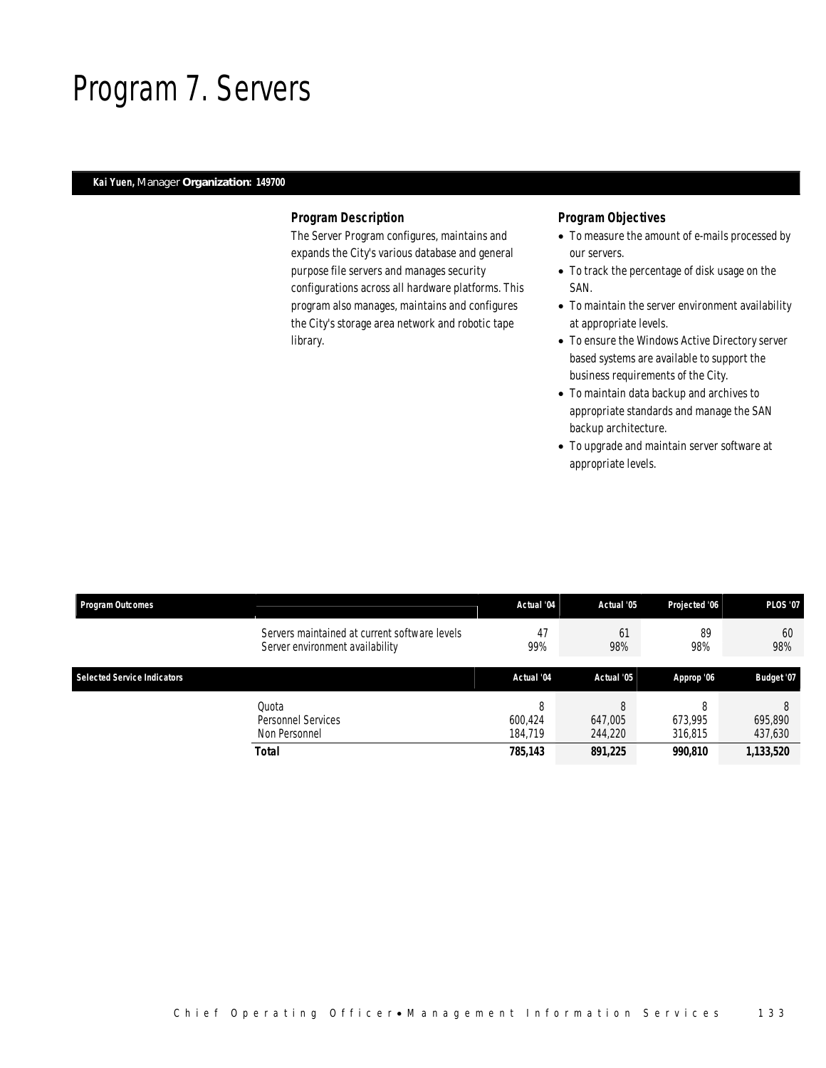# Program 7. Servers

**Kai Yuen,** Manager **Organization: 149700**

### Program Description

The Server Program configures, maintains and expands the City's various database and general purpose file servers and manages security configurations across all hardware platforms. This program also manages, maintains and configures the City's storage area network and robotic tape library.

### Program Objectives

- To measure the amount of e-mails processed by our servers.
- To track the percentage of disk usage on the SAN.
- To maintain the server environment availability at appropriate levels.
- To ensure the Windows Active Directory server based systems are available to support the business requirements of the City.
- To maintain data backup and archives to appropriate standards and manage the SAN backup architecture.
- To upgrade and maintain server software at appropriate levels.

| Program Outcomes | | Actual '04 | Actual '05 | Projected '06 | PLOS '07 |
|---|---|---|---|---|---|
| | Servers maintained at current software levels | 47 | 61 | 89 | 60 |
| | Server environment availability | 99% | 98% | 98% | 98% |

| Selected Service Indicators | | Actual '04 | Actual '05 | Approp '06 | Budget '07 |
|---|---|---|---|---|---|
| | Quota | 8 | 8 | 8 | 8 |
| | Personnel Services | 600,424 | 647,005 | 673,995 | 695,890 |
| | Non Personnel | 184,719 | 244,220 | 316,815 | 437,630 |
| | **Total** | **785,143** | **891,225** | **990,810** | **1,133,520** |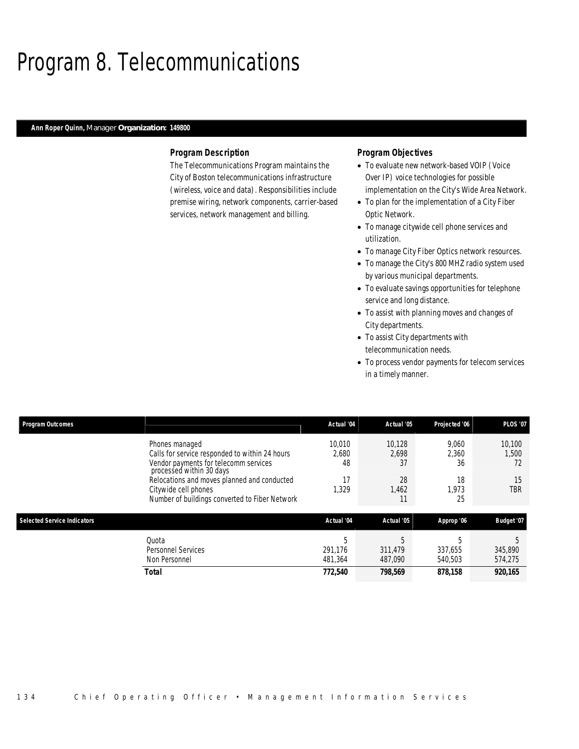# Program 8. Telecommunications

**Ann Roper Quinn,** Manager **Organization: 149800**

### Program Description

The Telecommunications Program maintains the City of Boston telecommunications infrastructure (wireless, voice and data). Responsibilities include premise wiring, network components, carrier-based services, network management and billing.

### Program Objectives

- To evaluate new network-based VOIP (Voice Over IP) voice technologies for possible implementation on the City's Wide Area Network.
- To plan for the implementation of a City Fiber Optic Network.
- To manage citywide cell phone services and utilization.
- To manage City Fiber Optics network resources.
- To manage the City's 800 MHZ radio system used by various municipal departments.
- To evaluate savings opportunities for telephone service and long distance.
- To assist with planning moves and changes of City departments.
- To assist City departments with telecommunication needs.
- To process vendor payments for telecom services in a timely manner.

| Program Outcomes | Actual '04 | Actual '05 | Projected '06 | PLOS '07 |
|---|---|---|---|---|
| Phones managed | 10,010 | 10,128 | 9,060 | 10,100 |
| Calls for service responded to within 24 hours | 2,680 | 2,698 | 2,360 | 1,500 |
| Vendor payments for telecomm services processed within 30 days | 48 | 37 | 36 | 72 |
| Relocations and moves planned and conducted | 17 | 28 | 18 | 15 |
| Citywide cell phones | 1,329 | 1,462 | 1,973 | TBR |
| Number of buildings converted to Fiber Network | | 11 | 25 | |

| Selected Service Indicators | Actual '04 | Actual '05 | Approp '06 | Budget '07 |
|---|---|---|---|---|
| Quota | 5 | 5 | 5 | 5 |
| Personnel Services | 291,176 | 311,479 | 337,655 | 345,890 |
| Non Personnel | 481,364 | 487,090 | 540,503 | 574,275 |
| **Total** | **772,540** | **798,569** | **878,158** | **920,165** |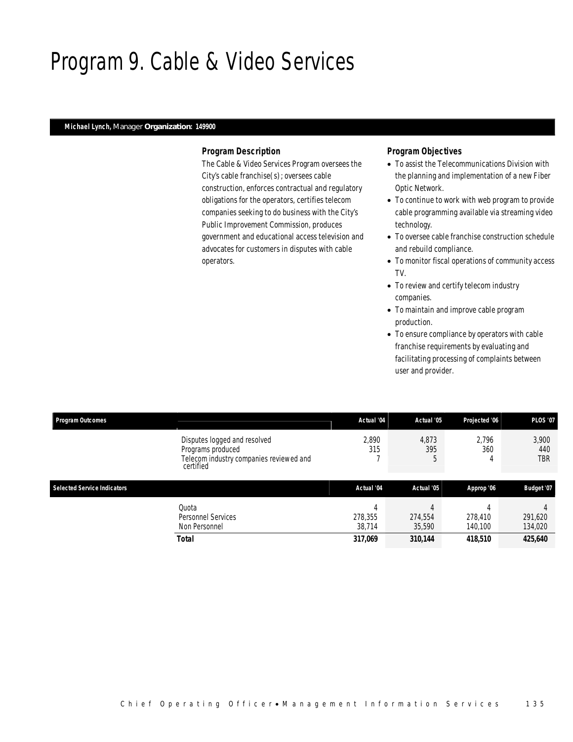# Program 9. Cable & Video Services

**Michael Lynch,** Manager **Organization: 149900**

### Program Description

The Cable & Video Services Program oversees the City's cable franchise(s); oversees cable construction, enforces contractual and regulatory obligations for the operators, certifies telecom companies seeking to do business with the City's Public Improvement Commission, produces government and educational access television and advocates for customers in disputes with cable operators.

### Program Objectives

- To assist the Telecommunications Division with the planning and implementation of a new Fiber Optic Network.
- To continue to work with web program to provide cable programming available via streaming video technology.
- To oversee cable franchise construction schedule and rebuild compliance.
- To monitor fiscal operations of community access TV.
- To review and certify telecom industry companies.
- To maintain and improve cable program production.
- To ensure compliance by operators with cable franchise requirements by evaluating and facilitating processing of complaints between user and provider.

| Program Outcomes | | Actual '04 | Actual '05 | Projected '06 | PLOS '07 |
|---|---|---|---|---|---|
| | Disputes logged and resolved | 2,890 | 4,873 | 2,796 | 3,900 |
| | Programs produced | 315 | 395 | 360 | 440 |
| | Telecom industry companies reviewed and certified | 7 | 5 | 4 | TBR |

| Selected Service Indicators | | Actual '04 | Actual '05 | Approp '06 | Budget '07 |
|---|---|---|---|---|---|
| | Quota | 4 | 4 | 4 | 4 |
| | Personnel Services | 278,355 | 274,554 | 278,410 | 291,620 |
| | Non Personnel | 38,714 | 35,590 | 140,100 | 134,020 |
| | **Total** | **317,069** | **310,144** | **418,510** | **425,640** |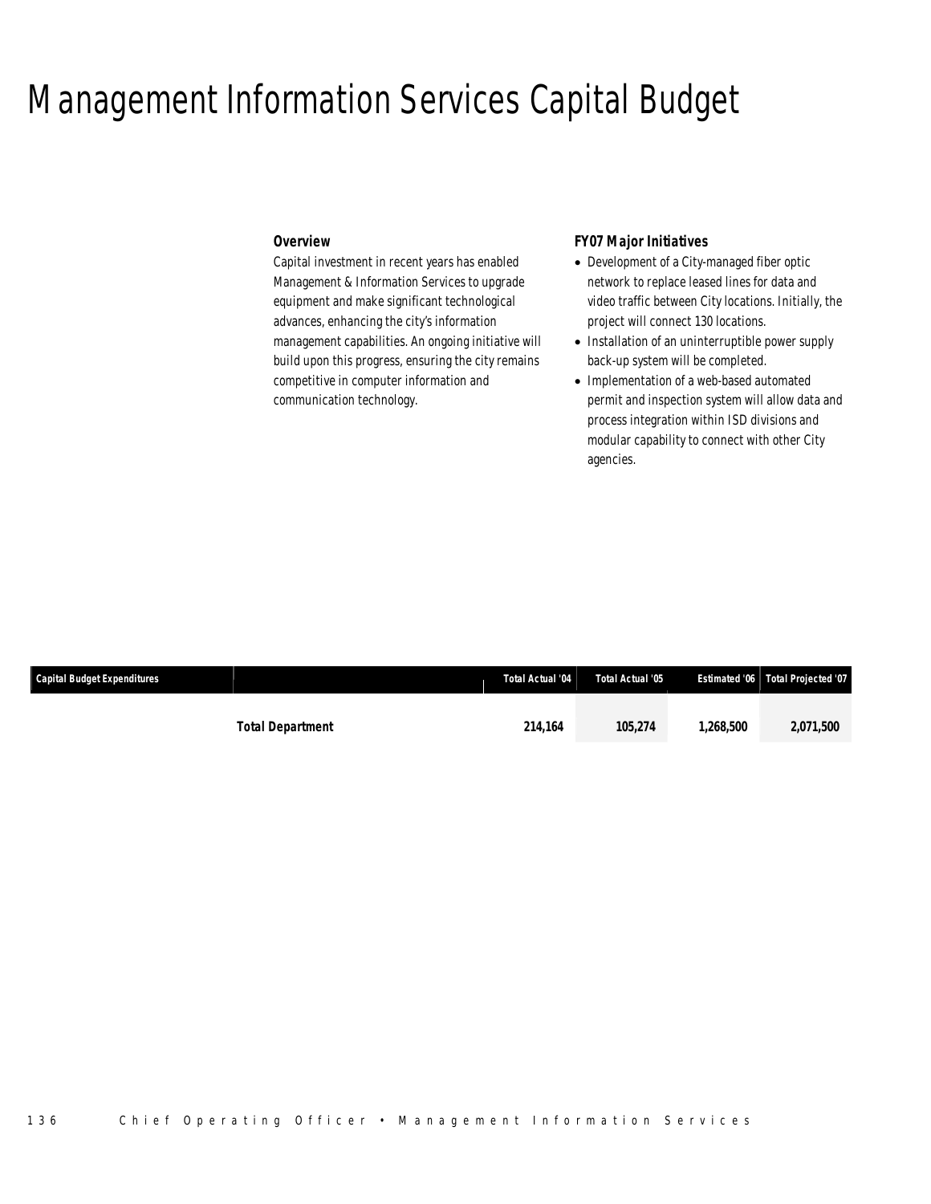# Management Information Services Capital Budget

### Overview

Capital investment in recent years has enabled Management & Information Services to upgrade equipment and make significant technological advances, enhancing the city's information management capabilities. An ongoing initiative will build upon this progress, ensuring the city remains competitive in computer information and communication technology.

### FY07 Major Initiatives

- Development of a City-managed fiber optic network to replace leased lines for data and video traffic between City locations. Initially, the project will connect 130 locations.
- Installation of an uninterruptible power supply back-up system will be completed.
- Implementation of a web-based automated permit and inspection system will allow data and process integration within ISD divisions and modular capability to connect with other City agencies.

| Capital Budget Expenditures | | Total Actual '04 | Total Actual '05 | Estimated '06 | Total Projected '07 |
|---|---|---|---|---|---|
| | **Total Department** | **214,164** | **105,274** | **1,268,500** | **2,071,500** |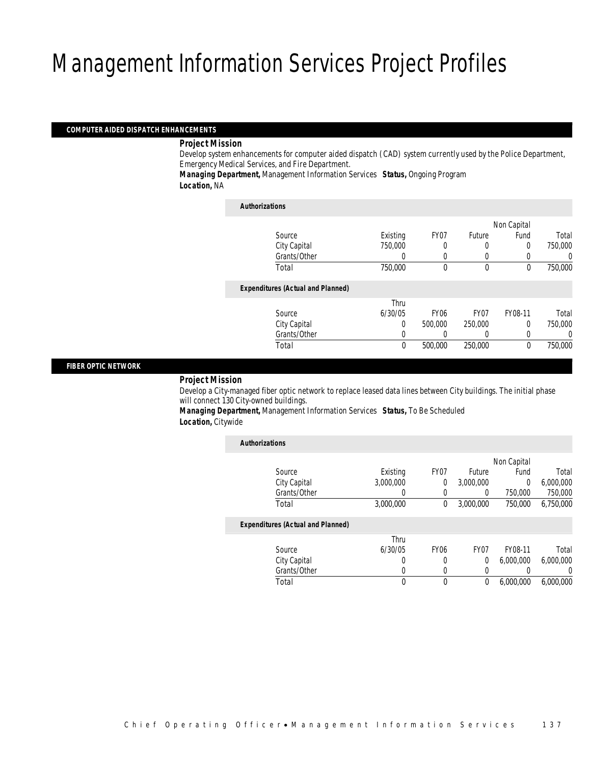# Management Information Services Project Profiles

## COMPUTER AIDED DISPATCH ENHANCEMENTS

***Project Mission***

Develop system enhancements for computer aided dispatch (CAD) system currently used by the Police Department, Emergency Medical Services, and Fire Department.

***Managing Department,*** Management Information Services ***Status,*** Ongoing Program

***Location,*** NA

***Authorizations***

| Source | Existing | FY07 | Future | Non Capital Fund | Total |
|---|---|---|---|---|---|
| City Capital | 750,000 | 0 | 0 | 0 | 750,000 |
| Grants/Other | 0 | 0 | 0 | 0 | 0 |
| Total | 750,000 | 0 | 0 | 0 | 750,000 |

***Expenditures (Actual and Planned)***

| Source | Thru 6/30/05 | FY06 | FY07 | FY08-11 | Total |
|---|---|---|---|---|---|
| City Capital | 0 | 500,000 | 250,000 | 0 | 750,000 |
| Grants/Other | 0 | 0 | 0 | 0 | 0 |
| Total | 0 | 500,000 | 250,000 | 0 | 750,000 |

## FIBER OPTIC NETWORK

***Project Mission***

Develop a City-managed fiber optic network to replace leased data lines between City buildings. The initial phase will connect 130 City-owned buildings.

***Managing Department,*** Management Information Services ***Status,*** To Be Scheduled

***Location,*** Citywide

***Authorizations***

| Source | Existing | FY07 | Future | Non Capital Fund | Total |
|---|---|---|---|---|---|
| City Capital | 3,000,000 | 0 | 3,000,000 | 0 | 6,000,000 |
| Grants/Other | 0 | 0 | 0 | 750,000 | 750,000 |
| Total | 3,000,000 | 0 | 3,000,000 | 750,000 | 6,750,000 |

***Expenditures (Actual and Planned)***

| Source | Thru 6/30/05 | FY06 | FY07 | FY08-11 | Total |
|---|---|---|---|---|---|
| City Capital | 0 | 0 | 0 | 6,000,000 | 6,000,000 |
| Grants/Other | 0 | 0 | 0 | 0 | 0 |
| Total | 0 | 0 | 0 | 6,000,000 | 6,000,000 |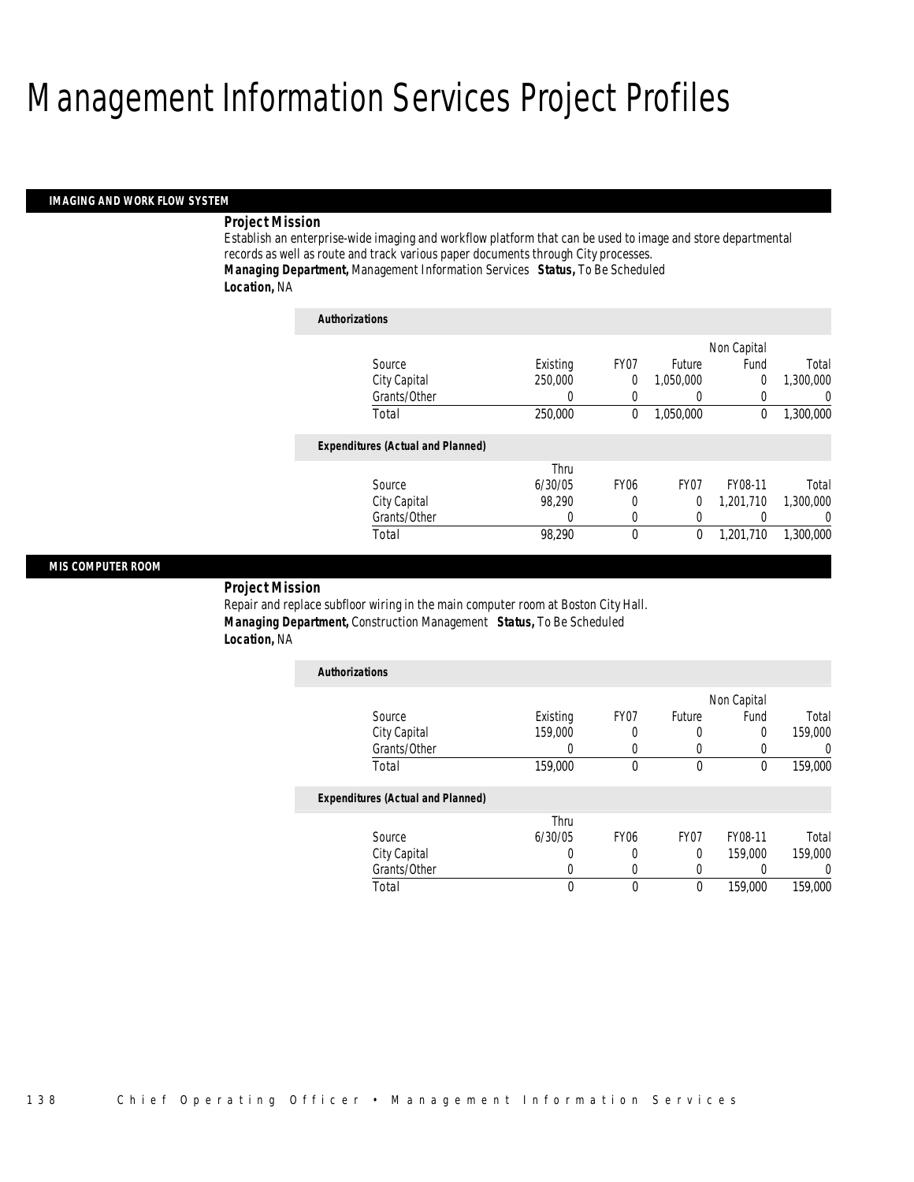# Management Information Services Project Profiles

## IMAGING AND WORK FLOW SYSTEM

**Project Mission**

Establish an enterprise-wide imaging and workflow platform that can be used to image and store departmental records as well as route and track various paper documents through City processes.

**Managing Department,** Management Information Services **Status,** To Be Scheduled

**Location,** NA

*Authorizations*

| Source | Existing | FY07 | Future | Non Capital Fund | Total |
|---|---|---|---|---|---|
| City Capital | 250,000 | 0 | 1,050,000 | 0 | 1,300,000 |
| Grants/Other | 0 | 0 | 0 | 0 | 0 |
| Total | 250,000 | 0 | 1,050,000 | 0 | 1,300,000 |

*Expenditures (Actual and Planned)*

| Source | Thru 6/30/05 | FY06 | FY07 | FY08-11 | Total |
|---|---|---|---|---|---|
| City Capital | 98,290 | 0 | 0 | 1,201,710 | 1,300,000 |
| Grants/Other | 0 | 0 | 0 | 0 | 0 |
| Total | 98,290 | 0 | 0 | 1,201,710 | 1,300,000 |

## MIS COMPUTER ROOM

**Project Mission**

Repair and replace subfloor wiring in the main computer room at Boston City Hall.

**Managing Department,** Construction Management **Status,** To Be Scheduled

**Location,** NA

*Authorizations*

| Source | Existing | FY07 | Future | Non Capital Fund | Total |
|---|---|---|---|---|---|
| City Capital | 159,000 | 0 | 0 | 0 | 159,000 |
| Grants/Other | 0 | 0 | 0 | 0 | 0 |
| Total | 159,000 | 0 | 0 | 0 | 159,000 |

*Expenditures (Actual and Planned)*

| Source | Thru 6/30/05 | FY06 | FY07 | FY08-11 | Total |
|---|---|---|---|---|---|
| City Capital | 0 | 0 | 0 | 159,000 | 159,000 |
| Grants/Other | 0 | 0 | 0 | 0 | 0 |
| Total | 0 | 0 | 0 | 159,000 | 159,000 |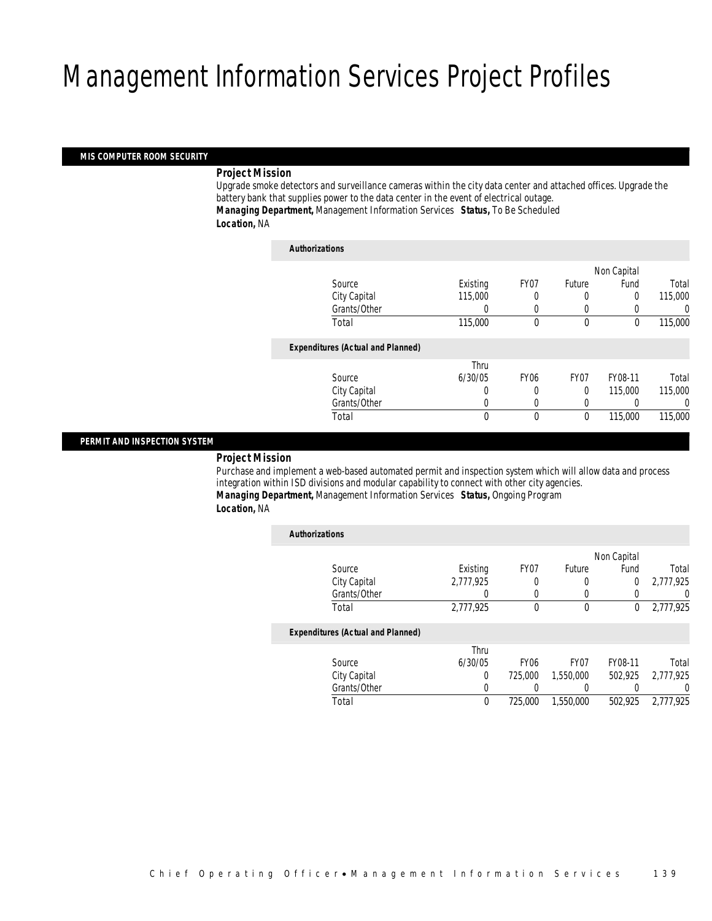# Management Information Services Project Profiles

## MIS COMPUTER ROOM SECURITY

**Project Mission**

Upgrade smoke detectors and surveillance cameras within the city data center and attached offices. Upgrade the battery bank that supplies power to the data center in the event of electrical outage.

**Managing Department,** Management Information Services **Status,** To Be Scheduled

**Location,** NA

*Authorizations*

| Source | Existing | FY07 | Future | Non Capital Fund | Total |
|---|---|---|---|---|---|
| City Capital | 115,000 | 0 | 0 | 0 | 115,000 |
| Grants/Other | 0 | 0 | 0 | 0 | 0 |
| Total | 115,000 | 0 | 0 | 0 | 115,000 |

*Expenditures (Actual and Planned)*

| Source | Thru 6/30/05 | FY06 | FY07 | FY08-11 | Total |
|---|---|---|---|---|---|
| City Capital | 0 | 0 | 0 | 115,000 | 115,000 |
| Grants/Other | 0 | 0 | 0 | 0 | 0 |
| Total | 0 | 0 | 0 | 115,000 | 115,000 |

## PERMIT AND INSPECTION SYSTEM

**Project Mission**

Purchase and implement a web-based automated permit and inspection system which will allow data and process integration within ISD divisions and modular capability to connect with other city agencies.

**Managing Department,** Management Information Services **Status,** Ongoing Program

**Location,** NA

*Authorizations*

| Source | Existing | FY07 | Future | Non Capital Fund | Total |
|---|---|---|---|---|---|
| City Capital | 2,777,925 | 0 | 0 | 0 | 2,777,925 |
| Grants/Other | 0 | 0 | 0 | 0 | 0 |
| Total | 2,777,925 | 0 | 0 | 0 | 2,777,925 |

*Expenditures (Actual and Planned)*

| Source | Thru 6/30/05 | FY06 | FY07 | FY08-11 | Total |
|---|---|---|---|---|---|
| City Capital | 0 | 725,000 | 1,550,000 | 502,925 | 2,777,925 |
| Grants/Other | 0 | 0 | 0 | 0 | 0 |
| Total | 0 | 725,000 | 1,550,000 | 502,925 | 2,777,925 |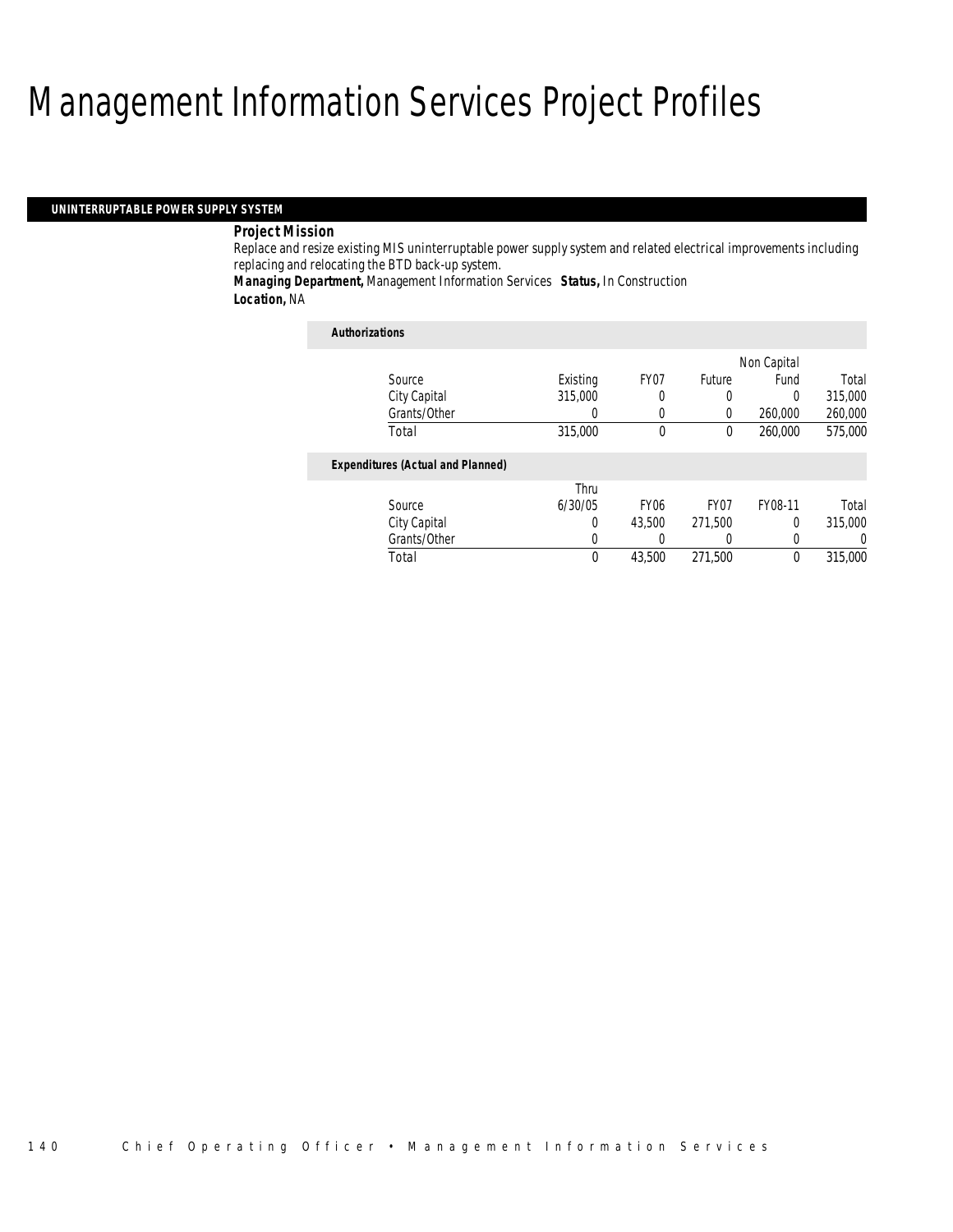# Management Information Services Project Profiles

### UNINTERRUPTABLE POWER SUPPLY SYSTEM

**Project Mission**

Replace and resize existing MIS uninterruptable power supply system and related electrical improvements including replacing and relocating the BTD back-up system.

**Managing Department,** Management Information Services **Status,** In Construction

**Location,** NA

**Authorizations**

| Source | Existing | FY07 | Future | Non Capital Fund | Total |
|---|---|---|---|---|---|
| City Capital | 315,000 | 0 | 0 | 0 | 315,000 |
| Grants/Other | 0 | 0 | 0 | 260,000 | 260,000 |
| Total | 315,000 | 0 | 0 | 260,000 | 575,000 |

**Expenditures (Actual and Planned)**

| Source | Thru 6/30/05 | FY06 | FY07 | FY08-11 | Total |
|---|---|---|---|---|---|
| City Capital | 0 | 43,500 | 271,500 | 0 | 315,000 |
| Grants/Other | 0 | 0 | 0 | 0 | 0 |
| Total | 0 | 43,500 | 271,500 | 0 | 315,000 |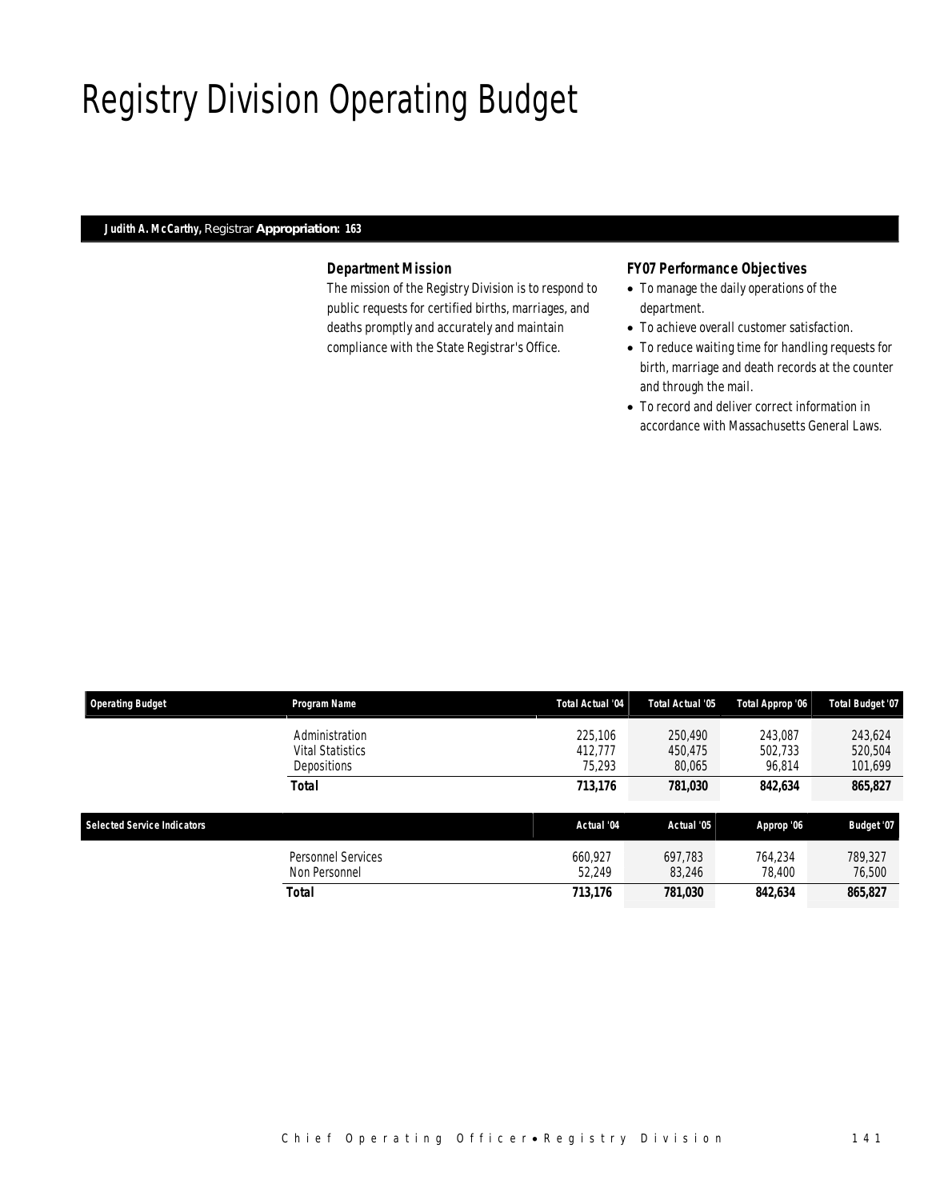# Registry Division Operating Budget

**Judith A. McCarthy,** Registrar **Appropriation: 163**

### Department Mission

The mission of the Registry Division is to respond to public requests for certified births, marriages, and deaths promptly and accurately and maintain compliance with the State Registrar's Office.

### FY07 Performance Objectives

- To manage the daily operations of the department.
- To achieve overall customer satisfaction.
- To reduce waiting time for handling requests for birth, marriage and death records at the counter and through the mail.
- To record and deliver correct information in accordance with Massachusetts General Laws.

| Operating Budget | Program Name | Total Actual '04 | Total Actual '05 | Total Approp '06 | Total Budget '07 |
|---|---|---|---|---|---|
| | Administration | 225,106 | 250,490 | 243,087 | 243,624 |
| | Vital Statistics | 412,777 | 450,475 | 502,733 | 520,504 |
| | Depositions | 75,293 | 80,065 | 96,814 | 101,699 |
| | **Total** | **713,176** | **781,030** | **842,634** | **865,827** |

| Selected Service Indicators | | Actual '04 | Actual '05 | Approp '06 | Budget '07 |
|---|---|---|---|---|---|
| | Personnel Services | 660,927 | 697,783 | 764,234 | 789,327 |
| | Non Personnel | 52,249 | 83,246 | 78,400 | 76,500 |
| | **Total** | **713,176** | **781,030** | **842,634** | **865,827** |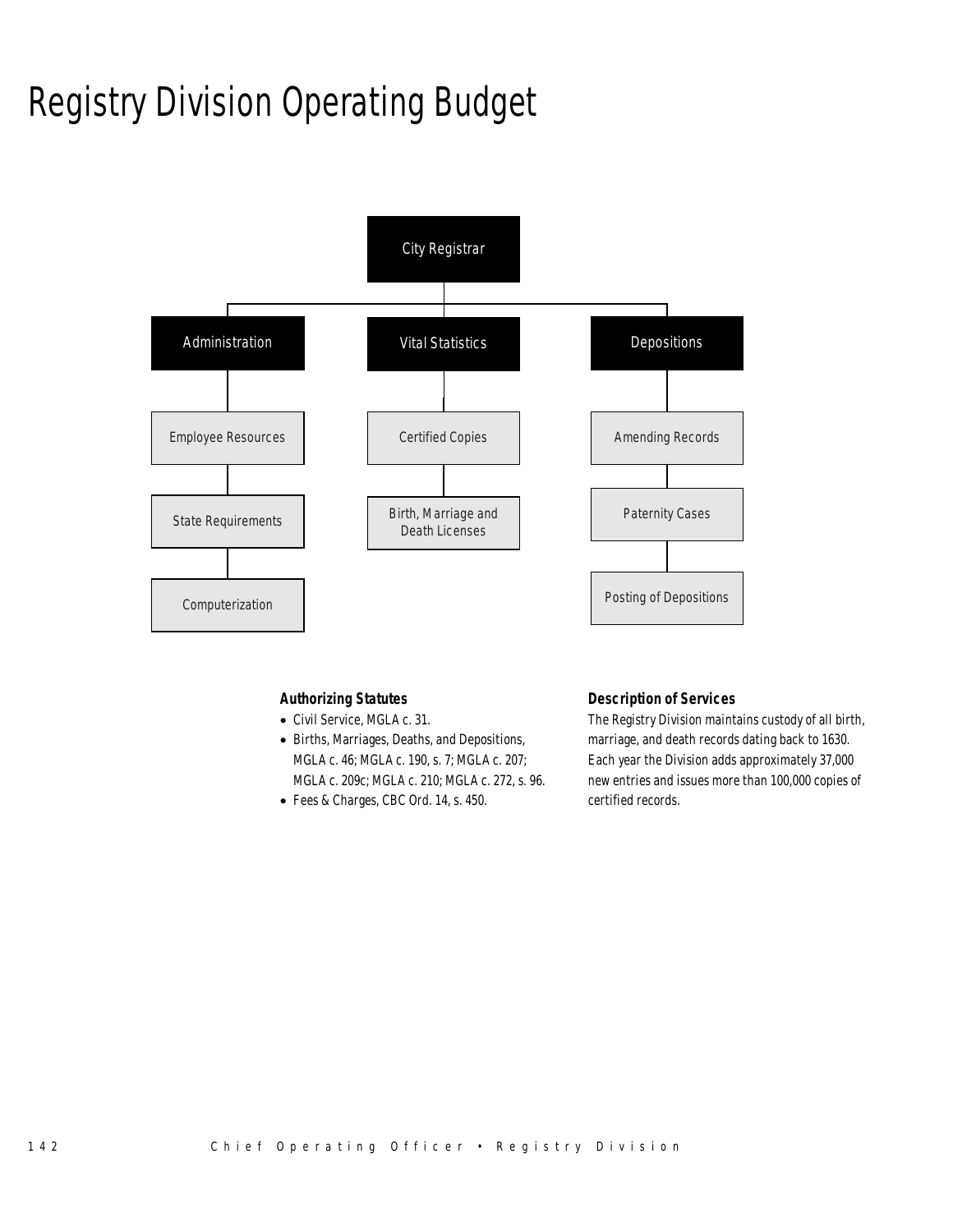# Registry Division Operating Budget

City Registrar

- Administration
  - Employee Resources
  - State Requirements
  - Computerization
- Vital Statistics
  - Certified Copies
  - Birth, Marriage and Death Licenses
- Depositions
  - Amending Records
  - Paternity Cases
  - Posting of Depositions

### Authorizing Statutes

- Civil Service, MGLA c. 31.
- Births, Marriages, Deaths, and Depositions, MGLA c. 46; MGLA c. 190, s. 7; MGLA c. 207; MGLA c. 209c; MGLA c. 210; MGLA c. 272, s. 96.
- Fees & Charges, CBC Ord. 14, s. 450.

### Description of Services

The Registry Division maintains custody of all birth, marriage, and death records dating back to 1630. Each year the Division adds approximately 37,000 new entries and issues more than 100,000 copies of certified records.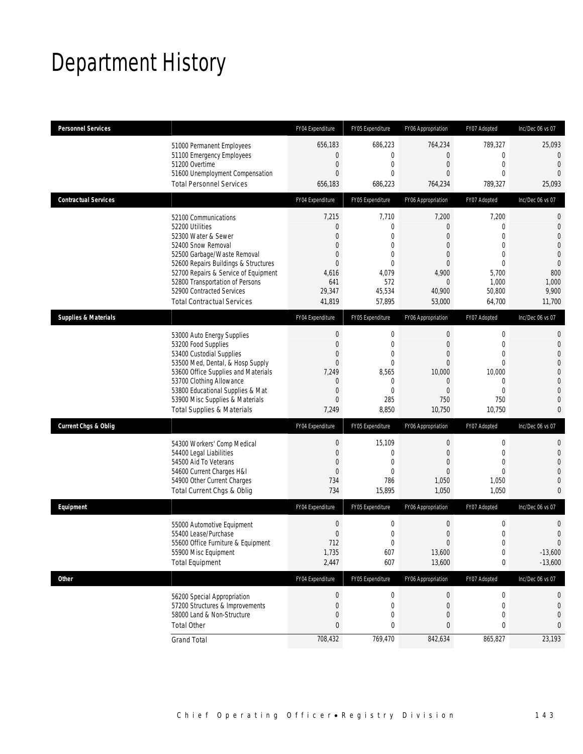# Department History

| Personnel Services | | FY04 Expenditure | FY05 Expenditure | FY06 Appropriation | FY07 Adopted | Inc/Dec 06 vs 07 |
|---|---|---|---|---|---|---|
| | 51000 Permanent Employees | 656,183 | 686,223 | 764,234 | 789,327 | 25,093 |
| | 51100 Emergency Employees | 0 | 0 | 0 | 0 | 0 |
| | 51200 Overtime | 0 | 0 | 0 | 0 | 0 |
| | 51600 Unemployment Compensation | 0 | 0 | 0 | 0 | 0 |
| | Total Personnel Services | 656,183 | 686,223 | 764,234 | 789,327 | 25,093 |
| **Contractual Services** | | FY04 Expenditure | FY05 Expenditure | FY06 Appropriation | FY07 Adopted | Inc/Dec 06 vs 07 |
| | 52100 Communications | 7,215 | 7,710 | 7,200 | 7,200 | 0 |
| | 52200 Utilities | 0 | 0 | 0 | 0 | 0 |
| | 52300 Water & Sewer | 0 | 0 | 0 | 0 | 0 |
| | 52400 Snow Removal | 0 | 0 | 0 | 0 | 0 |
| | 52500 Garbage/Waste Removal | 0 | 0 | 0 | 0 | 0 |
| | 52600 Repairs Buildings & Structures | 0 | 0 | 0 | 0 | 0 |
| | 52700 Repairs & Service of Equipment | 4,616 | 4,079 | 4,900 | 5,700 | 800 |
| | 52800 Transportation of Persons | 641 | 572 | 0 | 1,000 | 1,000 |
| | 52900 Contracted Services | 29,347 | 45,534 | 40,900 | 50,800 | 9,900 |
| | Total Contractual Services | 41,819 | 57,895 | 53,000 | 64,700 | 11,700 |
| **Supplies & Materials** | | FY04 Expenditure | FY05 Expenditure | FY06 Appropriation | FY07 Adopted | Inc/Dec 06 vs 07 |
| | 53000 Auto Energy Supplies | 0 | 0 | 0 | 0 | 0 |
| | 53200 Food Supplies | 0 | 0 | 0 | 0 | 0 |
| | 53400 Custodial Supplies | 0 | 0 | 0 | 0 | 0 |
| | 53500 Med, Dental, & Hosp Supply | 0 | 0 | 0 | 0 | 0 |
| | 53600 Office Supplies and Materials | 7,249 | 8,565 | 10,000 | 10,000 | 0 |
| | 53700 Clothing Allowance | 0 | 0 | 0 | 0 | 0 |
| | 53800 Educational Supplies & Mat | 0 | 0 | 0 | 0 | 0 |
| | 53900 Misc Supplies & Materials | 0 | 285 | 750 | 750 | 0 |
| | Total Supplies & Materials | 7,249 | 8,850 | 10,750 | 10,750 | 0 |
| **Current Chgs & Oblig** | | FY04 Expenditure | FY05 Expenditure | FY06 Appropriation | FY07 Adopted | Inc/Dec 06 vs 07 |
| | 54300 Workers' Comp Medical | 0 | 15,109 | 0 | 0 | 0 |
| | 54400 Legal Liabilities | 0 | 0 | 0 | 0 | 0 |
| | 54500 Aid To Veterans | 0 | 0 | 0 | 0 | 0 |
| | 54600 Current Charges H&I | 0 | 0 | 0 | 0 | 0 |
| | 54900 Other Current Charges | 734 | 786 | 1,050 | 1,050 | 0 |
| | Total Current Chgs & Oblig | 734 | 15,895 | 1,050 | 1,050 | 0 |
| **Equipment** | | FY04 Expenditure | FY05 Expenditure | FY06 Appropriation | FY07 Adopted | Inc/Dec 06 vs 07 |
| | 55000 Automotive Equipment | 0 | 0 | 0 | 0 | 0 |
| | 55400 Lease/Purchase | 0 | 0 | 0 | 0 | 0 |
| | 55600 Office Furniture & Equipment | 712 | 0 | 0 | 0 | 0 |
| | 55900 Misc Equipment | 1,735 | 607 | 13,600 | 0 | -13,600 |
| | Total Equipment | 2,447 | 607 | 13,600 | 0 | -13,600 |
| **Other** | | FY04 Expenditure | FY05 Expenditure | FY06 Appropriation | FY07 Adopted | Inc/Dec 06 vs 07 |
| | 56200 Special Appropriation | 0 | 0 | 0 | 0 | 0 |
| | 57200 Structures & Improvements | 0 | 0 | 0 | 0 | 0 |
| | 58000 Land & Non-Structure | 0 | 0 | 0 | 0 | 0 |
| | Total Other | 0 | 0 | 0 | 0 | 0 |
| | Grand Total | 708,432 | 769,470 | 842,634 | 865,827 | 23,193 |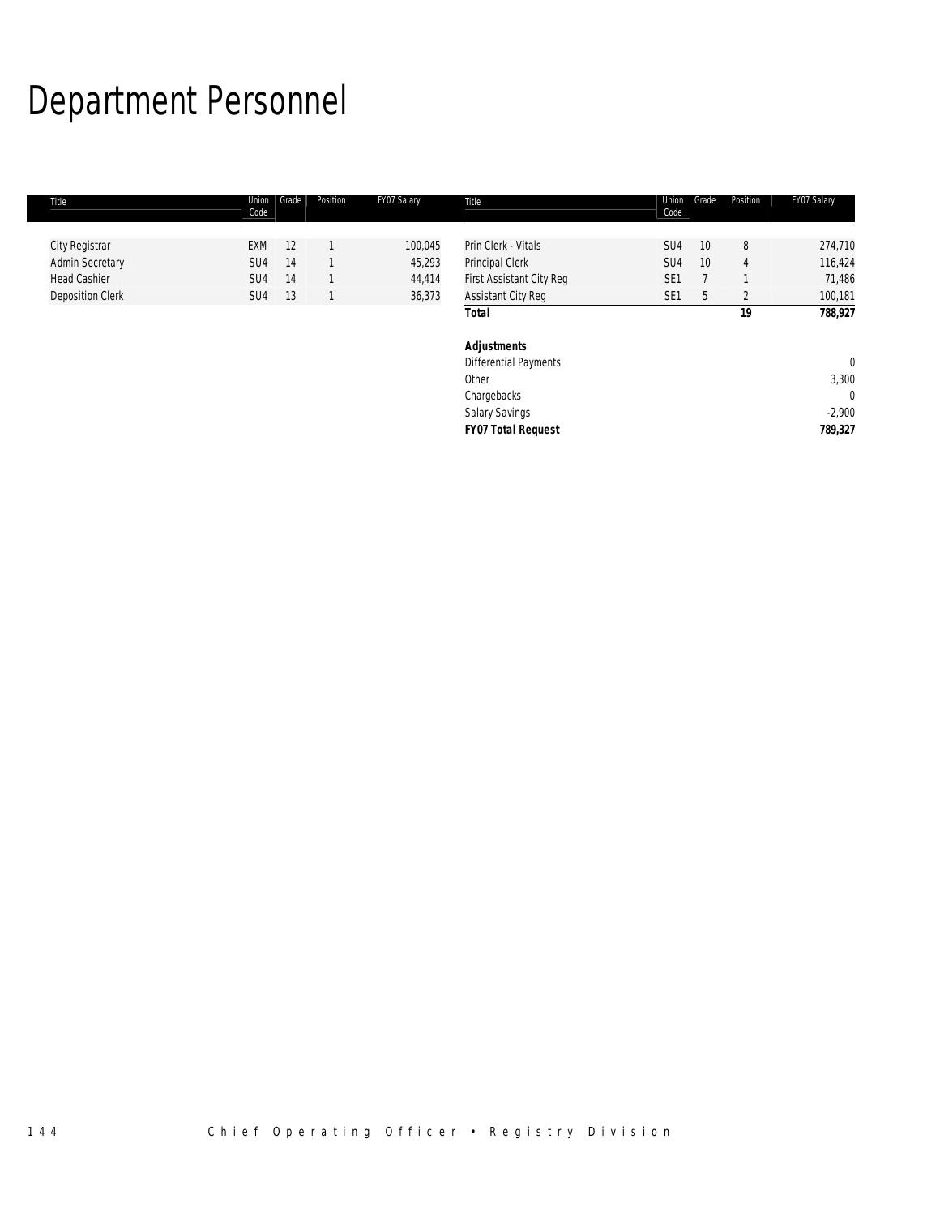# Department Personnel

| Title | Union Code | Grade | Position | FY07 Salary | Title | Union Code | Grade | Position | FY07 Salary |
|---|---|---|---|---|---|---|---|---|---|
| City Registrar | EXM | 12 | 1 | 100,045 | Prin Clerk - Vitals | SU4 | 10 | 8 | 274,710 |
| Admin Secretary | SU4 | 14 | 1 | 45,293 | Principal Clerk | SU4 | 10 | 4 | 116,424 |
| Head Cashier | SU4 | 14 | 1 | 44,414 | First Assistant City Reg | SE1 | 7 | 1 | 71,486 |
| Deposition Clerk | SU4 | 13 | 1 | 36,373 | Assistant City Reg | SE1 | 5 | 2 | 100,181 |
| | | | | | **Total** | | | **19** | **788,927** |
| | | | | | | | | | |
| | | | | | ***Adjustments*** | | | | |
| | | | | | Differential Payments | | | | 0 |
| | | | | | Other | | | | 3,300 |
| | | | | | Chargebacks | | | | 0 |
| | | | | | Salary Savings | | | | -2,900 |
| | | | | | ***FY07 Total Request*** | | | | **789,327** |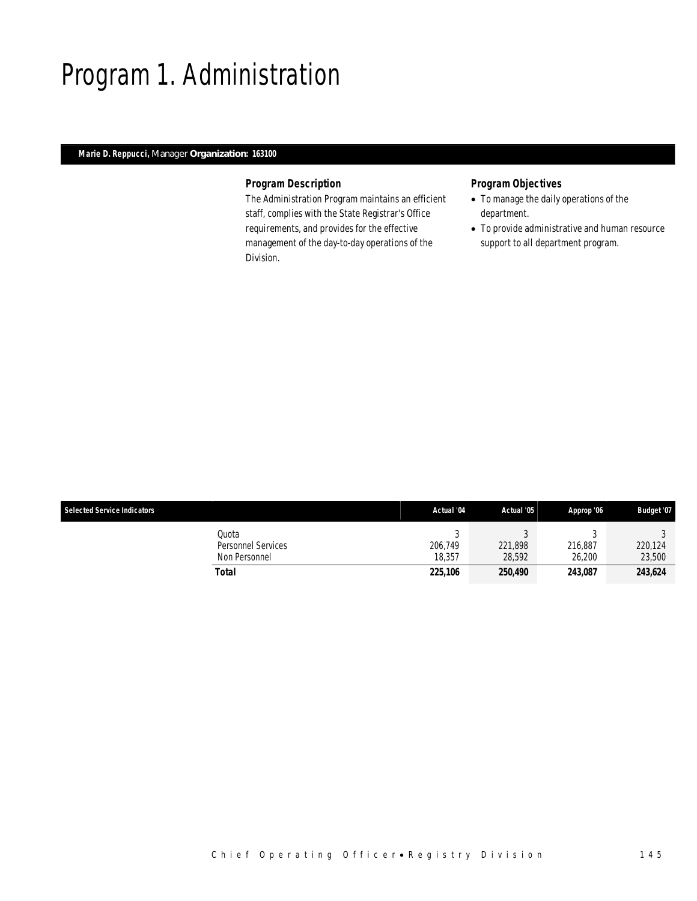# Program 1. Administration

**Marie D. Reppucci,** Manager **Organization: 163100**

### Program Description

The Administration Program maintains an efficient staff, complies with the State Registrar's Office requirements, and provides for the effective management of the day-to-day operations of the Division.

### Program Objectives

- To manage the daily operations of the department.
- To provide administrative and human resource support to all department program.

| Selected Service Indicators | Actual '04 | Actual '05 | Approp '06 | Budget '07 |
|---|---|---|---|---|
| Quota | 3 | 3 | 3 | 3 |
| Personnel Services | 206,749 | 221,898 | 216,887 | 220,124 |
| Non Personnel | 18,357 | 28,592 | 26,200 | 23,500 |
| **Total** | **225,106** | **250,490** | **243,087** | **243,624** |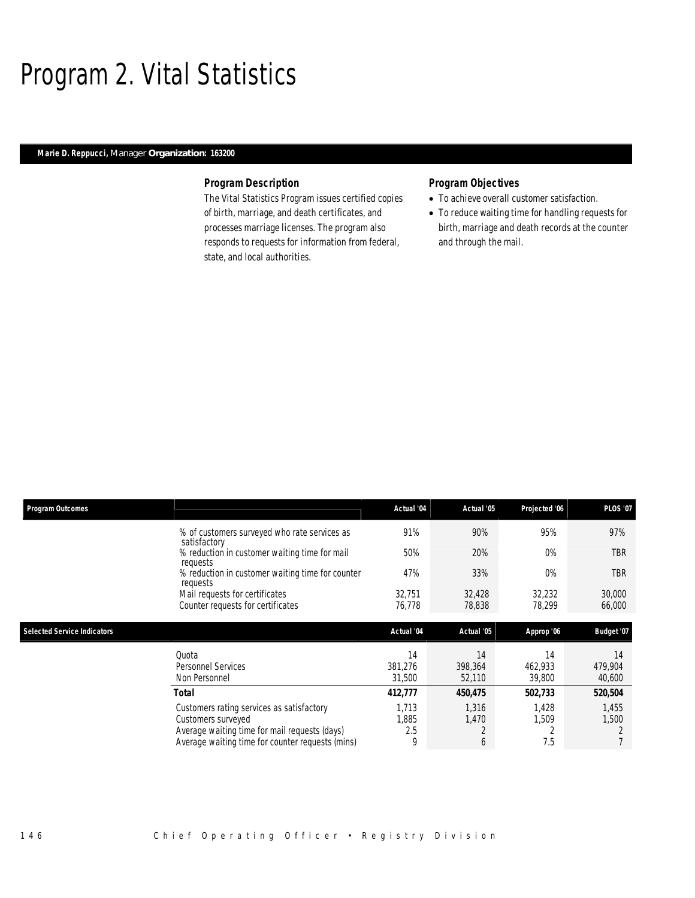# Program 2. Vital Statistics

**Marie D. Reppucci,** Manager **Organization: 163200**

### Program Description

The Vital Statistics Program issues certified copies of birth, marriage, and death certificates, and processes marriage licenses. The program also responds to requests for information from federal, state, and local authorities.

### Program Objectives

- To achieve overall customer satisfaction.
- To reduce waiting time for handling requests for birth, marriage and death records at the counter and through the mail.

| Program Outcomes | | Actual '04 | Actual '05 | Projected '06 | PLOS '07 |
|---|---|---|---|---|---|
| | % of customers surveyed who rate services as satisfactory | 91% | 90% | 95% | 97% |
| | % reduction in customer waiting time for mail requests | 50% | 20% | 0% | TBR |
| | % reduction in customer waiting time for counter requests | 47% | 33% | 0% | TBR |
| | Mail requests for certificates | 32,751 | 32,428 | 32,232 | 30,000 |
| | Counter requests for certificates | 76,778 | 78,838 | 78,299 | 66,000 |

| Selected Service Indicators | | Actual '04 | Actual '05 | Approp '06 | Budget '07 |
|---|---|---|---|---|---|
| | Quota | 14 | 14 | 14 | 14 |
| | Personnel Services | 381,276 | 398,364 | 462,933 | 479,904 |
| | Non Personnel | 31,500 | 52,110 | 39,800 | 40,600 |
| | **Total** | **412,777** | **450,475** | **502,733** | **520,504** |
| | Customers rating services as satisfactory | 1,713 | 1,316 | 1,428 | 1,455 |
| | Customers surveyed | 1,885 | 1,470 | 1,509 | 1,500 |
| | Average waiting time for mail requests (days) | 2.5 | 2 | 2 | 2 |
| | Average waiting time for counter requests (mins) | 9 | 6 | 7.5 | 7 |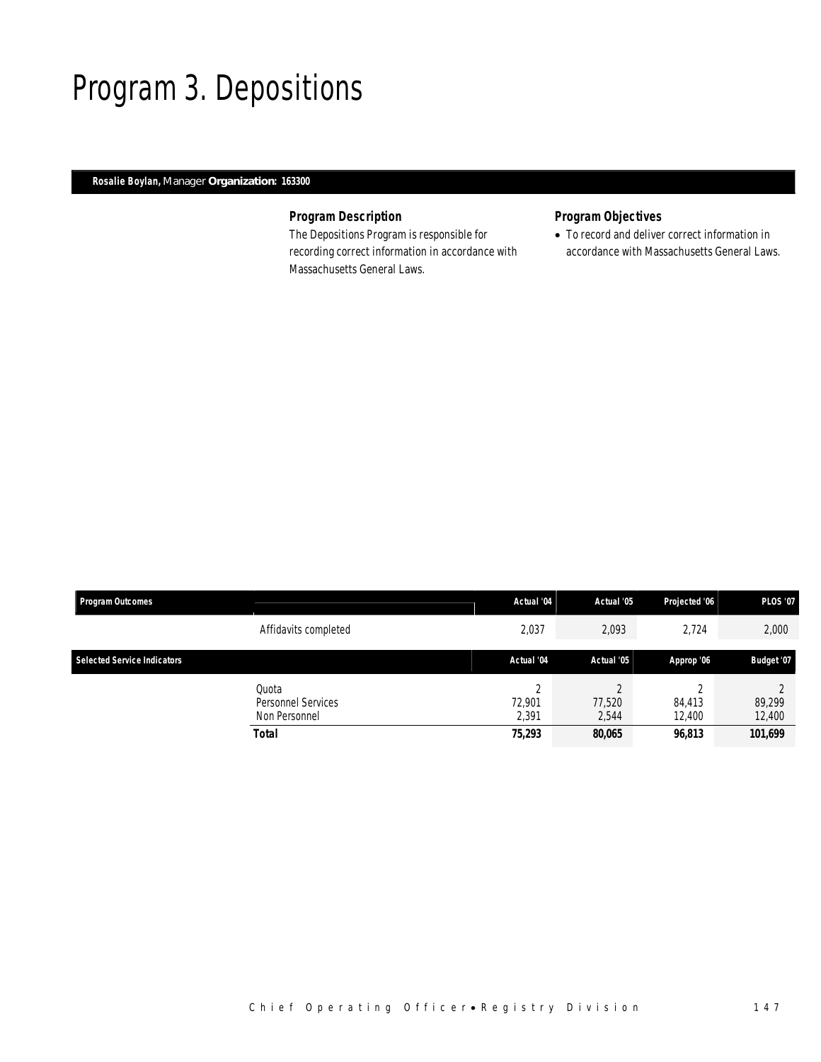# Program 3. Depositions

**Rosalie Boylan,** Manager **Organization: 163300**

### Program Description

The Depositions Program is responsible for recording correct information in accordance with Massachusetts General Laws.

### Program Objectives

- To record and deliver correct information in accordance with Massachusetts General Laws.

| Program Outcomes | | Actual '04 | Actual '05 | Projected '06 | PLOS '07 |
|---|---|---|---|---|---|
| | Affidavits completed | 2,037 | 2,093 | 2,724 | 2,000 |

| Selected Service Indicators | | Actual '04 | Actual '05 | Approp '06 | Budget '07 |
|---|---|---|---|---|---|
| | Quota | 2 | 2 | 2 | 2 |
| | Personnel Services | 72,901 | 77,520 | 84,413 | 89,299 |
| | Non Personnel | 2,391 | 2,544 | 12,400 | 12,400 |
| | **Total** | **75,293** | **80,065** | **96,813** | **101,699** |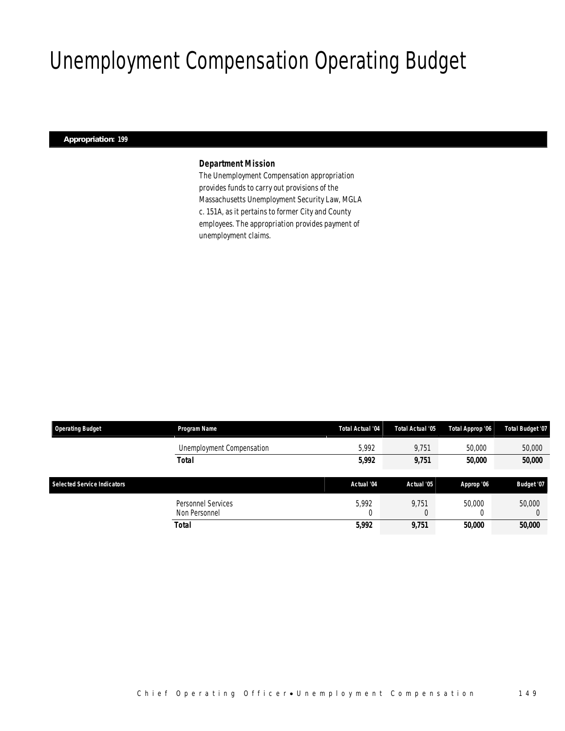# Unemployment Compensation Operating Budget

**Appropriation: 199**

### *Department Mission*

The Unemployment Compensation appropriation provides funds to carry out provisions of the Massachusetts Unemployment Security Law, MGLA c. 151A, as it pertains to former City and County employees. The appropriation provides payment of unemployment claims.

| Operating Budget | Program Name | Total Actual '04 | Total Actual '05 | Total Approp '06 | Total Budget '07 |
|---|---|---|---|---|---|
| | Unemployment Compensation | 5,992 | 9,751 | 50,000 | 50,000 |
| | **Total** | **5,992** | **9,751** | **50,000** | **50,000** |

| Selected Service Indicators | | Actual '04 | Actual '05 | Approp '06 | Budget '07 |
|---|---|---|---|---|---|
| | Personnel Services | 5,992 | 9,751 | 50,000 | 50,000 |
| | Non Personnel | 0 | 0 | 0 | 0 |
| | **Total** | **5,992** | **9,751** | **50,000** | **50,000** |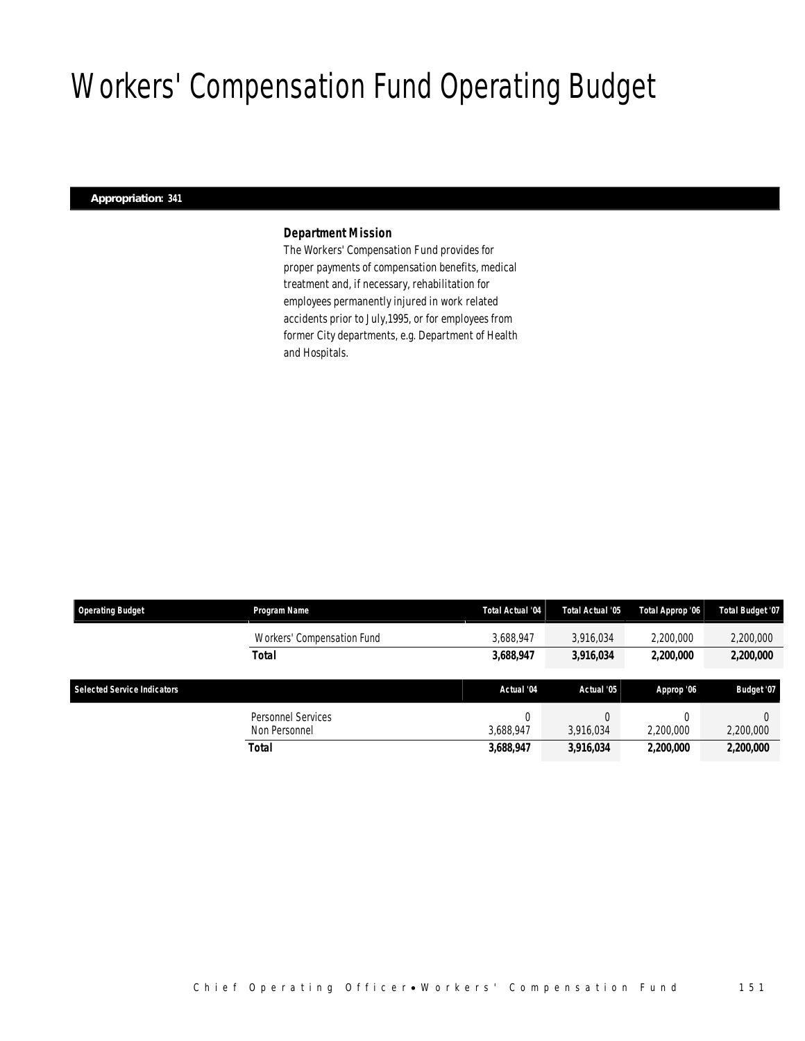# Workers' Compensation Fund Operating Budget

**Appropriation: 341**

### Department Mission

The Workers' Compensation Fund provides for proper payments of compensation benefits, medical treatment and, if necessary, rehabilitation for employees permanently injured in work related accidents prior to July,1995, or for employees from former City departments, e.g. Department of Health and Hospitals.

| Operating Budget | Program Name | Total Actual '04 | Total Actual '05 | Total Approp '06 | Total Budget '07 |
|---|---|---|---|---|---|
| | Workers' Compensation Fund | 3,688,947 | 3,916,034 | 2,200,000 | 2,200,000 |
| | **Total** | **3,688,947** | **3,916,034** | **2,200,000** | **2,200,000** |

| Selected Service Indicators | | Actual '04 | Actual '05 | Approp '06 | Budget '07 |
|---|---|---|---|---|---|
| | Personnel Services | 0 | 0 | 0 | 0 |
| | Non Personnel | 3,688,947 | 3,916,034 | 2,200,000 | 2,200,000 |
| | **Total** | **3,688,947** | **3,916,034** | **2,200,000** | **2,200,000** |